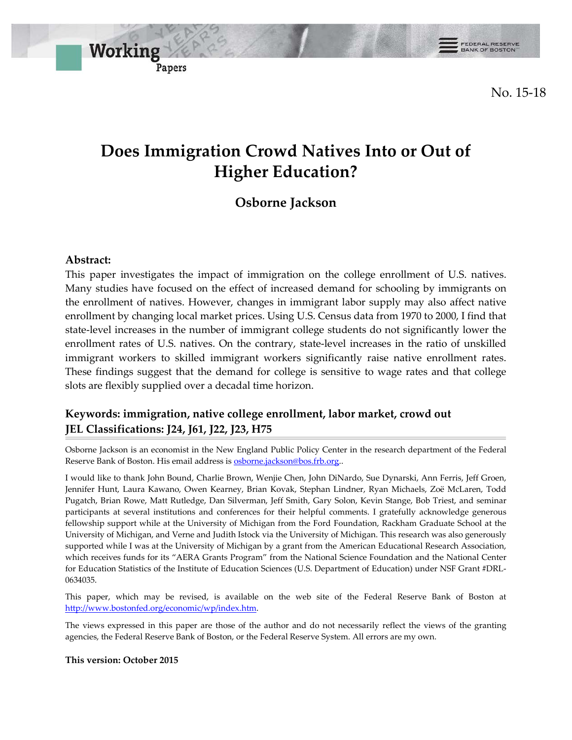Working Papers

FEDERAL RESERVE BANK OF BOSTON

No. 15-18

# Does Immigration Crowd Natives Into or Out of Higher Education?

## Osborne Jackson

### Abstract:

This paper investigates the impact of immigration on the college enrollment of U.S. natives. Many studies have focused on the effect of increased demand for schooling by immigrants on the enrollment of natives. However, changes in immigrant labor supply may also affect native enrollment by changing local market prices. Using U.S. Census data from 1970 to 2000, I find that state-level increases in the number of immigrant college students do not significantly lower the enrollment rates of U.S. natives. On the contrary, state-level increases in the ratio of unskilled immigrant workers to skilled immigrant workers significantly raise native enrollment rates. These findings suggest that the demand for college is sensitive to wage rates and that college slots are flexibly supplied over a decadal time horizon.

**Keywords: immigration, native college enrollment, labor market, crowd out**
**JEL Classifications: J24, J61, J22, J23, H75**

---

Osborne Jackson is an economist in the New England Public Policy Center in the research department of the Federal Reserve Bank of Boston. His email address is osborne.jackson@bos.frb.org..

I would like to thank John Bound, Charlie Brown, Wenjie Chen, John DiNardo, Sue Dynarski, Ann Ferris, Jeff Groen, Jennifer Hunt, Laura Kawano, Owen Kearney, Brian Kovak, Stephan Lindner, Ryan Michaels, Zoë McLaren, Todd Pugatch, Brian Rowe, Matt Rutledge, Dan Silverman, Jeff Smith, Gary Solon, Kevin Stange, Bob Triest, and seminar participants at several institutions and conferences for their helpful comments. I gratefully acknowledge generous fellowship support while at the University of Michigan from the Ford Foundation, Rackham Graduate School at the University of Michigan, and Verne and Judith Istock via the University of Michigan. This research was also generously supported while I was at the University of Michigan by a grant from the American Educational Research Association, which receives funds for its "AERA Grants Program" from the National Science Foundation and the National Center for Education Statistics of the Institute of Education Sciences (U.S. Department of Education) under NSF Grant #DRL-0634035.

This paper, which may be revised, is available on the web site of the Federal Reserve Bank of Boston at http://www.bostonfed.org/economic/wp/index.htm.

The views expressed in this paper are those of the author and do not necessarily reflect the views of the granting agencies, the Federal Reserve Bank of Boston, or the Federal Reserve System. All errors are my own.

**This version: October 2015**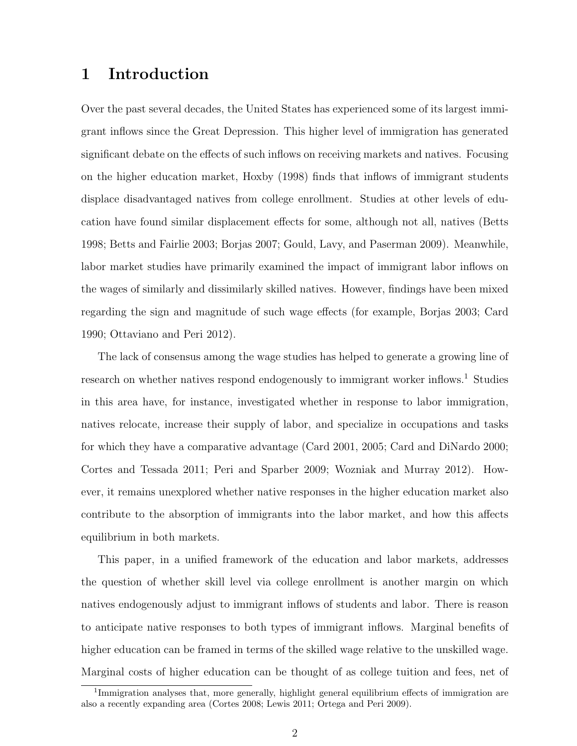# 1 Introduction

Over the past several decades, the United States has experienced some of its largest immigrant inflows since the Great Depression. This higher level of immigration has generated significant debate on the effects of such inflows on receiving markets and natives. Focusing on the higher education market, Hoxby (1998) finds that inflows of immigrant students displace disadvantaged natives from college enrollment. Studies at other levels of education have found similar displacement effects for some, although not all, natives (Betts 1998; Betts and Fairlie 2003; Borjas 2007; Gould, Lavy, and Paserman 2009). Meanwhile, labor market studies have primarily examined the impact of immigrant labor inflows on the wages of similarly and dissimilarly skilled natives. However, findings have been mixed regarding the sign and magnitude of such wage effects (for example, Borjas 2003; Card 1990; Ottaviano and Peri 2012).

The lack of consensus among the wage studies has helped to generate a growing line of research on whether natives respond endogenously to immigrant worker inflows.[1] Studies in this area have, for instance, investigated whether in response to labor immigration, natives relocate, increase their supply of labor, and specialize in occupations and tasks for which they have a comparative advantage (Card 2001, 2005; Card and DiNardo 2000; Cortes and Tessada 2011; Peri and Sparber 2009; Wozniak and Murray 2012). However, it remains unexplored whether native responses in the higher education market also contribute to the absorption of immigrants into the labor market, and how this affects equilibrium in both markets.

This paper, in a unified framework of the education and labor markets, addresses the question of whether skill level via college enrollment is another margin on which natives endogenously adjust to immigrant inflows of students and labor. There is reason to anticipate native responses to both types of immigrant inflows. Marginal benefits of higher education can be framed in terms of the skilled wage relative to the unskilled wage. Marginal costs of higher education can be thought of as college tuition and fees, net of

[1] Immigration analyses that, more generally, highlight general equilibrium effects of immigration are also a recently expanding area (Cortes 2008; Lewis 2011; Ortega and Peri 2009).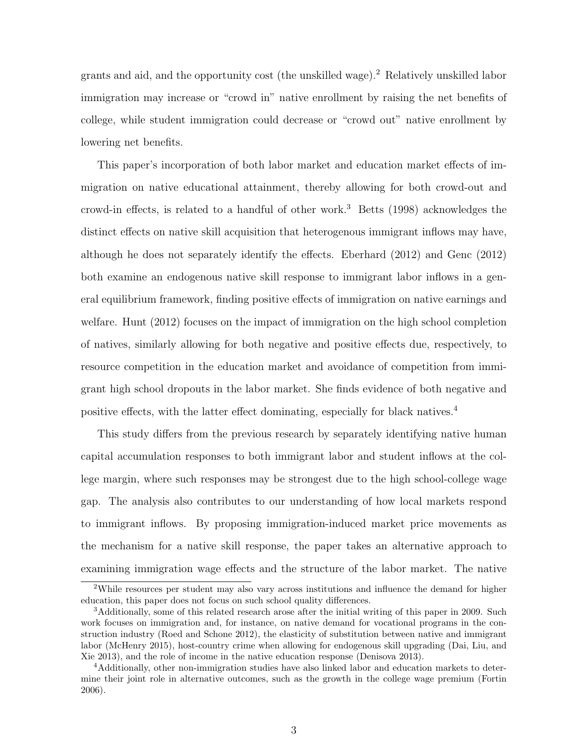grants and aid, and the opportunity cost (the unskilled wage).[2] Relatively unskilled labor immigration may increase or "crowd in" native enrollment by raising the net benefits of college, while student immigration could decrease or "crowd out" native enrollment by lowering net benefits.

This paper's incorporation of both labor market and education market effects of immigration on native educational attainment, thereby allowing for both crowd-out and crowd-in effects, is related to a handful of other work.[3] Betts (1998) acknowledges the distinct effects on native skill acquisition that heterogenous immigrant inflows may have, although he does not separately identify the effects. Eberhard (2012) and Genc (2012) both examine an endogenous native skill response to immigrant labor inflows in a general equilibrium framework, finding positive effects of immigration on native earnings and welfare. Hunt (2012) focuses on the impact of immigration on the high school completion of natives, similarly allowing for both negative and positive effects due, respectively, to resource competition in the education market and avoidance of competition from immigrant high school dropouts in the labor market. She finds evidence of both negative and positive effects, with the latter effect dominating, especially for black natives.[4]

This study differs from the previous research by separately identifying native human capital accumulation responses to both immigrant labor and student inflows at the college margin, where such responses may be strongest due to the high school-college wage gap. The analysis also contributes to our understanding of how local markets respond to immigrant inflows. By proposing immigration-induced market price movements as the mechanism for a native skill response, the paper takes an alternative approach to examining immigration wage effects and the structure of the labor market. The native

[2] While resources per student may also vary across institutions and influence the demand for higher education, this paper does not focus on such school quality differences.

[3] Additionally, some of this related research arose after the initial writing of this paper in 2009. Such work focuses on immigration and, for instance, on native demand for vocational programs in the construction industry (Roed and Schone 2012), the elasticity of substitution between native and immigrant labor (McHenry 2015), host-country crime when allowing for endogenous skill upgrading (Dai, Liu, and Xie 2013), and the role of income in the native education response (Denisova 2013).

[4] Additionally, other non-immigration studies have also linked labor and education markets to determine their joint role in alternative outcomes, such as the growth in the college wage premium (Fortin 2006).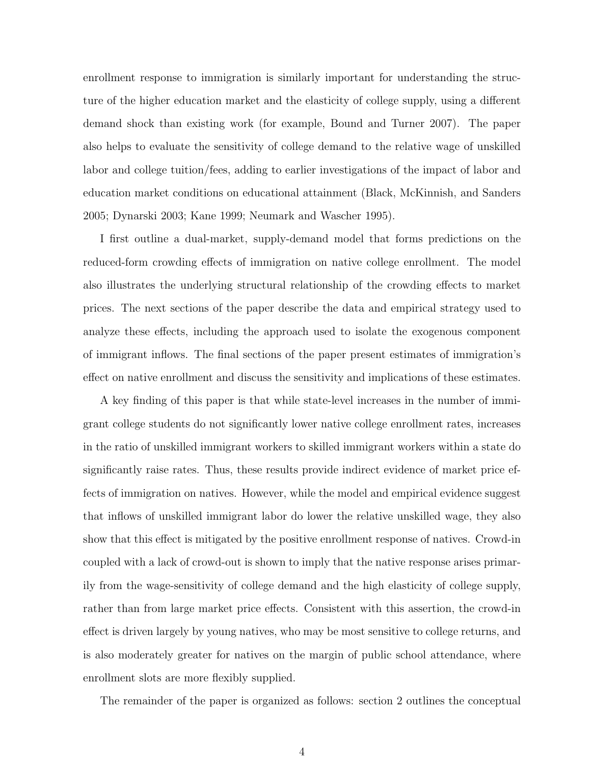enrollment response to immigration is similarly important for understanding the structure of the higher education market and the elasticity of college supply, using a different demand shock than existing work (for example, Bound and Turner 2007). The paper also helps to evaluate the sensitivity of college demand to the relative wage of unskilled labor and college tuition/fees, adding to earlier investigations of the impact of labor and education market conditions on educational attainment (Black, McKinnish, and Sanders 2005; Dynarski 2003; Kane 1999; Neumark and Wascher 1995).

I first outline a dual-market, supply-demand model that forms predictions on the reduced-form crowding effects of immigration on native college enrollment. The model also illustrates the underlying structural relationship of the crowding effects to market prices. The next sections of the paper describe the data and empirical strategy used to analyze these effects, including the approach used to isolate the exogenous component of immigrant inflows. The final sections of the paper present estimates of immigration's effect on native enrollment and discuss the sensitivity and implications of these estimates.

A key finding of this paper is that while state-level increases in the number of immigrant college students do not significantly lower native college enrollment rates, increases in the ratio of unskilled immigrant workers to skilled immigrant workers within a state do significantly raise rates. Thus, these results provide indirect evidence of market price effects of immigration on natives. However, while the model and empirical evidence suggest that inflows of unskilled immigrant labor do lower the relative unskilled wage, they also show that this effect is mitigated by the positive enrollment response of natives. Crowd-in coupled with a lack of crowd-out is shown to imply that the native response arises primarily from the wage-sensitivity of college demand and the high elasticity of college supply, rather than from large market price effects. Consistent with this assertion, the crowd-in effect is driven largely by young natives, who may be most sensitive to college returns, and is also moderately greater for natives on the margin of public school attendance, where enrollment slots are more flexibly supplied.

The remainder of the paper is organized as follows: section 2 outlines the conceptual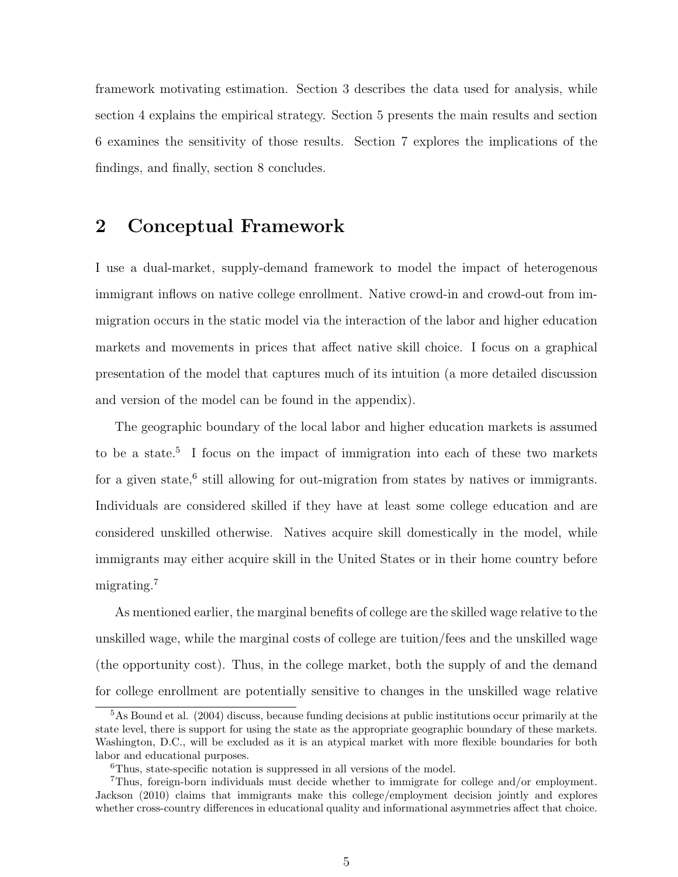framework motivating estimation. Section 3 describes the data used for analysis, while section 4 explains the empirical strategy. Section 5 presents the main results and section 6 examines the sensitivity of those results. Section 7 explores the implications of the findings, and finally, section 8 concludes.

## 2 Conceptual Framework

I use a dual-market, supply-demand framework to model the impact of heterogenous immigrant inflows on native college enrollment. Native crowd-in and crowd-out from immigration occurs in the static model via the interaction of the labor and higher education markets and movements in prices that affect native skill choice. I focus on a graphical presentation of the model that captures much of its intuition (a more detailed discussion and version of the model can be found in the appendix).

The geographic boundary of the local labor and higher education markets is assumed to be a state.[5] I focus on the impact of immigration into each of these two markets for a given state,[6] still allowing for out-migration from states by natives or immigrants. Individuals are considered skilled if they have at least some college education and are considered unskilled otherwise. Natives acquire skill domestically in the model, while immigrants may either acquire skill in the United States or in their home country before migrating.[7]

As mentioned earlier, the marginal benefits of college are the skilled wage relative to the unskilled wage, while the marginal costs of college are tuition/fees and the unskilled wage (the opportunity cost). Thus, in the college market, both the supply of and the demand for college enrollment are potentially sensitive to changes in the unskilled wage relative

[5] As Bound et al. (2004) discuss, because funding decisions at public institutions occur primarily at the state level, there is support for using the state as the appropriate geographic boundary of these markets. Washington, D.C., will be excluded as it is an atypical market with more flexible boundaries for both labor and educational purposes.

[6] Thus, state-specific notation is suppressed in all versions of the model.

[7] Thus, foreign-born individuals must decide whether to immigrate for college and/or employment. Jackson (2010) claims that immigrants make this college/employment decision jointly and explores whether cross-country differences in educational quality and informational asymmetries affect that choice.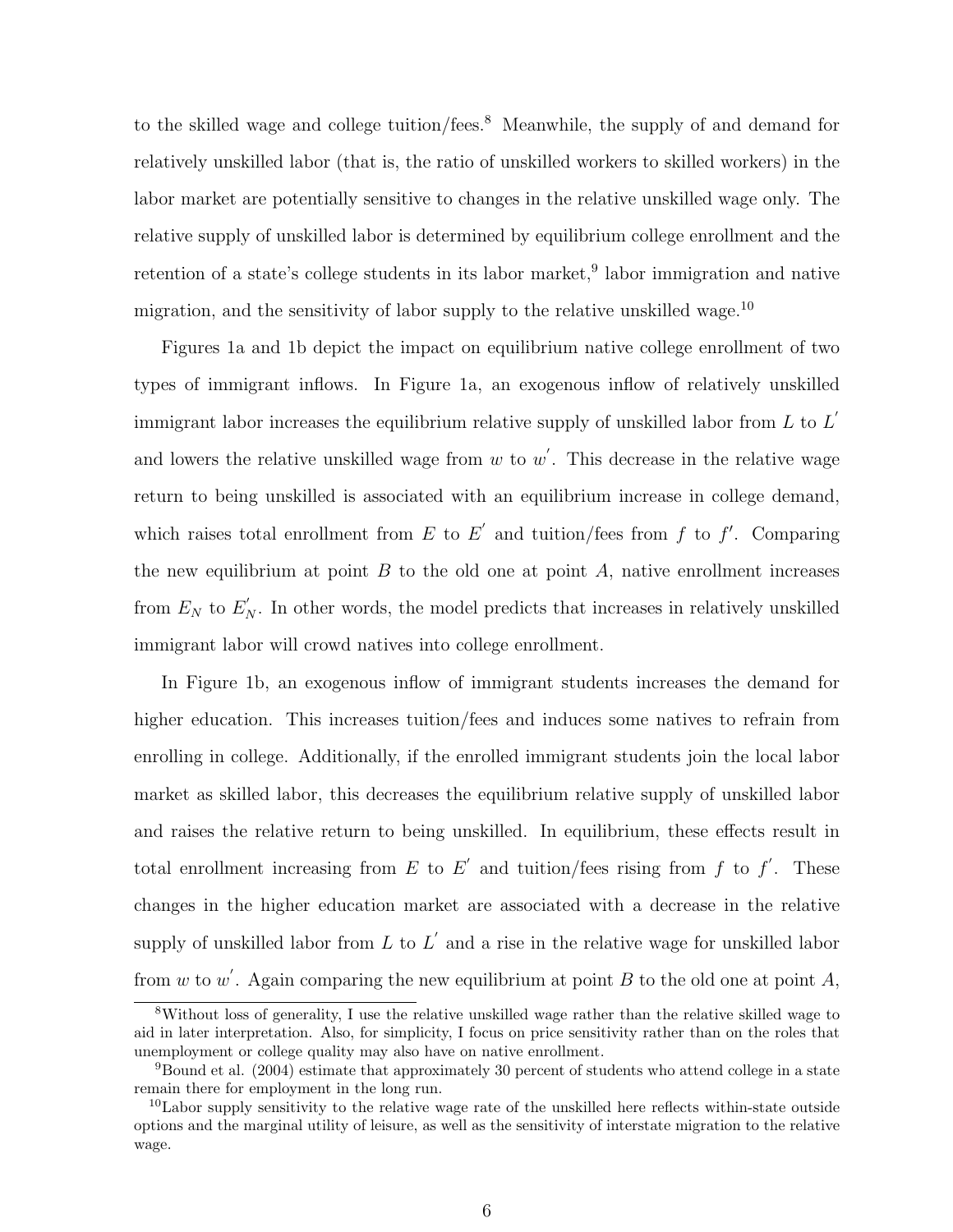to the skilled wage and college tuition/fees.[8] Meanwhile, the supply of and demand for relatively unskilled labor (that is, the ratio of unskilled workers to skilled workers) in the labor market are potentially sensitive to changes in the relative unskilled wage only. The relative supply of unskilled labor is determined by equilibrium college enrollment and the retention of a state's college students in its labor market,[9] labor immigration and native migration, and the sensitivity of labor supply to the relative unskilled wage.[10]

Figures 1a and 1b depict the impact on equilibrium native college enrollment of two types of immigrant inflows. In Figure 1a, an exogenous inflow of relatively unskilled immigrant labor increases the equilibrium relative supply of unskilled labor from $L$ to $L^{'}$ and lowers the relative unskilled wage from $w$ to $w^{'}$. This decrease in the relative wage return to being unskilled is associated with an equilibrium increase in college demand, which raises total enrollment from $E$ to $E^{'}$ and tuition/fees from $f$ to $f'$. Comparing the new equilibrium at point $B$ to the old one at point $A$, native enrollment increases from $E_N$ to $E_N^{'}$. In other words, the model predicts that increases in relatively unskilled immigrant labor will crowd natives into college enrollment.

In Figure 1b, an exogenous inflow of immigrant students increases the demand for higher education. This increases tuition/fees and induces some natives to refrain from enrolling in college. Additionally, if the enrolled immigrant students join the local labor market as skilled labor, this decreases the equilibrium relative supply of unskilled labor and raises the relative return to being unskilled. In equilibrium, these effects result in total enrollment increasing from $E$ to $E^{'}$ and tuition/fees rising from $f$ to $f'$. These changes in the higher education market are associated with a decrease in the relative supply of unskilled labor from $L$ to $L^{'}$ and a rise in the relative wage for unskilled labor from $w$ to $w^{'}$. Again comparing the new equilibrium at point $B$ to the old one at point $A$,

[8] Without loss of generality, I use the relative unskilled wage rather than the relative skilled wage to aid in later interpretation. Also, for simplicity, I focus on price sensitivity rather than on the roles that unemployment or college quality may also have on native enrollment.

[9] Bound et al. (2004) estimate that approximately 30 percent of students who attend college in a state remain there for employment in the long run.

[10] Labor supply sensitivity to the relative wage rate of the unskilled here reflects within-state outside options and the marginal utility of leisure, as well as the sensitivity of interstate migration to the relative wage.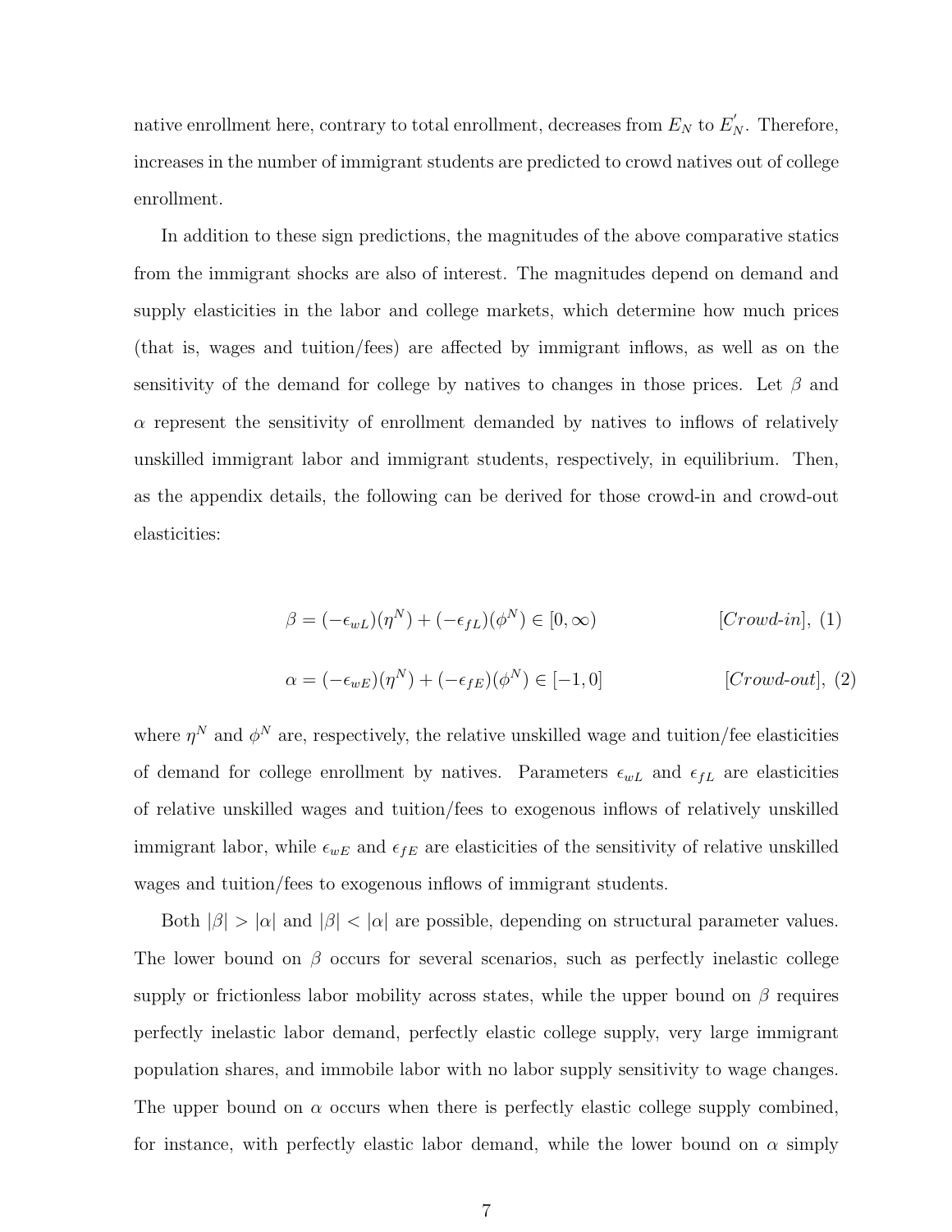native enrollment here, contrary to total enrollment, decreases from $E_N$ to $E_N^{'}$. Therefore, increases in the number of immigrant students are predicted to crowd natives out of college enrollment.

In addition to these sign predictions, the magnitudes of the above comparative statics from the immigrant shocks are also of interest. The magnitudes depend on demand and supply elasticities in the labor and college markets, which determine how much prices (that is, wages and tuition/fees) are affected by immigrant inflows, as well as on the sensitivity of the demand for college by natives to changes in those prices. Let $\beta$ and $\alpha$ represent the sensitivity of enrollment demanded by natives to inflows of relatively unskilled immigrant labor and immigrant students, respectively, in equilibrium. Then, as the appendix details, the following can be derived for those crowd-in and crowd-out elasticities:

$$\beta = (-\epsilon_{wL})(\eta^N) + (-\epsilon_{fL})(\phi^N) \in [0, \infty) \qquad [\textit{Crowd-in}], \ (1)$$

$$\alpha = (-\epsilon_{wE})(\eta^N) + (-\epsilon_{fE})(\phi^N) \in [-1, 0] \qquad [\textit{Crowd-out}], \ (2)$$

where $\eta^N$ and $\phi^N$ are, respectively, the relative unskilled wage and tuition/fee elasticities of demand for college enrollment by natives. Parameters $\epsilon_{wL}$ and $\epsilon_{fL}$ are elasticities of relative unskilled wages and tuition/fees to exogenous inflows of relatively unskilled immigrant labor, while $\epsilon_{wE}$ and $\epsilon_{fE}$ are elasticities of the sensitivity of relative unskilled wages and tuition/fees to exogenous inflows of immigrant students.

Both $|\beta| > |\alpha|$ and $|\beta| < |\alpha|$ are possible, depending on structural parameter values. The lower bound on $\beta$ occurs for several scenarios, such as perfectly inelastic college supply or frictionless labor mobility across states, while the upper bound on $\beta$ requires perfectly inelastic labor demand, perfectly elastic college supply, very large immigrant population shares, and immobile labor with no labor supply sensitivity to wage changes. The upper bound on $\alpha$ occurs when there is perfectly elastic college supply combined, for instance, with perfectly elastic labor demand, while the lower bound on $\alpha$ simply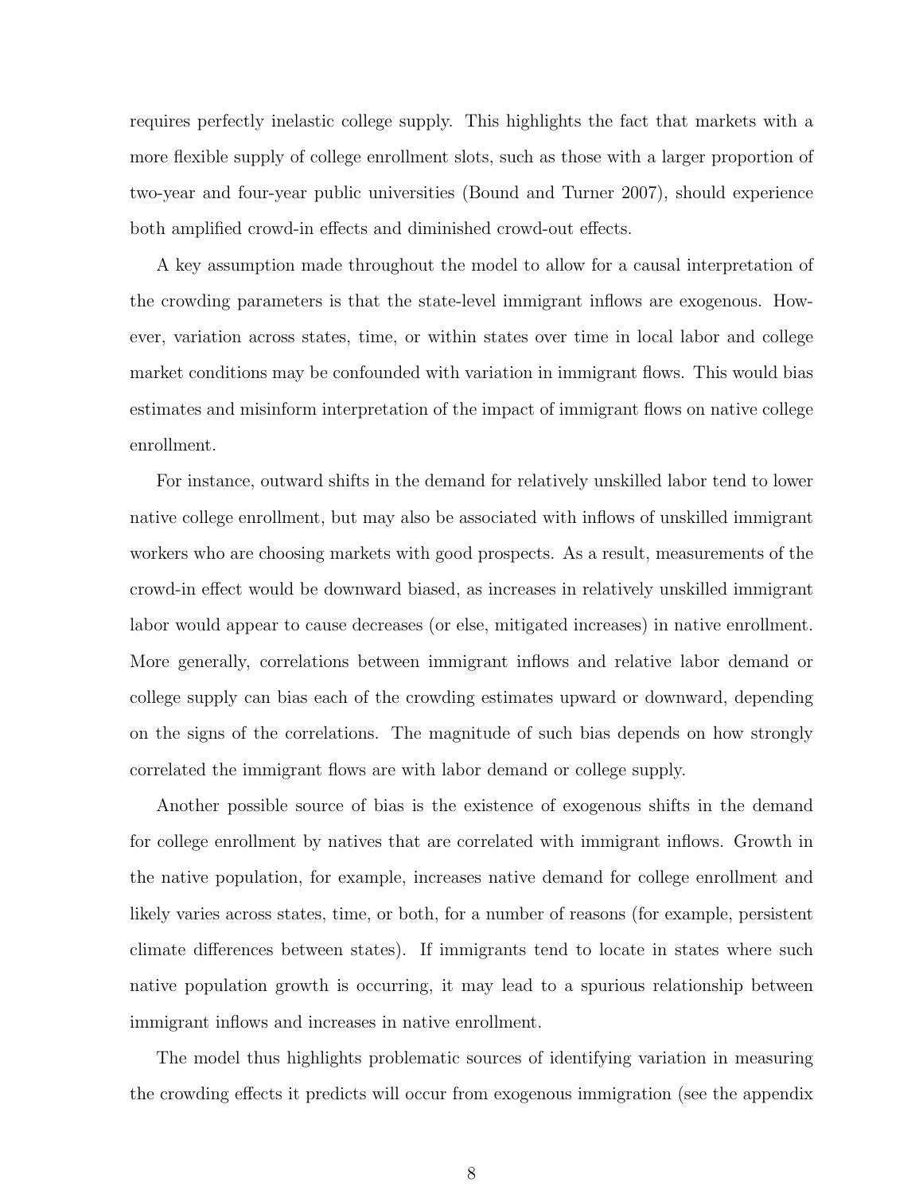requires perfectly inelastic college supply. This highlights the fact that markets with a more flexible supply of college enrollment slots, such as those with a larger proportion of two-year and four-year public universities (Bound and Turner 2007), should experience both amplified crowd-in effects and diminished crowd-out effects.

A key assumption made throughout the model to allow for a causal interpretation of the crowding parameters is that the state-level immigrant inflows are exogenous. However, variation across states, time, or within states over time in local labor and college market conditions may be confounded with variation in immigrant flows. This would bias estimates and misinform interpretation of the impact of immigrant flows on native college enrollment.

For instance, outward shifts in the demand for relatively unskilled labor tend to lower native college enrollment, but may also be associated with inflows of unskilled immigrant workers who are choosing markets with good prospects. As a result, measurements of the crowd-in effect would be downward biased, as increases in relatively unskilled immigrant labor would appear to cause decreases (or else, mitigated increases) in native enrollment. More generally, correlations between immigrant inflows and relative labor demand or college supply can bias each of the crowding estimates upward or downward, depending on the signs of the correlations. The magnitude of such bias depends on how strongly correlated the immigrant flows are with labor demand or college supply.

Another possible source of bias is the existence of exogenous shifts in the demand for college enrollment by natives that are correlated with immigrant inflows. Growth in the native population, for example, increases native demand for college enrollment and likely varies across states, time, or both, for a number of reasons (for example, persistent climate differences between states). If immigrants tend to locate in states where such native population growth is occurring, it may lead to a spurious relationship between immigrant inflows and increases in native enrollment.

The model thus highlights problematic sources of identifying variation in measuring the crowding effects it predicts will occur from exogenous immigration (see the appendix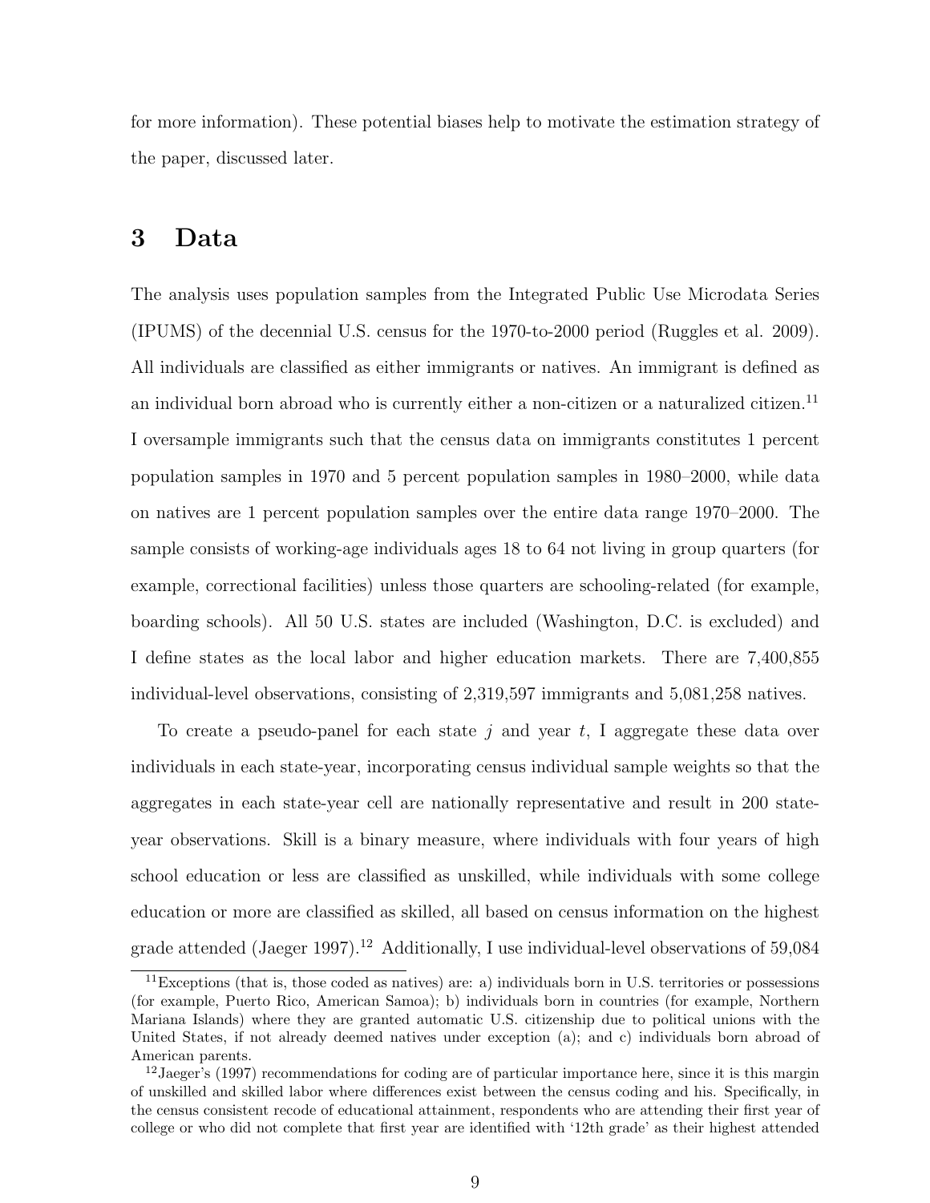for more information). These potential biases help to motivate the estimation strategy of the paper, discussed later.

## 3 Data

The analysis uses population samples from the Integrated Public Use Microdata Series (IPUMS) of the decennial U.S. census for the 1970-to-2000 period (Ruggles et al. 2009). All individuals are classified as either immigrants or natives. An immigrant is defined as an individual born abroad who is currently either a non-citizen or a naturalized citizen.[11] I oversample immigrants such that the census data on immigrants constitutes 1 percent population samples in 1970 and 5 percent population samples in 1980–2000, while data on natives are 1 percent population samples over the entire data range 1970–2000. The sample consists of working-age individuals ages 18 to 64 not living in group quarters (for example, correctional facilities) unless those quarters are schooling-related (for example, boarding schools). All 50 U.S. states are included (Washington, D.C. is excluded) and I define states as the local labor and higher education markets. There are 7,400,855 individual-level observations, consisting of 2,319,597 immigrants and 5,081,258 natives.

To create a pseudo-panel for each state $j$ and year $t$, I aggregate these data over individuals in each state-year, incorporating census individual sample weights so that the aggregates in each state-year cell are nationally representative and result in 200 state-year observations. Skill is a binary measure, where individuals with four years of high school education or less are classified as unskilled, while individuals with some college education or more are classified as skilled, all based on census information on the highest grade attended (Jaeger 1997).[12] Additionally, I use individual-level observations of 59,084

[11] Exceptions (that is, those coded as natives) are: a) individuals born in U.S. territories or possessions (for example, Puerto Rico, American Samoa); b) individuals born in countries (for example, Northern Mariana Islands) where they are granted automatic U.S. citizenship due to political unions with the United States, if not already deemed natives under exception (a); and c) individuals born abroad of American parents.

[12] Jaeger's (1997) recommendations for coding are of particular importance here, since it is this margin of unskilled and skilled labor where differences exist between the census coding and his. Specifically, in the census consistent recode of educational attainment, respondents who are attending their first year of college or who did not complete that first year are identified with '12th grade' as their highest attended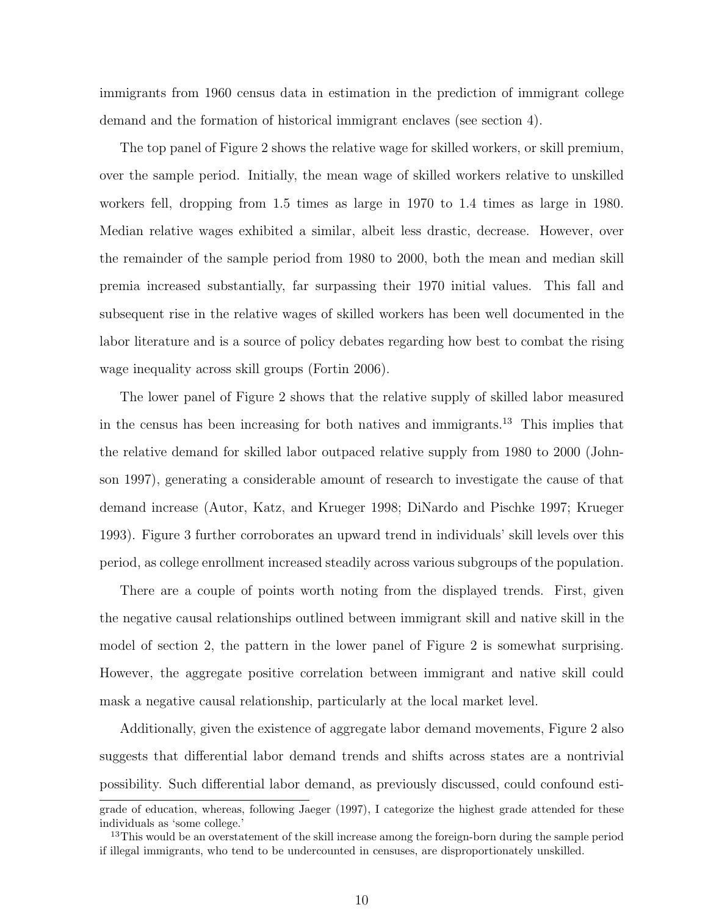immigrants from 1960 census data in estimation in the prediction of immigrant college demand and the formation of historical immigrant enclaves (see section 4).

The top panel of Figure 2 shows the relative wage for skilled workers, or skill premium, over the sample period. Initially, the mean wage of skilled workers relative to unskilled workers fell, dropping from 1.5 times as large in 1970 to 1.4 times as large in 1980. Median relative wages exhibited a similar, albeit less drastic, decrease. However, over the remainder of the sample period from 1980 to 2000, both the mean and median skill premia increased substantially, far surpassing their 1970 initial values. This fall and subsequent rise in the relative wages of skilled workers has been well documented in the labor literature and is a source of policy debates regarding how best to combat the rising wage inequality across skill groups (Fortin 2006).

The lower panel of Figure 2 shows that the relative supply of skilled labor measured in the census has been increasing for both natives and immigrants.[13] This implies that the relative demand for skilled labor outpaced relative supply from 1980 to 2000 (Johnson 1997), generating a considerable amount of research to investigate the cause of that demand increase (Autor, Katz, and Krueger 1998; DiNardo and Pischke 1997; Krueger 1993). Figure 3 further corroborates an upward trend in individuals' skill levels over this period, as college enrollment increased steadily across various subgroups of the population.

There are a couple of points worth noting from the displayed trends. First, given the negative causal relationships outlined between immigrant skill and native skill in the model of section 2, the pattern in the lower panel of Figure 2 is somewhat surprising. However, the aggregate positive correlation between immigrant and native skill could mask a negative causal relationship, particularly at the local market level.

Additionally, given the existence of aggregate labor demand movements, Figure 2 also suggests that differential labor demand trends and shifts across states are a nontrivial possibility. Such differential labor demand, as previously discussed, could confound esti-

grade of education, whereas, following Jaeger (1997), I categorize the highest grade attended for these individuals as 'some college.'

[13]This would be an overstatement of the skill increase among the foreign-born during the sample period if illegal immigrants, who tend to be undercounted in censuses, are disproportionately unskilled.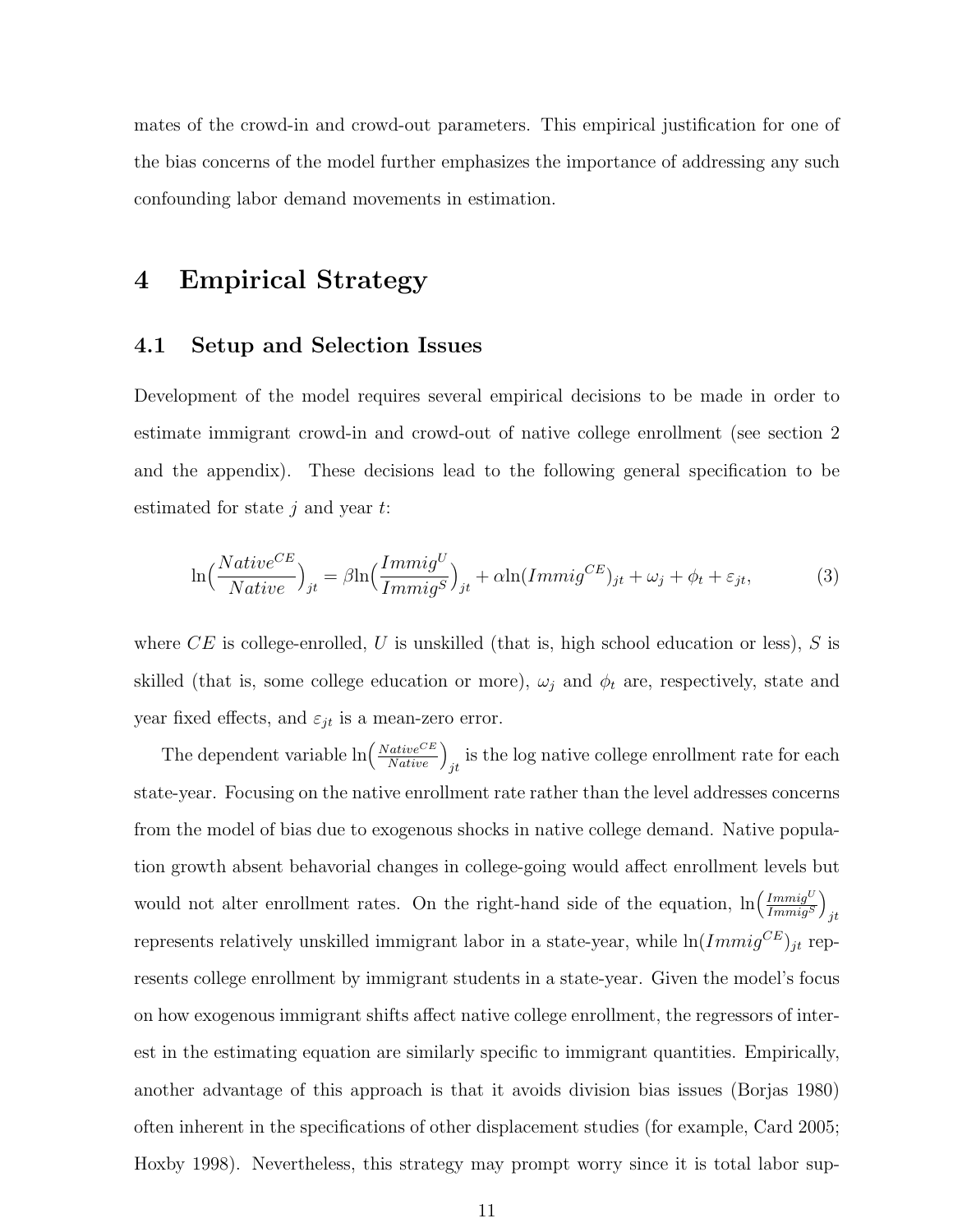mates of the crowd-in and crowd-out parameters. This empirical justification for one of the bias concerns of the model further emphasizes the importance of addressing any such confounding labor demand movements in estimation.

# 4 Empirical Strategy

## 4.1 Setup and Selection Issues

Development of the model requires several empirical decisions to be made in order to estimate immigrant crowd-in and crowd-out of native college enrollment (see section 2 and the appendix). These decisions lead to the following general specification to be estimated for state $j$ and year $t$:

$$\ln\Big(\frac{Native^{CE}}{Native}\Big)_{jt} = \beta \ln\Big(\frac{Immig^{U}}{Immig^{S}}\Big)_{jt} + \alpha \ln(Immig^{CE})_{jt} + \omega_j + \phi_t + \varepsilon_{jt}, \tag{3}$$

where $CE$ is college-enrolled, $U$ is unskilled (that is, high school education or less), $S$ is skilled (that is, some college education or more), $\omega_j$ and $\phi_t$ are, respectively, state and year fixed effects, and $\varepsilon_{jt}$ is a mean-zero error.

The dependent variable $\ln\Big(\frac{Native^{CE}}{Native}\Big)_{jt}$ is the log native college enrollment rate for each state-year. Focusing on the native enrollment rate rather than the level addresses concerns from the model of bias due to exogenous shocks in native college demand. Native population growth absent behavioral changes in college-going would affect enrollment levels but would not alter enrollment rates. On the right-hand side of the equation, $\ln\Big(\frac{Immig^{U}}{Immig^{S}}\Big)_{jt}$ represents relatively unskilled immigrant labor in a state-year, while $\ln(Immig^{CE})_{jt}$ represents college enrollment by immigrant students in a state-year. Given the model's focus on how exogenous immigrant shifts affect native college enrollment, the regressors of interest in the estimating equation are similarly specific to immigrant quantities. Empirically, another advantage of this approach is that it avoids division bias issues (Borjas 1980) often inherent in the specifications of other displacement studies (for example, Card 2005; Hoxby 1998). Nevertheless, this strategy may prompt worry since it is total labor sup-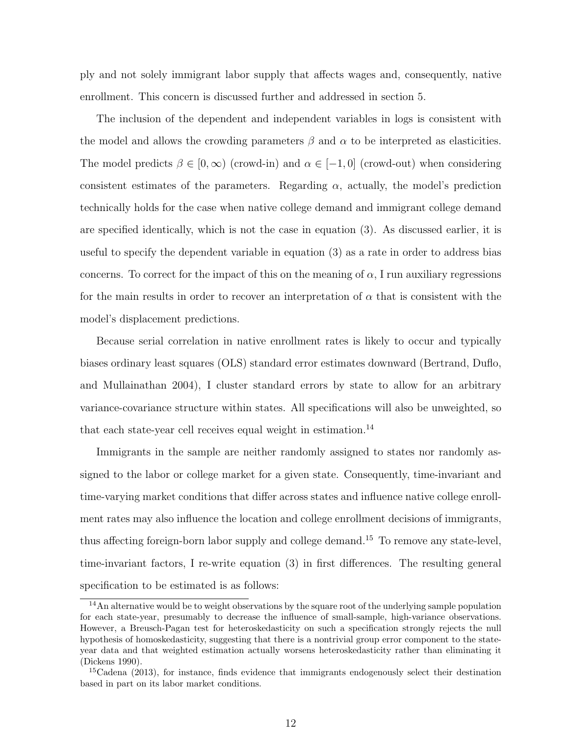ply and not solely immigrant labor supply that affects wages and, consequently, native enrollment. This concern is discussed further and addressed in section 5.

The inclusion of the dependent and independent variables in logs is consistent with the model and allows the crowding parameters $\beta$ and $\alpha$ to be interpreted as elasticities. The model predicts $\beta \in [0, \infty)$ (crowd-in) and $\alpha \in [-1, 0]$ (crowd-out) when considering consistent estimates of the parameters. Regarding $\alpha$, actually, the model's prediction technically holds for the case when native college demand and immigrant college demand are specified identically, which is not the case in equation (3). As discussed earlier, it is useful to specify the dependent variable in equation (3) as a rate in order to address bias concerns. To correct for the impact of this on the meaning of $\alpha$, I run auxiliary regressions for the main results in order to recover an interpretation of $\alpha$ that is consistent with the model's displacement predictions.

Because serial correlation in native enrollment rates is likely to occur and typically biases ordinary least squares (OLS) standard error estimates downward (Bertrand, Duflo, and Mullainathan 2004), I cluster standard errors by state to allow for an arbitrary variance-covariance structure within states. All specifications will also be unweighted, so that each state-year cell receives equal weight in estimation.[14]

Immigrants in the sample are neither randomly assigned to states nor randomly assigned to the labor or college market for a given state. Consequently, time-invariant and time-varying market conditions that differ across states and influence native college enrollment rates may also influence the location and college enrollment decisions of immigrants, thus affecting foreign-born labor supply and college demand.[15] To remove any state-level, time-invariant factors, I re-write equation (3) in first differences. The resulting general specification to be estimated is as follows:

[14] An alternative would be to weight observations by the square root of the underlying sample population for each state-year, presumably to decrease the influence of small-sample, high-variance observations. However, a Breusch-Pagan test for heteroskedasticity on such a specification strongly rejects the null hypothesis of homoskedasticity, suggesting that there is a nontrivial group error component to the state-year data and that weighted estimation actually worsens heteroskedasticity rather than eliminating it (Dickens 1990).

[15] Cadena (2013), for instance, finds evidence that immigrants endogenously select their destination based in part on its labor market conditions.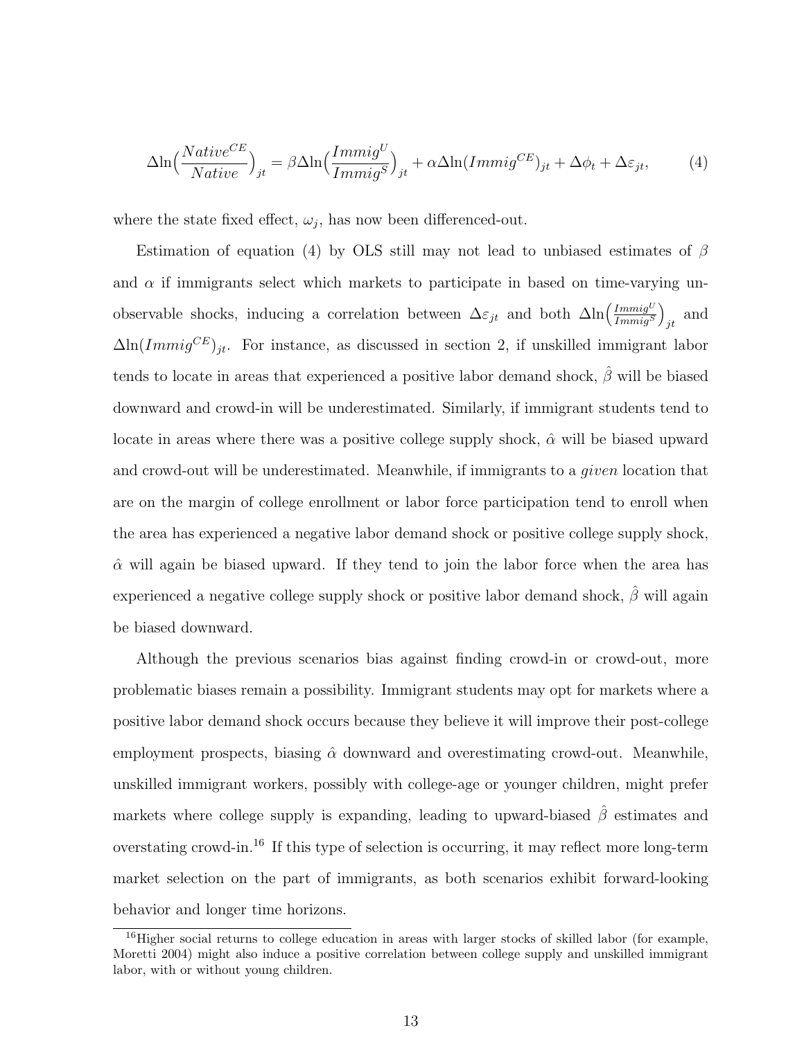$$\Delta \ln\Big(\frac{Native^{CE}}{Native}\Big)_{jt} = \beta \Delta \ln\Big(\frac{Immig^{U}}{Immig^{S}}\Big)_{jt} + \alpha \Delta \ln(Immig^{CE})_{jt} + \Delta\phi_t + \Delta\varepsilon_{jt}, \tag{4}$$

where the state fixed effect, $\omega_j$, has now been differenced-out.

Estimation of equation (4) by OLS still may not lead to unbiased estimates of $\beta$ and $\alpha$ if immigrants select which markets to participate in based on time-varying unobservable shocks, inducing a correlation between $\Delta\varepsilon_{jt}$ and both $\Delta \ln\Big(\frac{Immig^{U}}{Immig^{S}}\Big)_{jt}$ and $\Delta \ln(Immig^{CE})_{jt}$. For instance, as discussed in section 2, if unskilled immigrant labor tends to locate in areas that experienced a positive labor demand shock, $\hat{\beta}$ will be biased downward and crowd-in will be underestimated. Similarly, if immigrant students tend to locate in areas where there was a positive college supply shock, $\hat{\alpha}$ will be biased upward and crowd-out will be underestimated. Meanwhile, if immigrants to a *given* location that are on the margin of college enrollment or labor force participation tend to enroll when the area has experienced a negative labor demand shock or positive college supply shock, $\hat{\alpha}$ will again be biased upward. If they tend to join the labor force when the area has experienced a negative college supply shock or positive labor demand shock, $\hat{\beta}$ will again be biased downward.

Although the previous scenarios bias against finding crowd-in or crowd-out, more problematic biases remain a possibility. Immigrant students may opt for markets where a positive labor demand shock occurs because they believe it will improve their post-college employment prospects, biasing $\hat{\alpha}$ downward and overestimating crowd-out. Meanwhile, unskilled immigrant workers, possibly with college-age or younger children, might prefer markets where college supply is expanding, leading to upward-biased $\hat{\beta}$ estimates and overstating crowd-in.[16] If this type of selection is occurring, it may reflect more long-term market selection on the part of immigrants, as both scenarios exhibit forward-looking behavior and longer time horizons.

[16] Higher social returns to college education in areas with larger stocks of skilled labor (for example, Moretti 2004) might also induce a positive correlation between college supply and unskilled immigrant labor, with or without young children.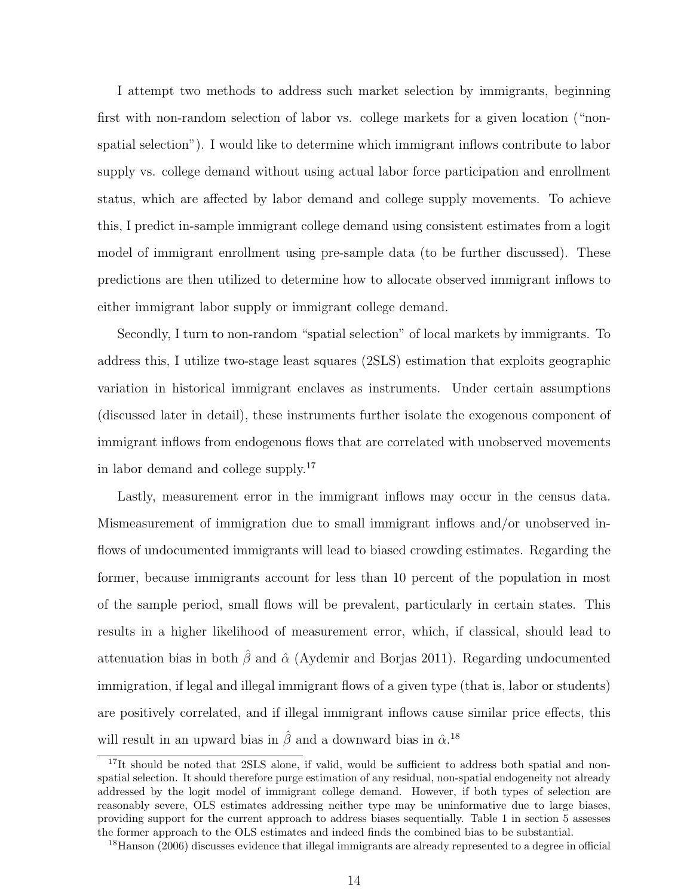I attempt two methods to address such market selection by immigrants, beginning first with non-random selection of labor vs. college markets for a given location ("non-spatial selection"). I would like to determine which immigrant inflows contribute to labor supply vs. college demand without using actual labor force participation and enrollment status, which are affected by labor demand and college supply movements. To achieve this, I predict in-sample immigrant college demand using consistent estimates from a logit model of immigrant enrollment using pre-sample data (to be further discussed). These predictions are then utilized to determine how to allocate observed immigrant inflows to either immigrant labor supply or immigrant college demand.

Secondly, I turn to non-random "spatial selection" of local markets by immigrants. To address this, I utilize two-stage least squares (2SLS) estimation that exploits geographic variation in historical immigrant enclaves as instruments. Under certain assumptions (discussed later in detail), these instruments further isolate the exogenous component of immigrant inflows from endogenous flows that are correlated with unobserved movements in labor demand and college supply.[17]

Lastly, measurement error in the immigrant inflows may occur in the census data. Mismeasurement of immigration due to small immigrant inflows and/or unobserved inflows of undocumented immigrants will lead to biased crowding estimates. Regarding the former, because immigrants account for less than 10 percent of the population in most of the sample period, small flows will be prevalent, particularly in certain states. This results in a higher likelihood of measurement error, which, if classical, should lead to attenuation bias in both $\hat{\beta}$ and $\hat{\alpha}$ (Aydemir and Borjas 2011). Regarding undocumented immigration, if legal and illegal immigrant flows of a given type (that is, labor or students) are positively correlated, and if illegal immigrant inflows cause similar price effects, this will result in an upward bias in $\hat{\beta}$ and a downward bias in $\hat{\alpha}$.[18]

[17] It should be noted that 2SLS alone, if valid, would be sufficient to address both spatial and non-spatial selection. It should therefore purge estimation of any residual, non-spatial endogeneity not already addressed by the logit model of immigrant college demand. However, if both types of selection are reasonably severe, OLS estimates addressing neither type may be uninformative due to large biases, providing support for the current approach to address biases sequentially. Table 1 in section 5 assesses the former approach to the OLS estimates and indeed finds the combined bias to be substantial.

[18] Hanson (2006) discusses evidence that illegal immigrants are already represented to a degree in official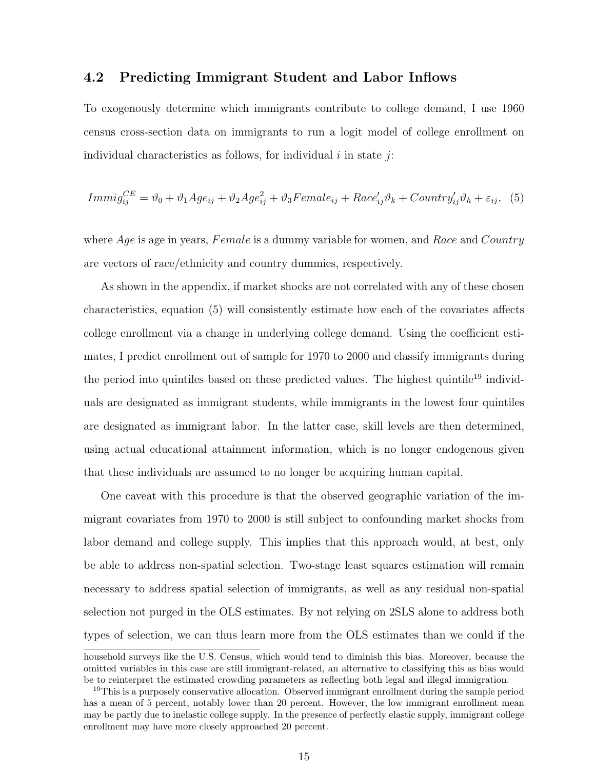## 4.2 Predicting Immigrant Student and Labor Inflows

To exogenously determine which immigrants contribute to college demand, I use 1960 census cross-section data on immigrants to run a logit model of college enrollment on individual characteristics as follows, for individual $i$ in state $j$:

$$Immig_{ij}^{CE} = \vartheta_0 + \vartheta_1 Age_{ij} + \vartheta_2 Age_{ij}^2 + \vartheta_3 Female_{ij} + Race_{ij}'\vartheta_k + Country_{ij}'\vartheta_h + \varepsilon_{ij}, \quad (5)$$

where $Age$ is age in years, $Female$ is a dummy variable for women, and $Race$ and $Country$ are vectors of race/ethnicity and country dummies, respectively.

As shown in the appendix, if market shocks are not correlated with any of these chosen characteristics, equation (5) will consistently estimate how each of the covariates affects college enrollment via a change in underlying college demand. Using the coefficient estimates, I predict enrollment out of sample for 1970 to 2000 and classify immigrants during the period into quintiles based on these predicted values. The highest quintile[19] individuals are designated as immigrant students, while immigrants in the lowest four quintiles are designated as immigrant labor. In the latter case, skill levels are then determined, using actual educational attainment information, which is no longer endogenous given that these individuals are assumed to no longer be acquiring human capital.

One caveat with this procedure is that the observed geographic variation of the immigrant covariates from 1970 to 2000 is still subject to confounding market shocks from labor demand and college supply. This implies that this approach would, at best, only be able to address non-spatial selection. Two-stage least squares estimation will remain necessary to address spatial selection of immigrants, as well as any residual non-spatial selection not purged in the OLS estimates. By not relying on 2SLS alone to address both types of selection, we can thus learn more from the OLS estimates than we could if the

household surveys like the U.S. Census, which would tend to diminish this bias. Moreover, because the omitted variables in this case are still immigrant-related, an alternative to classifying this as bias would be to reinterpret the estimated crowding parameters as reflecting both legal and illegal immigration.

[19] This is a purposely conservative allocation. Observed immigrant enrollment during the sample period has a mean of 5 percent, notably lower than 20 percent. However, the low immigrant enrollment mean may be partly due to inelastic college supply. In the presence of perfectly elastic supply, immigrant college enrollment may have more closely approached 20 percent.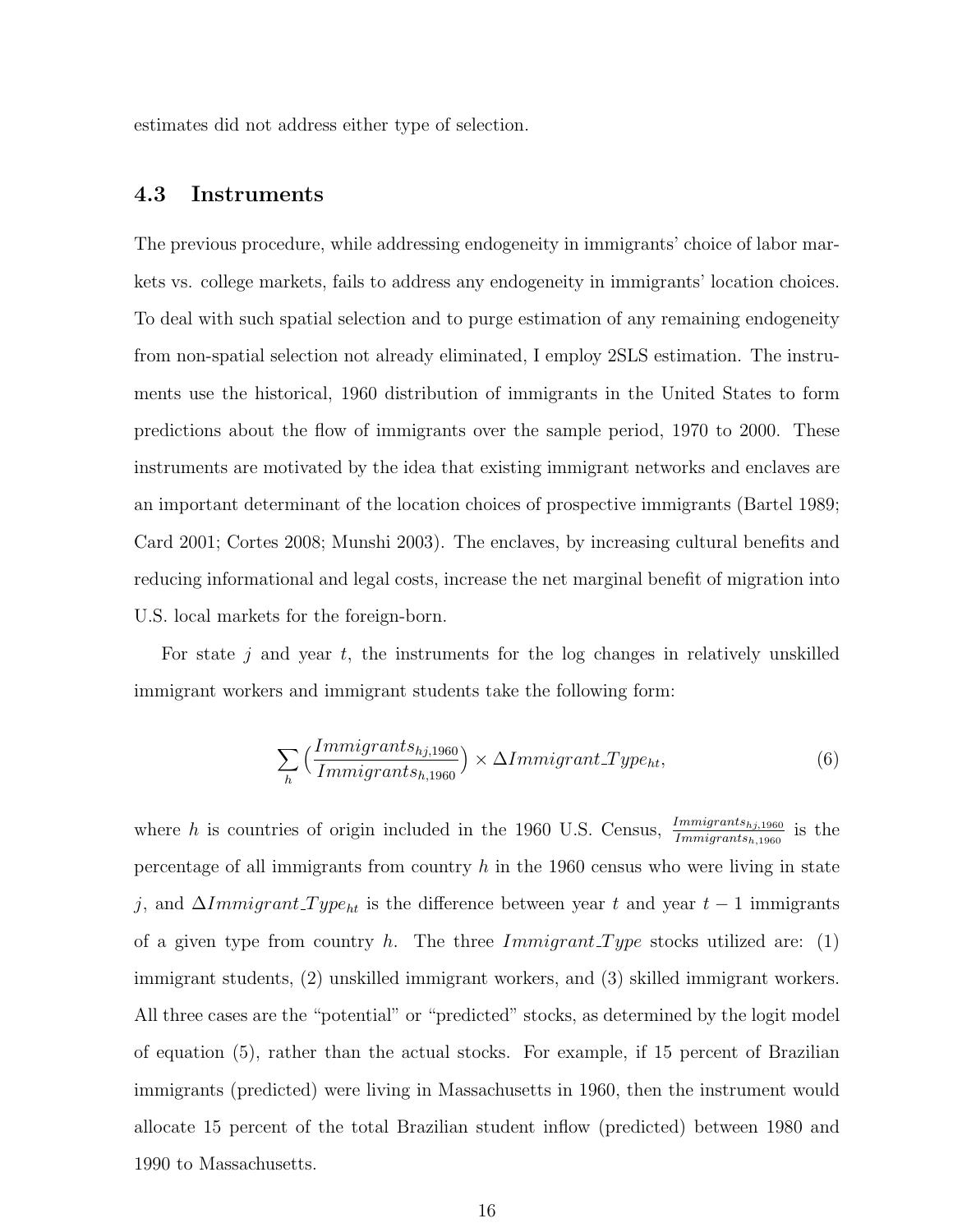estimates did not address either type of selection.

### 4.3 Instruments

The previous procedure, while addressing endogeneity in immigrants' choice of labor markets vs. college markets, fails to address any endogeneity in immigrants' location choices. To deal with such spatial selection and to purge estimation of any remaining endogeneity from non-spatial selection not already eliminated, I employ 2SLS estimation. The instruments use the historical, 1960 distribution of immigrants in the United States to form predictions about the flow of immigrants over the sample period, 1970 to 2000. These instruments are motivated by the idea that existing immigrant networks and enclaves are an important determinant of the location choices of prospective immigrants (Bartel 1989; Card 2001; Cortes 2008; Munshi 2003). The enclaves, by increasing cultural benefits and reducing informational and legal costs, increase the net marginal benefit of migration into U.S. local markets for the foreign-born.

For state $j$ and year $t$, the instruments for the log changes in relatively unskilled immigrant workers and immigrant students take the following form:

$$\sum_{h} \Big(\frac{Immigrants_{hj,1960}}{Immigrants_{h,1960}}\Big) \times \Delta Immigrant\_Type_{ht}, \tag{6}$$

where $h$ is countries of origin included in the 1960 U.S. Census, $\frac{Immigrants_{hj,1960}}{Immigrants_{h,1960}}$ is the percentage of all immigrants from country $h$ in the 1960 census who were living in state $j$, and $\Delta Immigrant\_Type_{ht}$ is the difference between year $t$ and year $t-1$ immigrants of a given type from country $h$. The three $Immigrant\_Type$ stocks utilized are: (1) immigrant students, (2) unskilled immigrant workers, and (3) skilled immigrant workers. All three cases are the "potential" or "predicted" stocks, as determined by the logit model of equation (5), rather than the actual stocks. For example, if 15 percent of Brazilian immigrants (predicted) were living in Massachusetts in 1960, then the instrument would allocate 15 percent of the total Brazilian student inflow (predicted) between 1980 and 1990 to Massachusetts.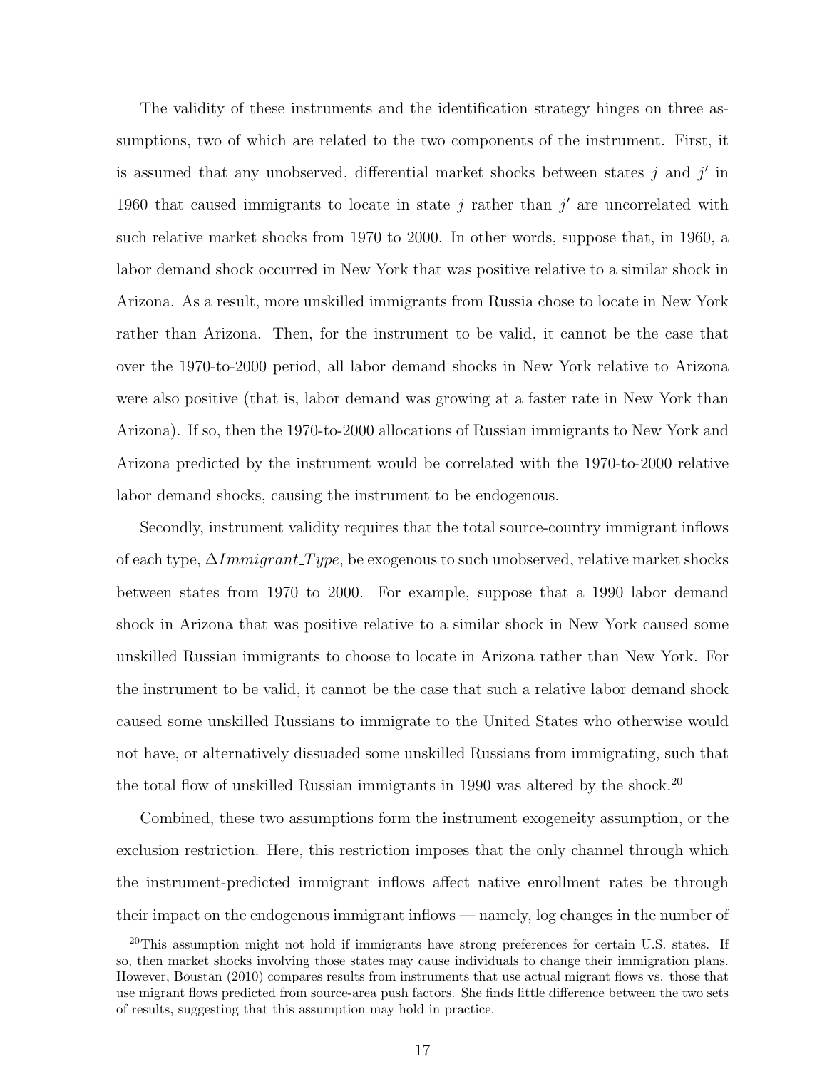The validity of these instruments and the identification strategy hinges on three assumptions, two of which are related to the two components of the instrument. First, it is assumed that any unobserved, differential market shocks between states $j$ and $j'$ in 1960 that caused immigrants to locate in state $j$ rather than $j'$ are uncorrelated with such relative market shocks from 1970 to 2000. In other words, suppose that, in 1960, a labor demand shock occurred in New York that was positive relative to a similar shock in Arizona. As a result, more unskilled immigrants from Russia chose to locate in New York rather than Arizona. Then, for the instrument to be valid, it cannot be the case that over the 1970-to-2000 period, all labor demand shocks in New York relative to Arizona were also positive (that is, labor demand was growing at a faster rate in New York than Arizona). If so, then the 1970-to-2000 allocations of Russian immigrants to New York and Arizona predicted by the instrument would be correlated with the 1970-to-2000 relative labor demand shocks, causing the instrument to be endogenous.

Secondly, instrument validity requires that the total source-country immigrant inflows of each type, $\Delta Immigrant\_Type$, be exogenous to such unobserved, relative market shocks between states from 1970 to 2000. For example, suppose that a 1990 labor demand shock in Arizona that was positive relative to a similar shock in New York caused some unskilled Russian immigrants to choose to locate in Arizona rather than New York. For the instrument to be valid, it cannot be the case that such a relative labor demand shock caused some unskilled Russians to immigrate to the United States who otherwise would not have, or alternatively dissuaded some unskilled Russians from immigrating, such that the total flow of unskilled Russian immigrants in 1990 was altered by the shock.[20]

Combined, these two assumptions form the instrument exogeneity assumption, or the exclusion restriction. Here, this restriction imposes that the only channel through which the instrument-predicted immigrant inflows affect native enrollment rates be through their impact on the endogenous immigrant inflows — namely, log changes in the number of

[20]This assumption might not hold if immigrants have strong preferences for certain U.S. states. If so, then market shocks involving those states may cause individuals to change their immigration plans. However, Boustan (2010) compares results from instruments that use actual migrant flows vs. those that use migrant flows predicted from source-area push factors. She finds little difference between the two sets of results, suggesting that this assumption may hold in practice.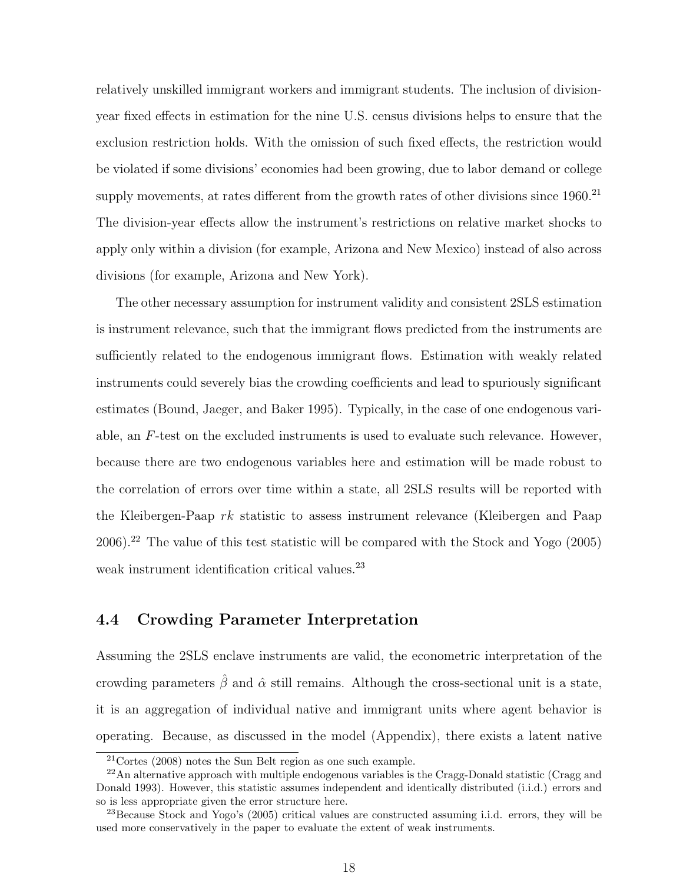relatively unskilled immigrant workers and immigrant students. The inclusion of division-year fixed effects in estimation for the nine U.S. census divisions helps to ensure that the exclusion restriction holds. With the omission of such fixed effects, the restriction would be violated if some divisions' economies had been growing, due to labor demand or college supply movements, at rates different from the growth rates of other divisions since 1960.[21] The division-year effects allow the instrument's restrictions on relative market shocks to apply only within a division (for example, Arizona and New Mexico) instead of also across divisions (for example, Arizona and New York).

The other necessary assumption for instrument validity and consistent 2SLS estimation is instrument relevance, such that the immigrant flows predicted from the instruments are sufficiently related to the endogenous immigrant flows. Estimation with weakly related instruments could severely bias the crowding coefficients and lead to spuriously significant estimates (Bound, Jaeger, and Baker 1995). Typically, in the case of one endogenous variable, an $F$-test on the excluded instruments is used to evaluate such relevance. However, because there are two endogenous variables here and estimation will be made robust to the correlation of errors over time within a state, all 2SLS results will be reported with the Kleibergen-Paap $rk$ statistic to assess instrument relevance (Kleibergen and Paap 2006).[22] The value of this test statistic will be compared with the Stock and Yogo (2005) weak instrument identification critical values.[23]

## 4.4 Crowding Parameter Interpretation

Assuming the 2SLS enclave instruments are valid, the econometric interpretation of the crowding parameters $\hat{\beta}$ and $\hat{\alpha}$ still remains. Although the cross-sectional unit is a state, it is an aggregation of individual native and immigrant units where agent behavior is operating. Because, as discussed in the model (Appendix), there exists a latent native

[21] Cortes (2008) notes the Sun Belt region as one such example.

[22] An alternative approach with multiple endogenous variables is the Cragg-Donald statistic (Cragg and Donald 1993). However, this statistic assumes independent and identically distributed (i.i.d.) errors and so is less appropriate given the error structure here.

[23] Because Stock and Yogo's (2005) critical values are constructed assuming i.i.d. errors, they will be used more conservatively in the paper to evaluate the extent of weak instruments.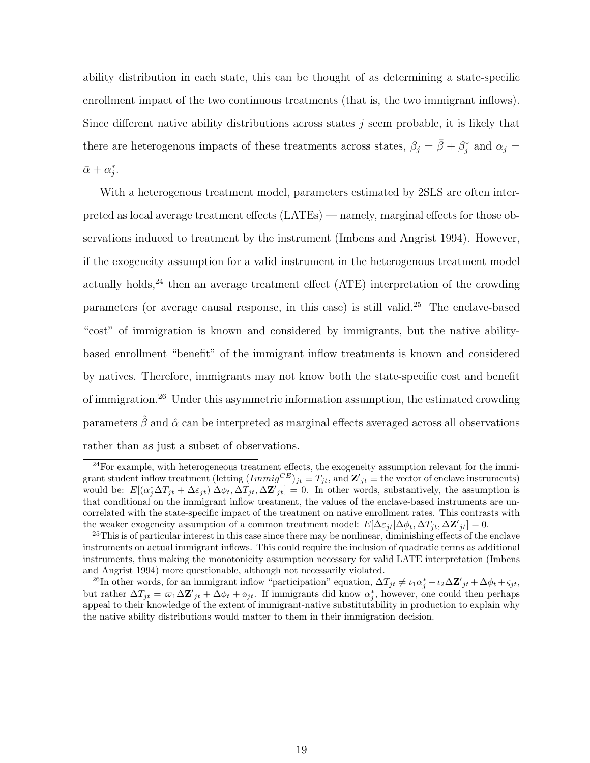ability distribution in each state, this can be thought of as determining a state-specific enrollment impact of the two continuous treatments (that is, the two immigrant inflows). Since different native ability distributions across states $j$ seem probable, it is likely that there are heterogenous impacts of these treatments across states, $\beta_j = \bar{\beta} + \beta_j^*$ and $\alpha_j = \bar{\alpha} + \alpha_j^*$.

With a heterogenous treatment model, parameters estimated by 2SLS are often interpreted as local average treatment effects (LATEs) — namely, marginal effects for those observations induced to treatment by the instrument (Imbens and Angrist 1994). However, if the exogeneity assumption for a valid instrument in the heterogenous treatment model actually holds,[24] then an average treatment effect (ATE) interpretation of the crowding parameters (or average causal response, in this case) is still valid.[25] The enclave-based "cost" of immigration is known and considered by immigrants, but the native ability-based enrollment "benefit" of the immigrant inflow treatments is known and considered by natives. Therefore, immigrants may not know both the state-specific cost and benefit of immigration.[26] Under this asymmetric information assumption, the estimated crowding parameters $\hat{\beta}$ and $\hat{\alpha}$ can be interpreted as marginal effects averaged across all observations rather than as just a subset of observations.

---

[24] For example, with heterogeneous treatment effects, the exogeneity assumption relevant for the immigrant student inflow treatment (letting $(Immig^{CE})_{jt} \equiv T_{jt}$, and $\mathbf{Z'}_{jt} \equiv$ the vector of enclave instruments) would be: $E[(\alpha_j^* \Delta T_{jt} + \Delta\varepsilon_{jt})|\Delta\phi_t, \Delta T_{jt}, \Delta\mathbf{Z'}_{jt}] = 0$. In other words, substantively, the assumption is that conditional on the immigrant inflow treatment, the values of the enclave-based instruments are uncorrelated with the state-specific impact of the treatment on native enrollment rates. This contrasts with the weaker exogeneity assumption of a common treatment model: $E[\Delta\varepsilon_{jt}|\Delta\phi_t, \Delta T_{jt}, \Delta\mathbf{Z'}_{jt}] = 0$.

[25] This is of particular interest in this case since there may be nonlinear, diminishing effects of the enclave instruments on actual immigrant inflows. This could require the inclusion of quadratic terms as additional instruments, thus making the monotonicity assumption necessary for valid LATE interpretation (Imbens and Angrist 1994) more questionable, although not necessarily violated.

[26] In other words, for an immigrant inflow "participation" equation, $\Delta T_{jt} \neq \iota_1 \alpha_j^* + \iota_2 \Delta\mathbf{Z'}_{jt} + \Delta\phi_t + \varsigma_{jt}$, but rather $\Delta T_{jt} = \varpi_1 \Delta\mathbf{Z'}_{jt} + \Delta\phi_t + \o_{jt}$. If immigrants did know $\alpha_j^*$, however, one could then perhaps appeal to their knowledge of the extent of immigrant-native substitutability in production to explain why the native ability distributions would matter to them in their immigration decision.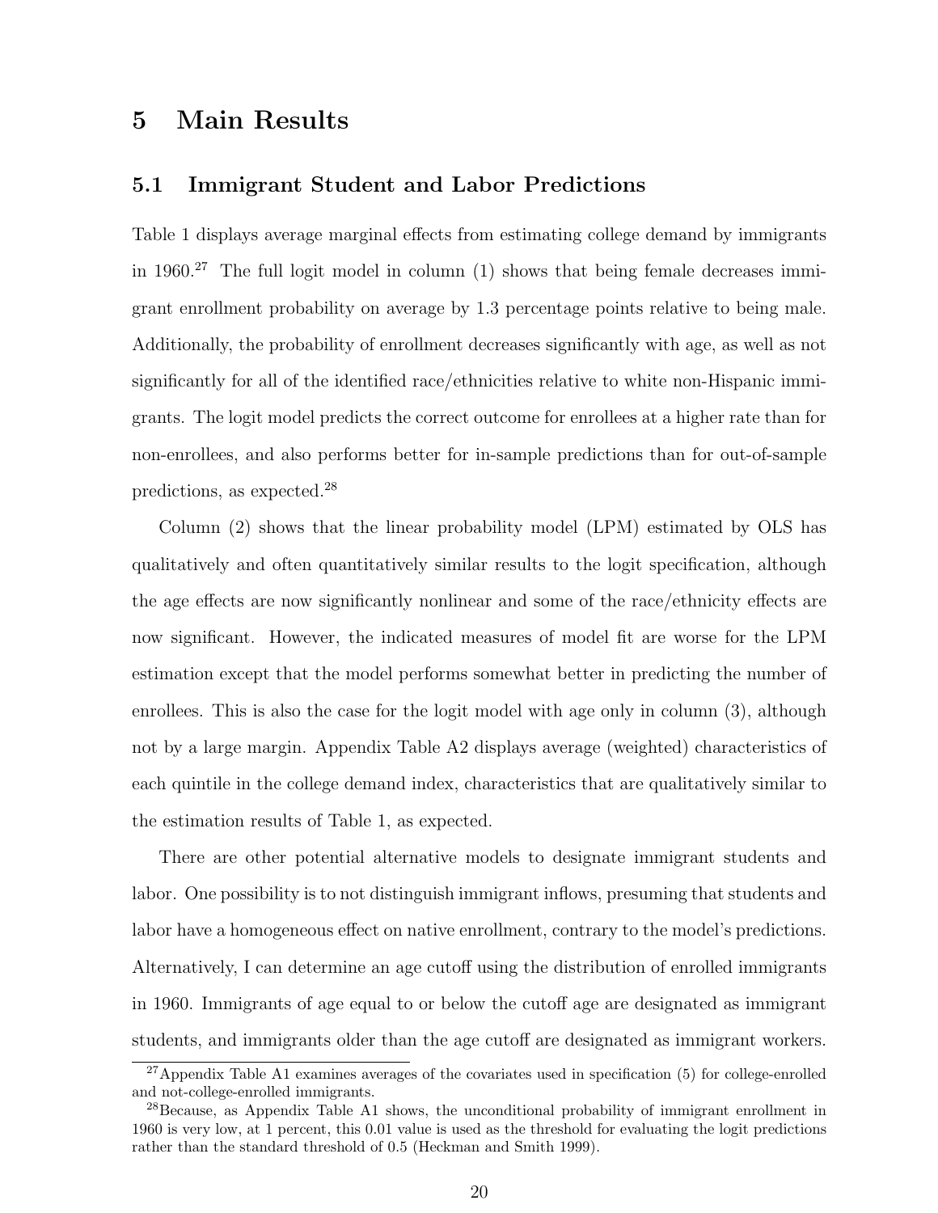# 5 Main Results

## 5.1 Immigrant Student and Labor Predictions

Table 1 displays average marginal effects from estimating college demand by immigrants in 1960.[27] The full logit model in column (1) shows that being female decreases immigrant enrollment probability on average by 1.3 percentage points relative to being male. Additionally, the probability of enrollment decreases significantly with age, as well as not significantly for all of the identified race/ethnicities relative to white non-Hispanic immigrants. The logit model predicts the correct outcome for enrollees at a higher rate than for non-enrollees, and also performs better for in-sample predictions than for out-of-sample predictions, as expected.[28]

Column (2) shows that the linear probability model (LPM) estimated by OLS has qualitatively and often quantitatively similar results to the logit specification, although the age effects are now significantly nonlinear and some of the race/ethnicity effects are now significant. However, the indicated measures of model fit are worse for the LPM estimation except that the model performs somewhat better in predicting the number of enrollees. This is also the case for the logit model with age only in column (3), although not by a large margin. Appendix Table A2 displays average (weighted) characteristics of each quintile in the college demand index, characteristics that are qualitatively similar to the estimation results of Table 1, as expected.

There are other potential alternative models to designate immigrant students and labor. One possibility is to not distinguish immigrant inflows, presuming that students and labor have a homogeneous effect on native enrollment, contrary to the model's predictions. Alternatively, I can determine an age cutoff using the distribution of enrolled immigrants in 1960. Immigrants of age equal to or below the cutoff age are designated as immigrant students, and immigrants older than the age cutoff are designated as immigrant workers.

[27] Appendix Table A1 examines averages of the covariates used in specification (5) for college-enrolled and not-college-enrolled immigrants.

[28] Because, as Appendix Table A1 shows, the unconditional probability of immigrant enrollment in 1960 is very low, at 1 percent, this 0.01 value is used as the threshold for evaluating the logit predictions rather than the standard threshold of 0.5 (Heckman and Smith 1999).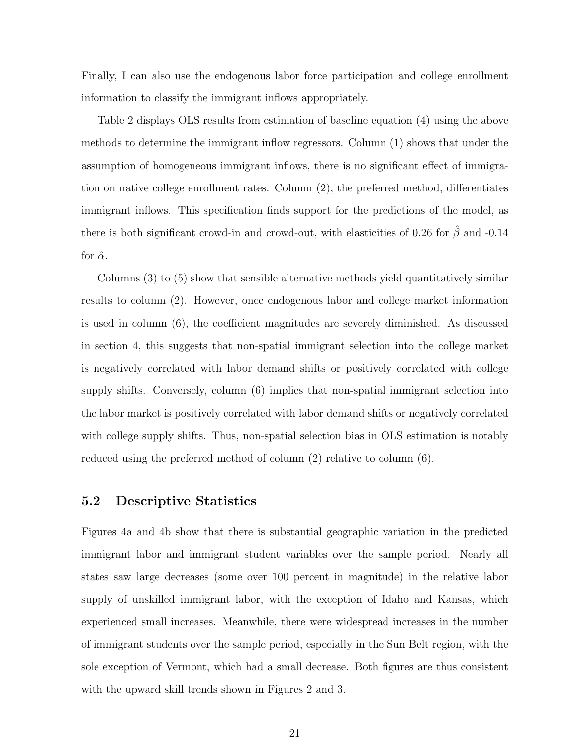Finally, I can also use the endogenous labor force participation and college enrollment information to classify the immigrant inflows appropriately.

Table 2 displays OLS results from estimation of baseline equation (4) using the above methods to determine the immigrant inflow regressors. Column (1) shows that under the assumption of homogeneous immigrant inflows, there is no significant effect of immigration on native college enrollment rates. Column (2), the preferred method, differentiates immigrant inflows. This specification finds support for the predictions of the model, as there is both significant crowd-in and crowd-out, with elasticities of 0.26 for $\hat{\beta}$ and -0.14 for $\hat{\alpha}$.

Columns (3) to (5) show that sensible alternative methods yield quantitatively similar results to column (2). However, once endogenous labor and college market information is used in column (6), the coefficient magnitudes are severely diminished. As discussed in section 4, this suggests that non-spatial immigrant selection into the college market is negatively correlated with labor demand shifts or positively correlated with college supply shifts. Conversely, column (6) implies that non-spatial immigrant selection into the labor market is positively correlated with labor demand shifts or negatively correlated with college supply shifts. Thus, non-spatial selection bias in OLS estimation is notably reduced using the preferred method of column (2) relative to column (6).

## 5.2 Descriptive Statistics

Figures 4a and 4b show that there is substantial geographic variation in the predicted immigrant labor and immigrant student variables over the sample period. Nearly all states saw large decreases (some over 100 percent in magnitude) in the relative labor supply of unskilled immigrant labor, with the exception of Idaho and Kansas, which experienced small increases. Meanwhile, there were widespread increases in the number of immigrant students over the sample period, especially in the Sun Belt region, with the sole exception of Vermont, which had a small decrease. Both figures are thus consistent with the upward skill trends shown in Figures 2 and 3.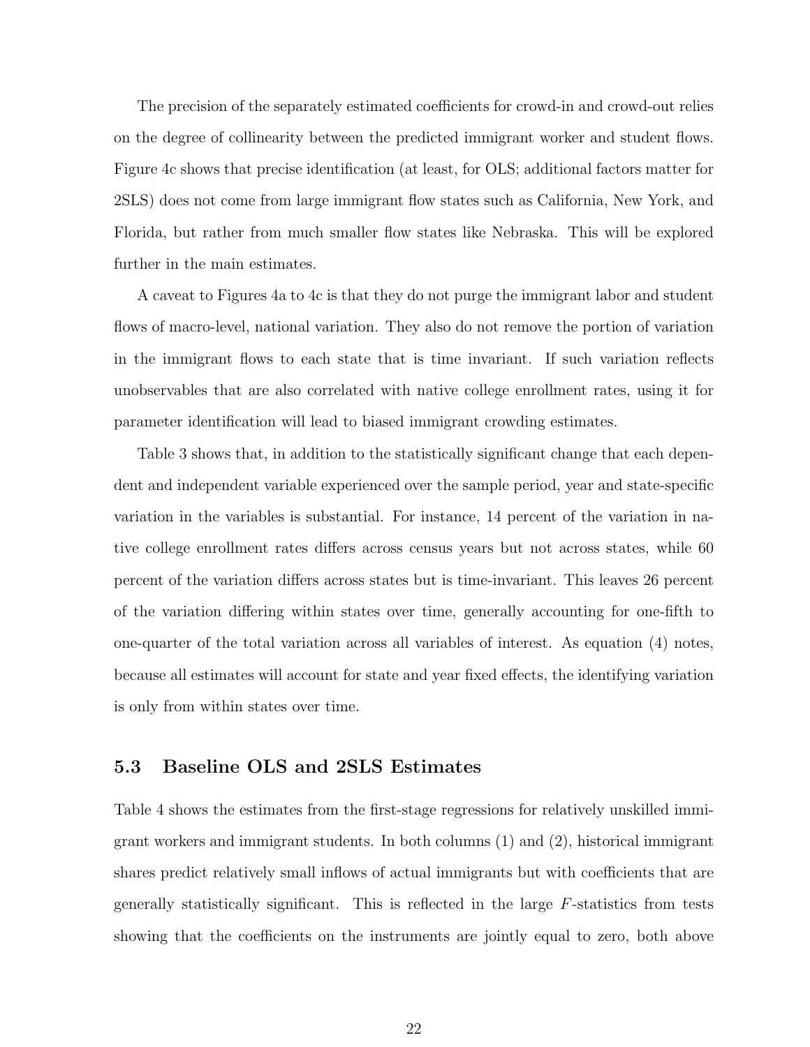The precision of the separately estimated coefficients for crowd-in and crowd-out relies on the degree of collinearity between the predicted immigrant worker and student flows. Figure 4c shows that precise identification (at least, for OLS; additional factors matter for 2SLS) does not come from large immigrant flow states such as California, New York, and Florida, but rather from much smaller flow states like Nebraska. This will be explored further in the main estimates.

A caveat to Figures 4a to 4c is that they do not purge the immigrant labor and student flows of macro-level, national variation. They also do not remove the portion of variation in the immigrant flows to each state that is time invariant. If such variation reflects unobservables that are also correlated with native college enrollment rates, using it for parameter identification will lead to biased immigrant crowding estimates.

Table 3 shows that, in addition to the statistically significant change that each dependent and independent variable experienced over the sample period, year and state-specific variation in the variables is substantial. For instance, 14 percent of the variation in native college enrollment rates differs across census years but not across states, while 60 percent of the variation differs across states but is time-invariant. This leaves 26 percent of the variation differing within states over time, generally accounting for one-fifth to one-quarter of the total variation across all variables of interest. As equation (4) notes, because all estimates will account for state and year fixed effects, the identifying variation is only from within states over time.

### 5.3 Baseline OLS and 2SLS Estimates

Table 4 shows the estimates from the first-stage regressions for relatively unskilled immigrant workers and immigrant students. In both columns (1) and (2), historical immigrant shares predict relatively small inflows of actual immigrants but with coefficients that are generally statistically significant. This is reflected in the large $F$-statistics from tests showing that the coefficients on the instruments are jointly equal to zero, both above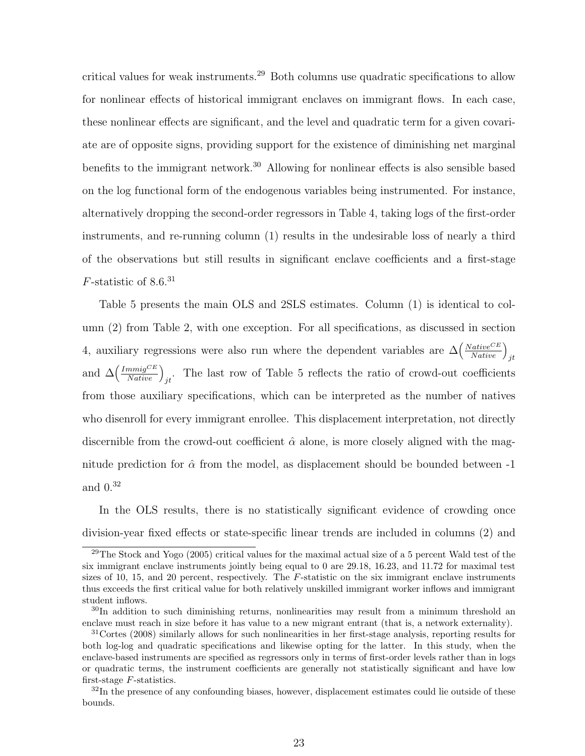critical values for weak instruments.[29] Both columns use quadratic specifications to allow for nonlinear effects of historical immigrant enclaves on immigrant flows. In each case, these nonlinear effects are significant, and the level and quadratic term for a given covariate are of opposite signs, providing support for the existence of diminishing net marginal benefits to the immigrant network.[30] Allowing for nonlinear effects is also sensible based on the log functional form of the endogenous variables being instrumented. For instance, alternatively dropping the second-order regressors in Table 4, taking logs of the first-order instruments, and re-running column (1) results in the undesirable loss of nearly a third of the observations but still results in significant enclave coefficients and a first-stage $F$-statistic of 8.6.[31]

Table 5 presents the main OLS and 2SLS estimates. Column (1) is identical to column (2) from Table 2, with one exception. For all specifications, as discussed in section 4, auxiliary regressions were also run where the dependent variables are $\Delta\left(\frac{Native^{CE}}{Native}\right)_{jt}$ and $\Delta\left(\frac{Immig^{CE}}{Native}\right)_{jt}$. The last row of Table 5 reflects the ratio of crowd-out coefficients from those auxiliary specifications, which can be interpreted as the number of natives who disenroll for every immigrant enrollee. This displacement interpretation, not directly discernible from the crowd-out coefficient $\hat{\alpha}$ alone, is more closely aligned with the magnitude prediction for $\hat{\alpha}$ from the model, as displacement should be bounded between -1 and 0.[32]

In the OLS results, there is no statistically significant evidence of crowding once division-year fixed effects or state-specific linear trends are included in columns (2) and

---

[29] The Stock and Yogo (2005) critical values for the maximal actual size of a 5 percent Wald test of the six immigrant enclave instruments jointly being equal to 0 are 29.18, 16.23, and 11.72 for maximal test sizes of 10, 15, and 20 percent, respectively. The $F$-statistic on the six immigrant enclave instruments thus exceeds the first critical value for both relatively unskilled immigrant worker inflows and immigrant student inflows.

[30] In addition to such diminishing returns, nonlinearities may result from a minimum threshold an enclave must reach in size before it has value to a new migrant entrant (that is, a network externality).

[31] Cortes (2008) similarly allows for such nonlinearities in her first-stage analysis, reporting results for both log-log and quadratic specifications and likewise opting for the latter. In this study, when the enclave-based instruments are specified as regressors only in terms of first-order levels rather than in logs or quadratic terms, the instrument coefficients are generally not statistically significant and have low first-stage $F$-statistics.

[32] In the presence of any confounding biases, however, displacement estimates could lie outside of these bounds.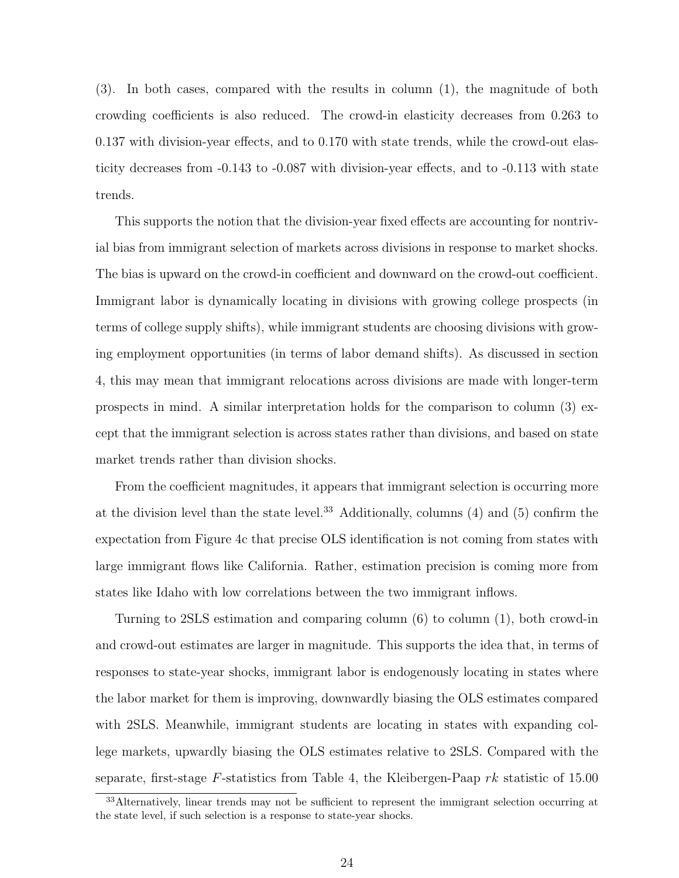(3). In both cases, compared with the results in column (1), the magnitude of both crowding coefficients is also reduced. The crowd-in elasticity decreases from 0.263 to 0.137 with division-year effects, and to 0.170 with state trends, while the crowd-out elasticity decreases from -0.143 to -0.087 with division-year effects, and to -0.113 with state trends.

This supports the notion that the division-year fixed effects are accounting for nontrivial bias from immigrant selection of markets across divisions in response to market shocks. The bias is upward on the crowd-in coefficient and downward on the crowd-out coefficient. Immigrant labor is dynamically locating in divisions with growing college prospects (in terms of college supply shifts), while immigrant students are choosing divisions with growing employment opportunities (in terms of labor demand shifts). As discussed in section 4, this may mean that immigrant relocations across divisions are made with longer-term prospects in mind. A similar interpretation holds for the comparison to column (3) except that the immigrant selection is across states rather than divisions, and based on state market trends rather than division shocks.

From the coefficient magnitudes, it appears that immigrant selection is occurring more at the division level than the state level.[33] Additionally, columns (4) and (5) confirm the expectation from Figure 4c that precise OLS identification is not coming from states with large immigrant flows like California. Rather, estimation precision is coming more from states like Idaho with low correlations between the two immigrant inflows.

Turning to 2SLS estimation and comparing column (6) to column (1), both crowd-in and crowd-out estimates are larger in magnitude. This supports the idea that, in terms of responses to state-year shocks, immigrant labor is endogenously locating in states where the labor market for them is improving, downwardly biasing the OLS estimates compared with 2SLS. Meanwhile, immigrant students are locating in states with expanding college markets, upwardly biasing the OLS estimates relative to 2SLS. Compared with the separate, first-stage $F$-statistics from Table 4, the Kleibergen-Paap $rk$ statistic of 15.00

[33]Alternatively, linear trends may not be sufficient to represent the immigrant selection occurring at the state level, if such selection is a response to state-year shocks.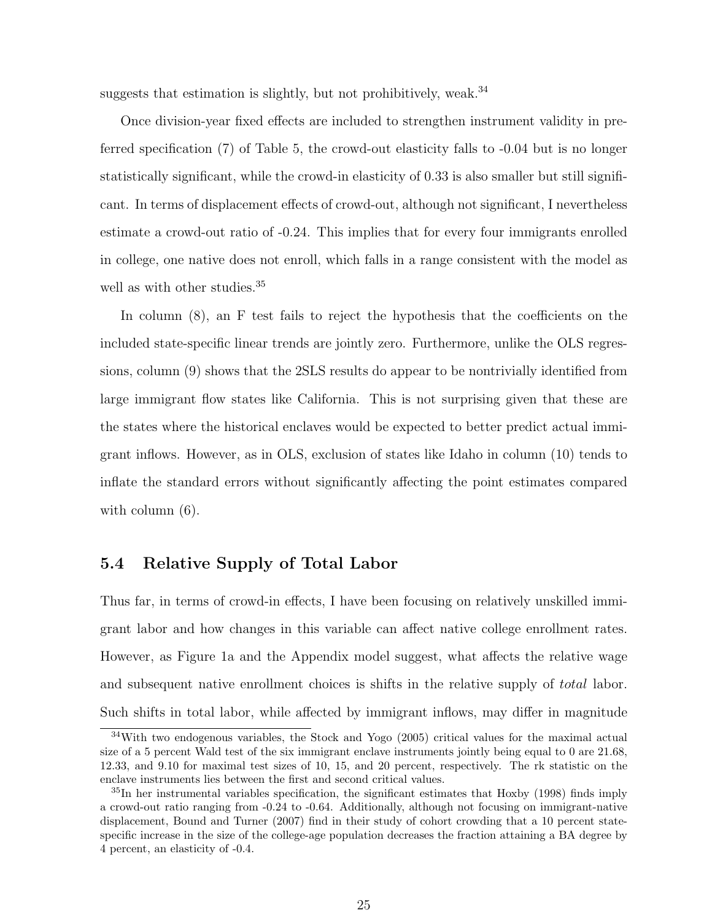suggests that estimation is slightly, but not prohibitively, weak.[34]

Once division-year fixed effects are included to strengthen instrument validity in preferred specification (7) of Table 5, the crowd-out elasticity falls to -0.04 but is no longer statistically significant, while the crowd-in elasticity of 0.33 is also smaller but still significant. In terms of displacement effects of crowd-out, although not significant, I nevertheless estimate a crowd-out ratio of -0.24. This implies that for every four immigrants enrolled in college, one native does not enroll, which falls in a range consistent with the model as well as with other studies.[35]

In column (8), an F test fails to reject the hypothesis that the coefficients on the included state-specific linear trends are jointly zero. Furthermore, unlike the OLS regressions, column (9) shows that the 2SLS results do appear to be nontrivially identified from large immigrant flow states like California. This is not surprising given that these are the states where the historical enclaves would be expected to better predict actual immigrant inflows. However, as in OLS, exclusion of states like Idaho in column (10) tends to inflate the standard errors without significantly affecting the point estimates compared with column (6).

## 5.4 Relative Supply of Total Labor

Thus far, in terms of crowd-in effects, I have been focusing on relatively unskilled immigrant labor and how changes in this variable can affect native college enrollment rates. However, as Figure 1a and the Appendix model suggest, what affects the relative wage and subsequent native enrollment choices is shifts in the relative supply of *total* labor. Such shifts in total labor, while affected by immigrant inflows, may differ in magnitude

[34]With two endogenous variables, the Stock and Yogo (2005) critical values for the maximal actual size of a 5 percent Wald test of the six immigrant enclave instruments jointly being equal to 0 are 21.68, 12.33, and 9.10 for maximal test sizes of 10, 15, and 20 percent, respectively. The rk statistic on the enclave instruments lies between the first and second critical values.

[35]In her instrumental variables specification, the significant estimates that Hoxby (1998) finds imply a crowd-out ratio ranging from -0.24 to -0.64. Additionally, although not focusing on immigrant-native displacement, Bound and Turner (2007) find in their study of cohort crowding that a 10 percent state-specific increase in the size of the college-age population decreases the fraction attaining a BA degree by 4 percent, an elasticity of -0.4.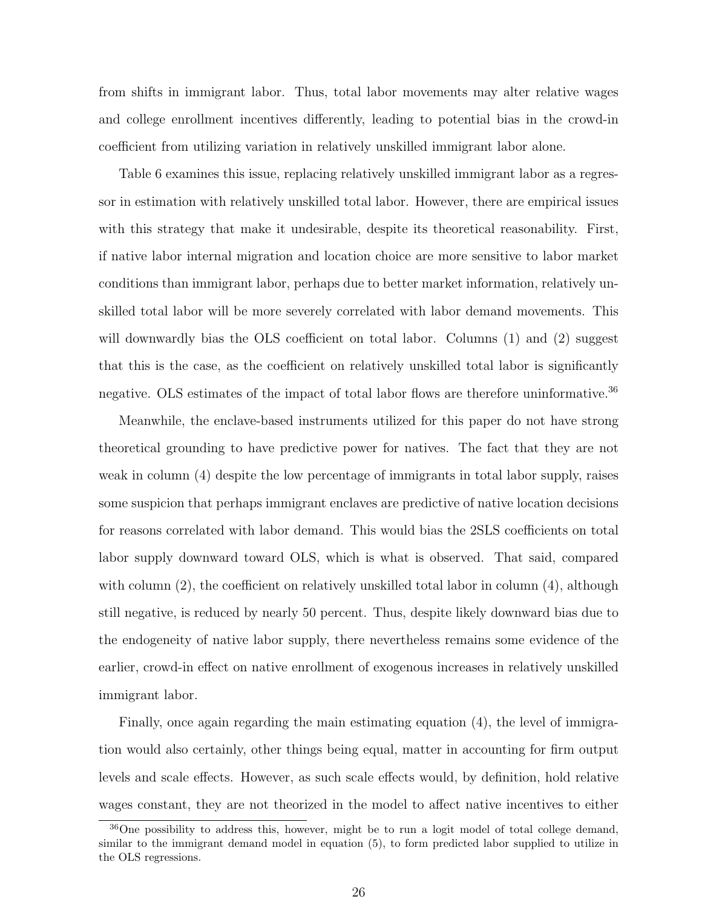from shifts in immigrant labor. Thus, total labor movements may alter relative wages and college enrollment incentives differently, leading to potential bias in the crowd-in coefficient from utilizing variation in relatively unskilled immigrant labor alone.

Table 6 examines this issue, replacing relatively unskilled immigrant labor as a regressor in estimation with relatively unskilled total labor. However, there are empirical issues with this strategy that make it undesirable, despite its theoretical reasonability. First, if native labor internal migration and location choice are more sensitive to labor market conditions than immigrant labor, perhaps due to better market information, relatively unskilled total labor will be more severely correlated with labor demand movements. This will downwardly bias the OLS coefficient on total labor. Columns (1) and (2) suggest that this is the case, as the coefficient on relatively unskilled total labor is significantly negative. OLS estimates of the impact of total labor flows are therefore uninformative.[36]

Meanwhile, the enclave-based instruments utilized for this paper do not have strong theoretical grounding to have predictive power for natives. The fact that they are not weak in column (4) despite the low percentage of immigrants in total labor supply, raises some suspicion that perhaps immigrant enclaves are predictive of native location decisions for reasons correlated with labor demand. This would bias the 2SLS coefficients on total labor supply downward toward OLS, which is what is observed. That said, compared with column (2), the coefficient on relatively unskilled total labor in column (4), although still negative, is reduced by nearly 50 percent. Thus, despite likely downward bias due to the endogeneity of native labor supply, there nevertheless remains some evidence of the earlier, crowd-in effect on native enrollment of exogenous increases in relatively unskilled immigrant labor.

Finally, once again regarding the main estimating equation (4), the level of immigration would also certainly, other things being equal, matter in accounting for firm output levels and scale effects. However, as such scale effects would, by definition, hold relative wages constant, they are not theorized in the model to affect native incentives to either

[36]One possibility to address this, however, might be to run a logit model of total college demand, similar to the immigrant demand model in equation (5), to form predicted labor supplied to utilize in the OLS regressions.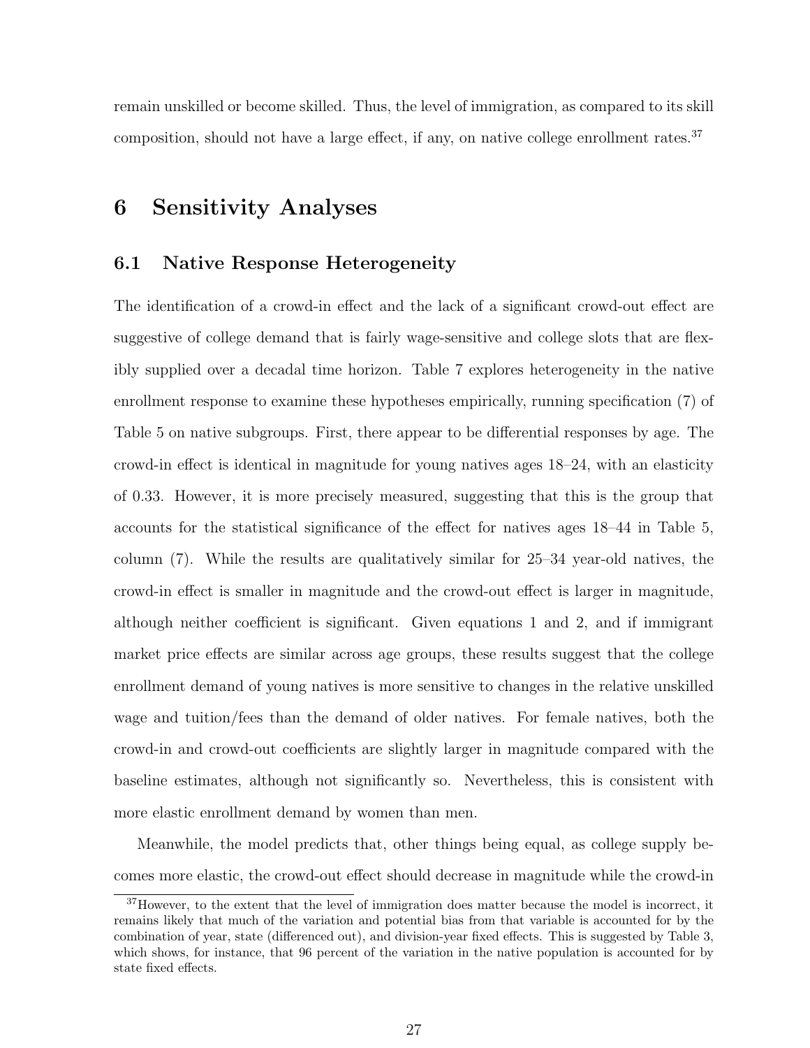remain unskilled or become skilled. Thus, the level of immigration, as compared to its skill composition, should not have a large effect, if any, on native college enrollment rates.[37]

# 6 Sensitivity Analyses

## 6.1 Native Response Heterogeneity

The identification of a crowd-in effect and the lack of a significant crowd-out effect are suggestive of college demand that is fairly wage-sensitive and college slots that are flexibly supplied over a decadal time horizon. Table 7 explores heterogeneity in the native enrollment response to examine these hypotheses empirically, running specification (7) of Table 5 on native subgroups. First, there appear to be differential responses by age. The crowd-in effect is identical in magnitude for young natives ages 18–24, with an elasticity of 0.33. However, it is more precisely measured, suggesting that this is the group that accounts for the statistical significance of the effect for natives ages 18–44 in Table 5, column (7). While the results are qualitatively similar for 25–34 year-old natives, the crowd-in effect is smaller in magnitude and the crowd-out effect is larger in magnitude, although neither coefficient is significant. Given equations 1 and 2, and if immigrant market price effects are similar across age groups, these results suggest that the college enrollment demand of young natives is more sensitive to changes in the relative unskilled wage and tuition/fees than the demand of older natives. For female natives, both the crowd-in and crowd-out coefficients are slightly larger in magnitude compared with the baseline estimates, although not significantly so. Nevertheless, this is consistent with more elastic enrollment demand by women than men.

Meanwhile, the model predicts that, other things being equal, as college supply becomes more elastic, the crowd-out effect should decrease in magnitude while the crowd-in

[37]However, to the extent that the level of immigration does matter because the model is incorrect, it remains likely that much of the variation and potential bias from that variable is accounted for by the combination of year, state (differenced out), and division-year fixed effects. This is suggested by Table 3, which shows, for instance, that 96 percent of the variation in the native population is accounted for by state fixed effects.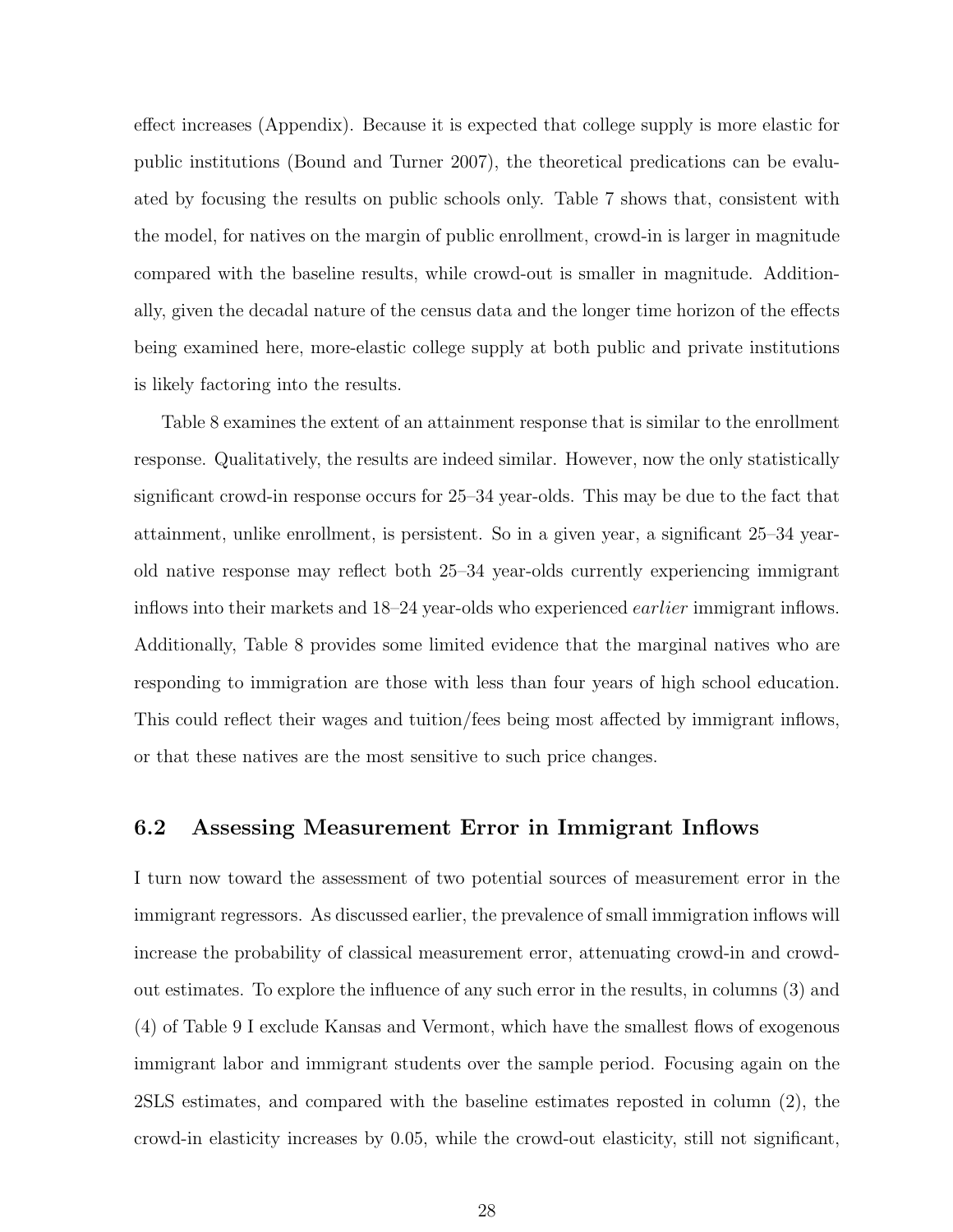effect increases (Appendix). Because it is expected that college supply is more elastic for public institutions (Bound and Turner 2007), the theoretical predications can be evaluated by focusing the results on public schools only. Table 7 shows that, consistent with the model, for natives on the margin of public enrollment, crowd-in is larger in magnitude compared with the baseline results, while crowd-out is smaller in magnitude. Additionally, given the decadal nature of the census data and the longer time horizon of the effects being examined here, more-elastic college supply at both public and private institutions is likely factoring into the results.

Table 8 examines the extent of an attainment response that is similar to the enrollment response. Qualitatively, the results are indeed similar. However, now the only statistically significant crowd-in response occurs for 25–34 year-olds. This may be due to the fact that attainment, unlike enrollment, is persistent. So in a given year, a significant 25–34 year-old native response may reflect both 25–34 year-olds currently experiencing immigrant inflows into their markets and 18–24 year-olds who experienced *earlier* immigrant inflows. Additionally, Table 8 provides some limited evidence that the marginal natives who are responding to immigration are those with less than four years of high school education. This could reflect their wages and tuition/fees being most affected by immigrant inflows, or that these natives are the most sensitive to such price changes.

## 6.2 Assessing Measurement Error in Immigrant Inflows

I turn now toward the assessment of two potential sources of measurement error in the immigrant regressors. As discussed earlier, the prevalence of small immigration inflows will increase the probability of classical measurement error, attenuating crowd-in and crowd-out estimates. To explore the influence of any such error in the results, in columns (3) and (4) of Table 9 I exclude Kansas and Vermont, which have the smallest flows of exogenous immigrant labor and immigrant students over the sample period. Focusing again on the 2SLS estimates, and compared with the baseline estimates reposted in column (2), the crowd-in elasticity increases by 0.05, while the crowd-out elasticity, still not significant,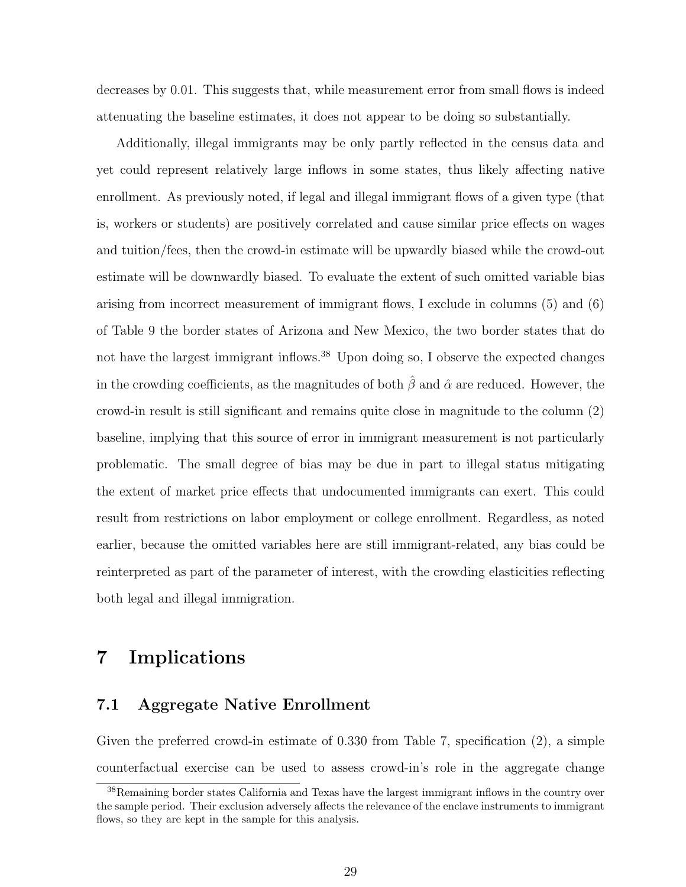decreases by 0.01. This suggests that, while measurement error from small flows is indeed attenuating the baseline estimates, it does not appear to be doing so substantially.

Additionally, illegal immigrants may be only partly reflected in the census data and yet could represent relatively large inflows in some states, thus likely affecting native enrollment. As previously noted, if legal and illegal immigrant flows of a given type (that is, workers or students) are positively correlated and cause similar price effects on wages and tuition/fees, then the crowd-in estimate will be upwardly biased while the crowd-out estimate will be downwardly biased. To evaluate the extent of such omitted variable bias arising from incorrect measurement of immigrant flows, I exclude in columns (5) and (6) of Table 9 the border states of Arizona and New Mexico, the two border states that do not have the largest immigrant inflows.[38] Upon doing so, I observe the expected changes in the crowding coefficients, as the magnitudes of both $\hat{\beta}$ and $\hat{\alpha}$ are reduced. However, the crowd-in result is still significant and remains quite close in magnitude to the column (2) baseline, implying that this source of error in immigrant measurement is not particularly problematic. The small degree of bias may be due in part to illegal status mitigating the extent of market price effects that undocumented immigrants can exert. This could result from restrictions on labor employment or college enrollment. Regardless, as noted earlier, because the omitted variables here are still immigrant-related, any bias could be reinterpreted as part of the parameter of interest, with the crowding elasticities reflecting both legal and illegal immigration.

# 7 Implications

## 7.1 Aggregate Native Enrollment

Given the preferred crowd-in estimate of 0.330 from Table 7, specification (2), a simple counterfactual exercise can be used to assess crowd-in's role in the aggregate change

[38] Remaining border states California and Texas have the largest immigrant inflows in the country over the sample period. Their exclusion adversely affects the relevance of the enclave instruments to immigrant flows, so they are kept in the sample for this analysis.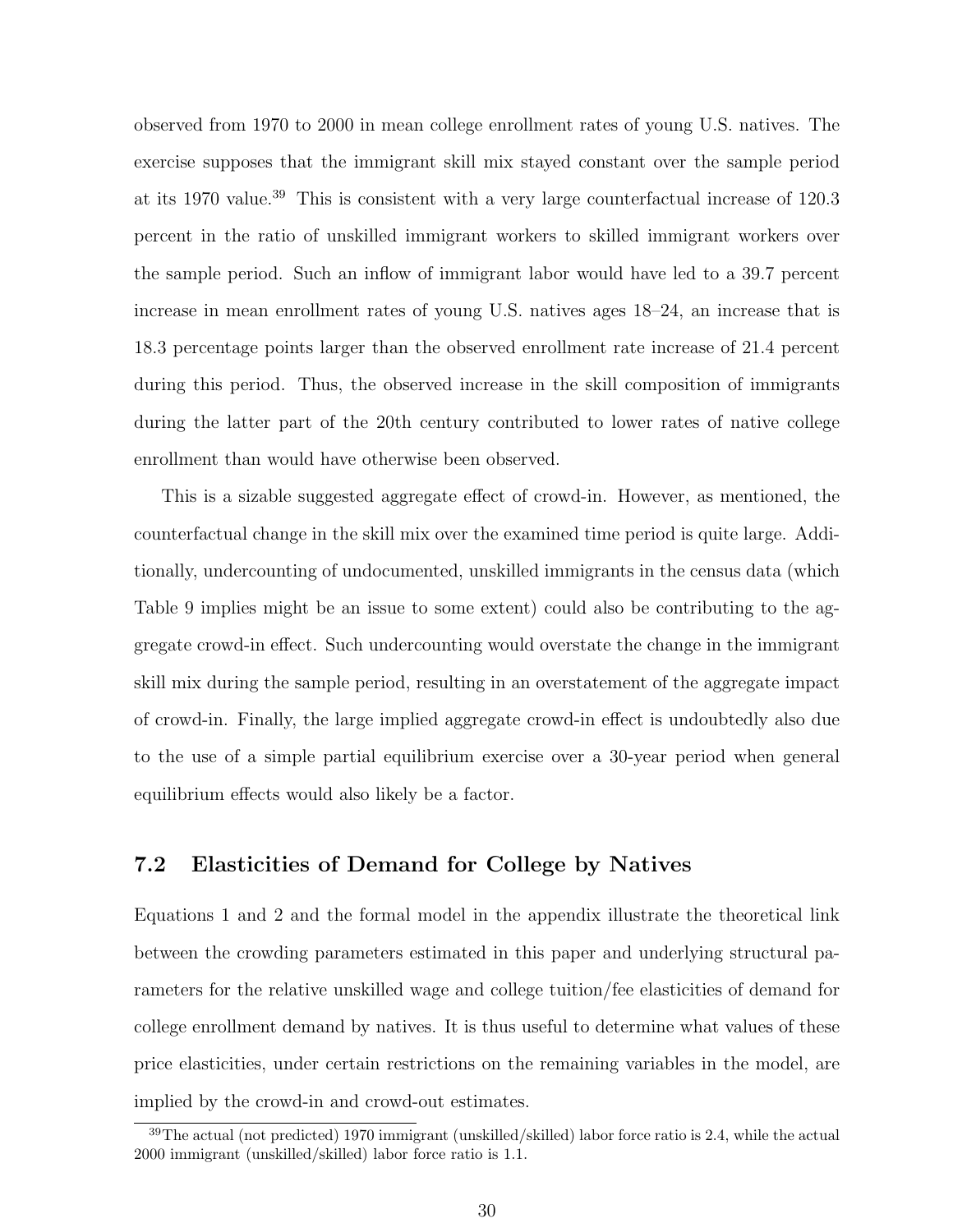observed from 1970 to 2000 in mean college enrollment rates of young U.S. natives. The exercise supposes that the immigrant skill mix stayed constant over the sample period at its 1970 value.[39] This is consistent with a very large counterfactual increase of 120.3 percent in the ratio of unskilled immigrant workers to skilled immigrant workers over the sample period. Such an inflow of immigrant labor would have led to a 39.7 percent increase in mean enrollment rates of young U.S. natives ages 18–24, an increase that is 18.3 percentage points larger than the observed enrollment rate increase of 21.4 percent during this period. Thus, the observed increase in the skill composition of immigrants during the latter part of the 20th century contributed to lower rates of native college enrollment than would have otherwise been observed.

This is a sizable suggested aggregate effect of crowd-in. However, as mentioned, the counterfactual change in the skill mix over the examined time period is quite large. Additionally, undercounting of undocumented, unskilled immigrants in the census data (which Table 9 implies might be an issue to some extent) could also be contributing to the aggregate crowd-in effect. Such undercounting would overstate the change in the immigrant skill mix during the sample period, resulting in an overstatement of the aggregate impact of crowd-in. Finally, the large implied aggregate crowd-in effect is undoubtedly also due to the use of a simple partial equilibrium exercise over a 30-year period when general equilibrium effects would also likely be a factor.

## 7.2 Elasticities of Demand for College by Natives

Equations 1 and 2 and the formal model in the appendix illustrate the theoretical link between the crowding parameters estimated in this paper and underlying structural parameters for the relative unskilled wage and college tuition/fee elasticities of demand for college enrollment demand by natives. It is thus useful to determine what values of these price elasticities, under certain restrictions on the remaining variables in the model, are implied by the crowd-in and crowd-out estimates.

[39] The actual (not predicted) 1970 immigrant (unskilled/skilled) labor force ratio is 2.4, while the actual 2000 immigrant (unskilled/skilled) labor force ratio is 1.1.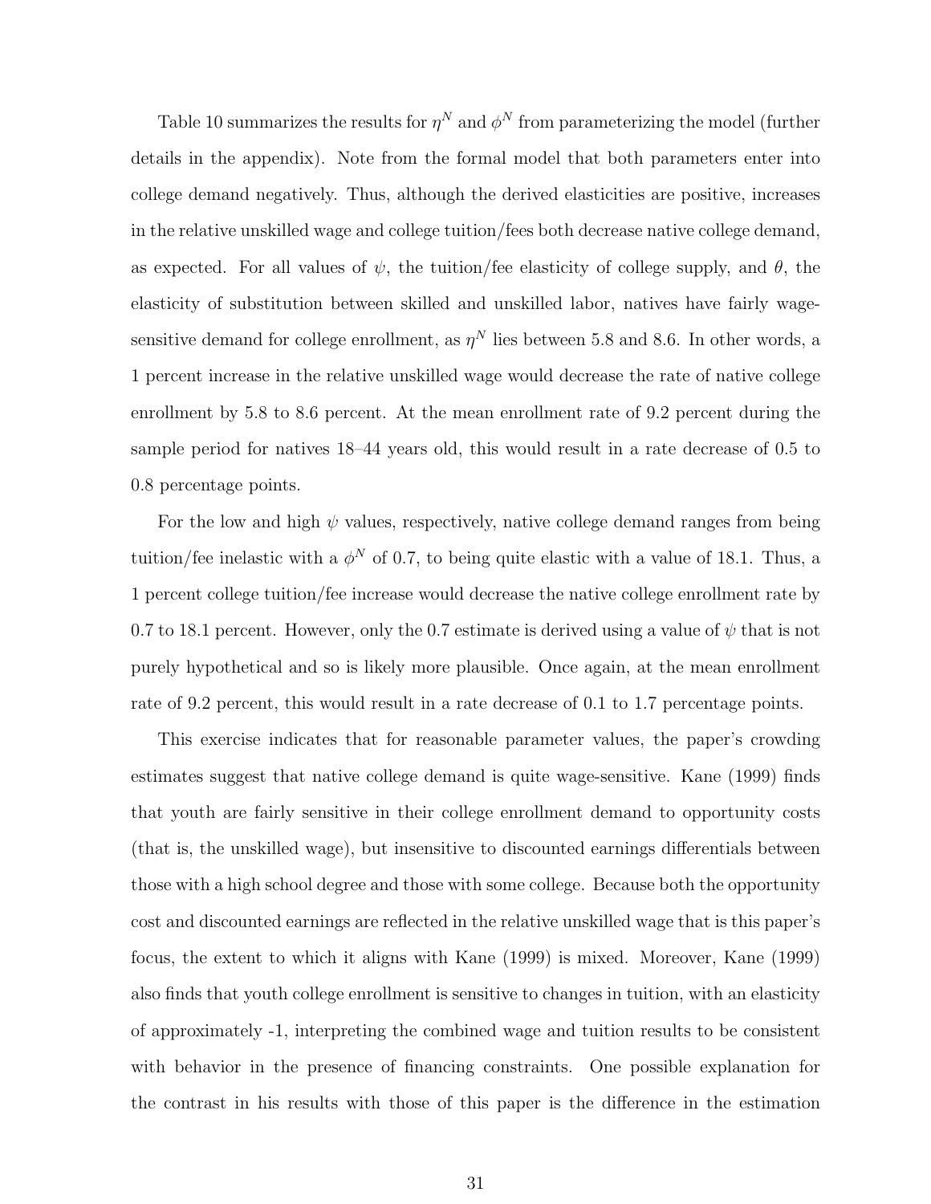Table 10 summarizes the results for $\eta^N$ and $\phi^N$ from parameterizing the model (further details in the appendix). Note from the formal model that both parameters enter into college demand negatively. Thus, although the derived elasticities are positive, increases in the relative unskilled wage and college tuition/fees both decrease native college demand, as expected. For all values of $\psi$, the tuition/fee elasticity of college supply, and $\theta$, the elasticity of substitution between skilled and unskilled labor, natives have fairly wage-sensitive demand for college enrollment, as $\eta^N$ lies between 5.8 and 8.6. In other words, a 1 percent increase in the relative unskilled wage would decrease the rate of native college enrollment by 5.8 to 8.6 percent. At the mean enrollment rate of 9.2 percent during the sample period for natives 18–44 years old, this would result in a rate decrease of 0.5 to 0.8 percentage points.

For the low and high $\psi$ values, respectively, native college demand ranges from being tuition/fee inelastic with a $\phi^N$ of 0.7, to being quite elastic with a value of 18.1. Thus, a 1 percent college tuition/fee increase would decrease the native college enrollment rate by 0.7 to 18.1 percent. However, only the 0.7 estimate is derived using a value of $\psi$ that is not purely hypothetical and so is likely more plausible. Once again, at the mean enrollment rate of 9.2 percent, this would result in a rate decrease of 0.1 to 1.7 percentage points.

This exercise indicates that for reasonable parameter values, the paper's crowding estimates suggest that native college demand is quite wage-sensitive. Kane (1999) finds that youth are fairly sensitive in their college enrollment demand to opportunity costs (that is, the unskilled wage), but insensitive to discounted earnings differentials between those with a high school degree and those with some college. Because both the opportunity cost and discounted earnings are reflected in the relative unskilled wage that is this paper's focus, the extent to which it aligns with Kane (1999) is mixed. Moreover, Kane (1999) also finds that youth college enrollment is sensitive to changes in tuition, with an elasticity of approximately -1, interpreting the combined wage and tuition results to be consistent with behavior in the presence of financing constraints. One possible explanation for the contrast in his results with those of this paper is the difference in the estimation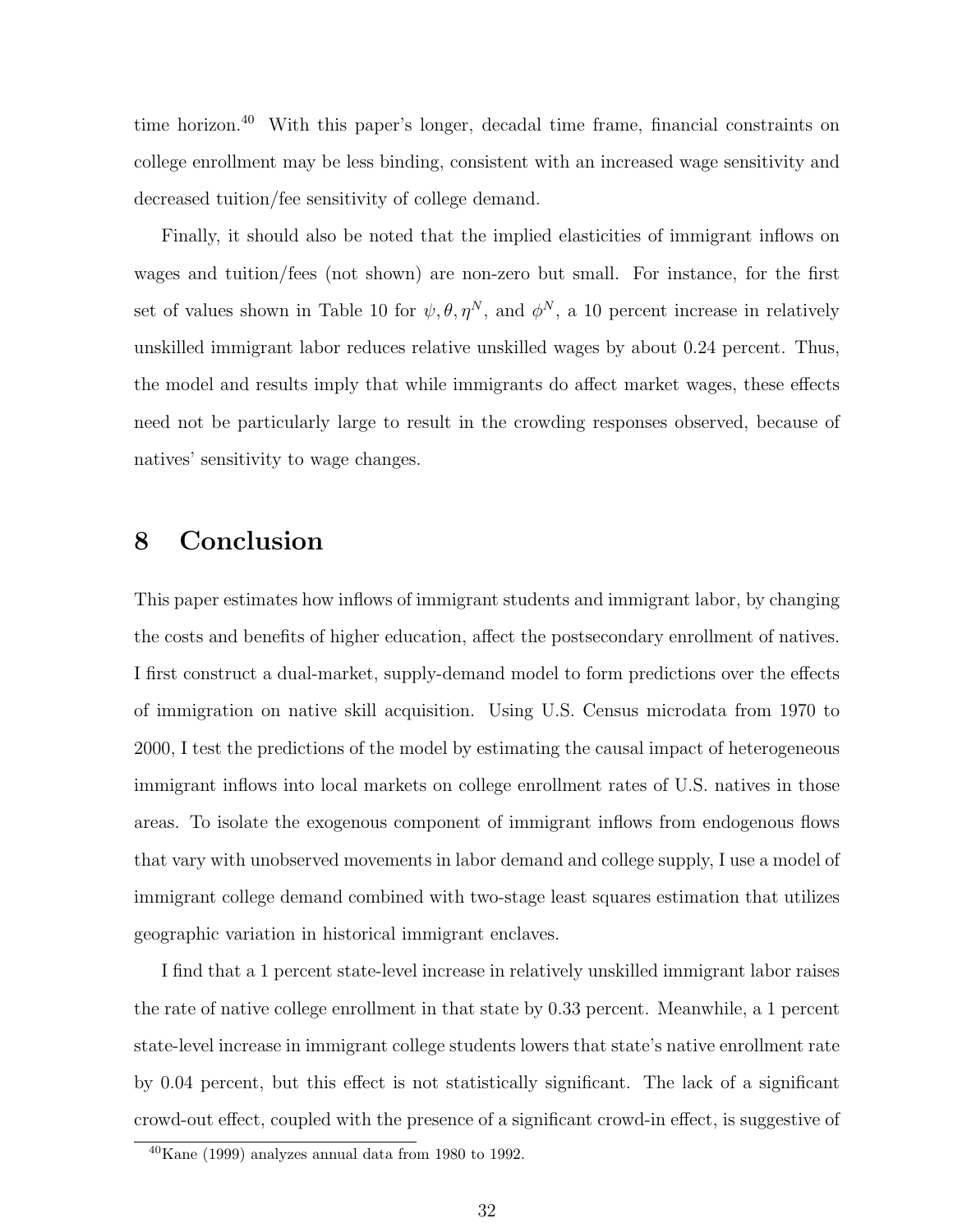time horizon.[40] With this paper's longer, decadal time frame, financial constraints on college enrollment may be less binding, consistent with an increased wage sensitivity and decreased tuition/fee sensitivity of college demand.

Finally, it should also be noted that the implied elasticities of immigrant inflows on wages and tuition/fees (not shown) are non-zero but small. For instance, for the first set of values shown in Table 10 for $\psi, \theta, \eta^N$, and $\phi^N$, a 10 percent increase in relatively unskilled immigrant labor reduces relative unskilled wages by about 0.24 percent. Thus, the model and results imply that while immigrants do affect market wages, these effects need not be particularly large to result in the crowding responses observed, because of natives' sensitivity to wage changes.

# 8 Conclusion

This paper estimates how inflows of immigrant students and immigrant labor, by changing the costs and benefits of higher education, affect the postsecondary enrollment of natives. I first construct a dual-market, supply-demand model to form predictions over the effects of immigration on native skill acquisition. Using U.S. Census microdata from 1970 to 2000, I test the predictions of the model by estimating the causal impact of heterogeneous immigrant inflows into local markets on college enrollment rates of U.S. natives in those areas. To isolate the exogenous component of immigrant inflows from endogenous flows that vary with unobserved movements in labor demand and college supply, I use a model of immigrant college demand combined with two-stage least squares estimation that utilizes geographic variation in historical immigrant enclaves.

I find that a 1 percent state-level increase in relatively unskilled immigrant labor raises the rate of native college enrollment in that state by 0.33 percent. Meanwhile, a 1 percent state-level increase in immigrant college students lowers that state's native enrollment rate by 0.04 percent, but this effect is not statistically significant. The lack of a significant crowd-out effect, coupled with the presence of a significant crowd-in effect, is suggestive of

[40] Kane (1999) analyzes annual data from 1980 to 1992.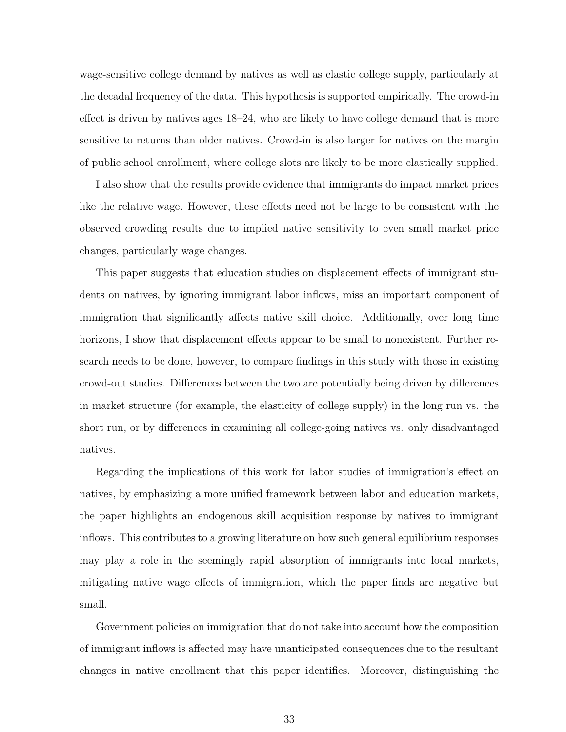wage-sensitive college demand by natives as well as elastic college supply, particularly at the decadal frequency of the data. This hypothesis is supported empirically. The crowd-in effect is driven by natives ages 18–24, who are likely to have college demand that is more sensitive to returns than older natives. Crowd-in is also larger for natives on the margin of public school enrollment, where college slots are likely to be more elastically supplied.

I also show that the results provide evidence that immigrants do impact market prices like the relative wage. However, these effects need not be large to be consistent with the observed crowding results due to implied native sensitivity to even small market price changes, particularly wage changes.

This paper suggests that education studies on displacement effects of immigrant students on natives, by ignoring immigrant labor inflows, miss an important component of immigration that significantly affects native skill choice. Additionally, over long time horizons, I show that displacement effects appear to be small to nonexistent. Further research needs to be done, however, to compare findings in this study with those in existing crowd-out studies. Differences between the two are potentially being driven by differences in market structure (for example, the elasticity of college supply) in the long run vs. the short run, or by differences in examining all college-going natives vs. only disadvantaged natives.

Regarding the implications of this work for labor studies of immigration's effect on natives, by emphasizing a more unified framework between labor and education markets, the paper highlights an endogenous skill acquisition response by natives to immigrant inflows. This contributes to a growing literature on how such general equilibrium responses may play a role in the seemingly rapid absorption of immigrants into local markets, mitigating native wage effects of immigration, which the paper finds are negative but small.

Government policies on immigration that do not take into account how the composition of immigrant inflows is affected may have unanticipated consequences due to the resultant changes in native enrollment that this paper identifies. Moreover, distinguishing the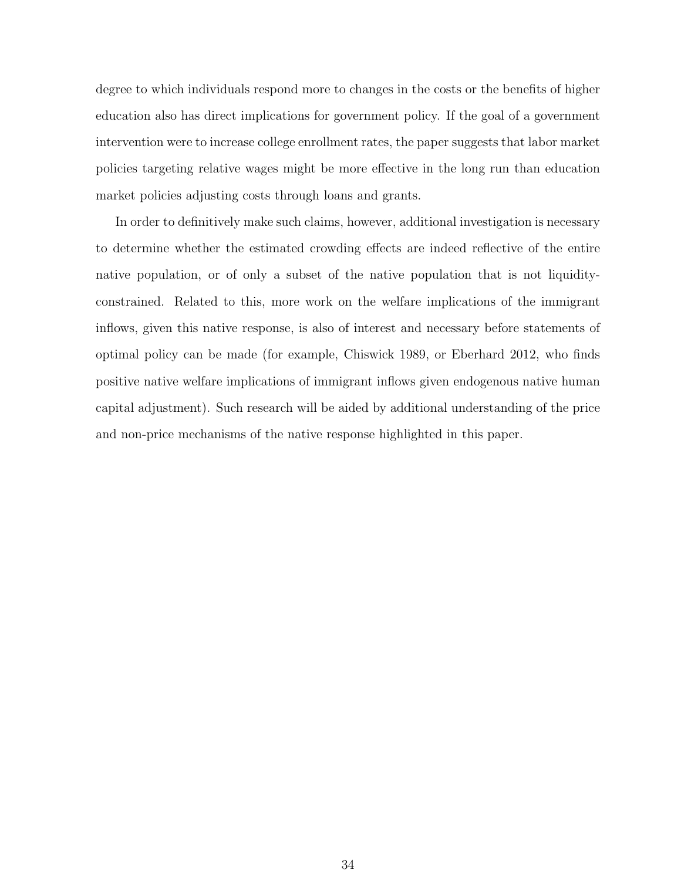degree to which individuals respond more to changes in the costs or the benefits of higher education also has direct implications for government policy. If the goal of a government intervention were to increase college enrollment rates, the paper suggests that labor market policies targeting relative wages might be more effective in the long run than education market policies adjusting costs through loans and grants.

In order to definitively make such claims, however, additional investigation is necessary to determine whether the estimated crowding effects are indeed reflective of the entire native population, or of only a subset of the native population that is not liquidity-constrained. Related to this, more work on the welfare implications of the immigrant inflows, given this native response, is also of interest and necessary before statements of optimal policy can be made (for example, Chiswick 1989, or Eberhard 2012, who finds positive native welfare implications of immigrant inflows given endogenous native human capital adjustment). Such research will be aided by additional understanding of the price and non-price mechanisms of the native response highlighted in this paper.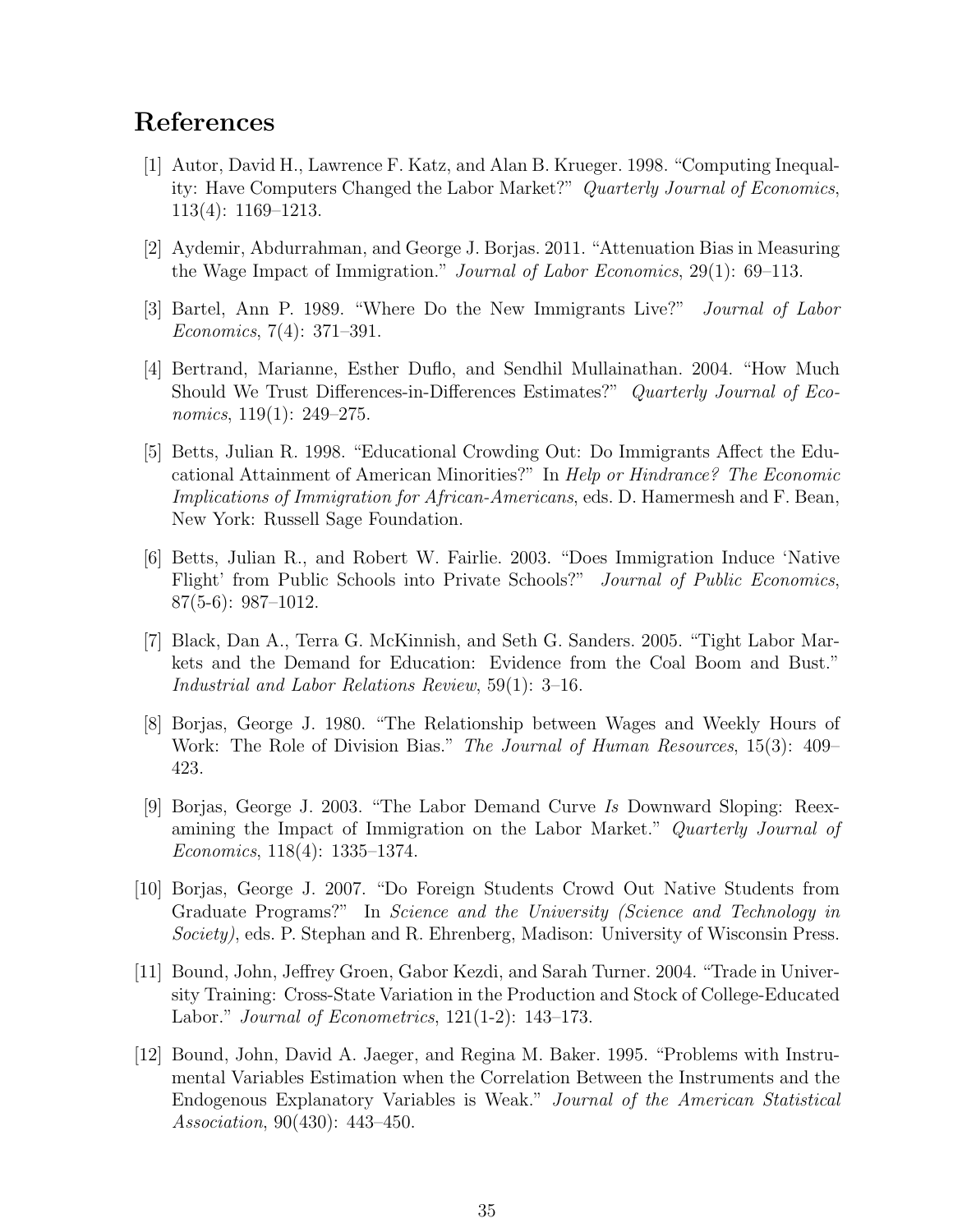# References

[1] Autor, David H., Lawrence F. Katz, and Alan B. Krueger. 1998. "Computing Inequality: Have Computers Changed the Labor Market?" *Quarterly Journal of Economics*, 113(4): 1169–1213.

[2] Aydemir, Abdurrahman, and George J. Borjas. 2011. "Attenuation Bias in Measuring the Wage Impact of Immigration." *Journal of Labor Economics*, 29(1): 69–113.

[3] Bartel, Ann P. 1989. "Where Do the New Immigrants Live?" *Journal of Labor Economics*, 7(4): 371–391.

[4] Bertrand, Marianne, Esther Duflo, and Sendhil Mullainathan. 2004. "How Much Should We Trust Differences-in-Differences Estimates?" *Quarterly Journal of Economics*, 119(1): 249–275.

[5] Betts, Julian R. 1998. "Educational Crowding Out: Do Immigrants Affect the Educational Attainment of American Minorities?" In *Help or Hindrance? The Economic Implications of Immigration for African-Americans*, eds. D. Hamermesh and F. Bean, New York: Russell Sage Foundation.

[6] Betts, Julian R., and Robert W. Fairlie. 2003. "Does Immigration Induce 'Native Flight' from Public Schools into Private Schools?" *Journal of Public Economics*, 87(5-6): 987–1012.

[7] Black, Dan A., Terra G. McKinnish, and Seth G. Sanders. 2005. "Tight Labor Markets and the Demand for Education: Evidence from the Coal Boom and Bust." *Industrial and Labor Relations Review*, 59(1): 3–16.

[8] Borjas, George J. 1980. "The Relationship between Wages and Weekly Hours of Work: The Role of Division Bias." *The Journal of Human Resources*, 15(3): 409–423.

[9] Borjas, George J. 2003. "The Labor Demand Curve *Is* Downward Sloping: Reexamining the Impact of Immigration on the Labor Market." *Quarterly Journal of Economics*, 118(4): 1335–1374.

[10] Borjas, George J. 2007. "Do Foreign Students Crowd Out Native Students from Graduate Programs?" In *Science and the University (Science and Technology in Society)*, eds. P. Stephan and R. Ehrenberg, Madison: University of Wisconsin Press.

[11] Bound, John, Jeffrey Groen, Gabor Kezdi, and Sarah Turner. 2004. "Trade in University Training: Cross-State Variation in the Production and Stock of College-Educated Labor." *Journal of Econometrics*, 121(1-2): 143–173.

[12] Bound, John, David A. Jaeger, and Regina M. Baker. 1995. "Problems with Instrumental Variables Estimation when the Correlation Between the Instruments and the Endogenous Explanatory Variables is Weak." *Journal of the American Statistical Association*, 90(430): 443–450.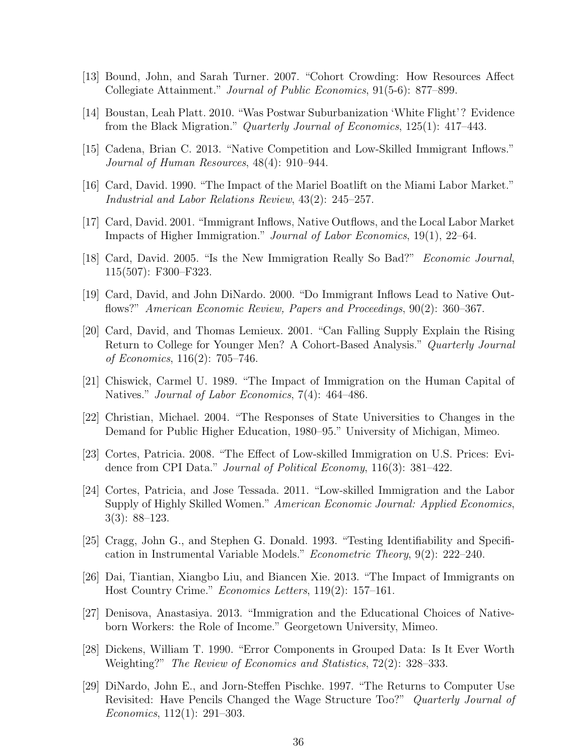[13] Bound, John, and Sarah Turner. 2007. "Cohort Crowding: How Resources Affect Collegiate Attainment." *Journal of Public Economics*, 91(5-6): 877–899.

[14] Boustan, Leah Platt. 2010. "Was Postwar Suburbanization 'White Flight'? Evidence from the Black Migration." *Quarterly Journal of Economics*, 125(1): 417–443.

[15] Cadena, Brian C. 2013. "Native Competition and Low-Skilled Immigrant Inflows." *Journal of Human Resources*, 48(4): 910–944.

[16] Card, David. 1990. "The Impact of the Mariel Boatlift on the Miami Labor Market." *Industrial and Labor Relations Review*, 43(2): 245–257.

[17] Card, David. 2001. "Immigrant Inflows, Native Outflows, and the Local Labor Market Impacts of Higher Immigration." *Journal of Labor Economics*, 19(1), 22–64.

[18] Card, David. 2005. "Is the New Immigration Really So Bad?" *Economic Journal*, 115(507): F300–F323.

[19] Card, David, and John DiNardo. 2000. "Do Immigrant Inflows Lead to Native Outflows?" *American Economic Review, Papers and Proceedings*, 90(2): 360–367.

[20] Card, David, and Thomas Lemieux. 2001. "Can Falling Supply Explain the Rising Return to College for Younger Men? A Cohort-Based Analysis." *Quarterly Journal of Economics*, 116(2): 705–746.

[21] Chiswick, Carmel U. 1989. "The Impact of Immigration on the Human Capital of Natives." *Journal of Labor Economics*, 7(4): 464–486.

[22] Christian, Michael. 2004. "The Responses of State Universities to Changes in the Demand for Public Higher Education, 1980–95." University of Michigan, Mimeo.

[23] Cortes, Patricia. 2008. "The Effect of Low-skilled Immigration on U.S. Prices: Evidence from CPI Data." *Journal of Political Economy*, 116(3): 381–422.

[24] Cortes, Patricia, and Jose Tessada. 2011. "Low-skilled Immigration and the Labor Supply of Highly Skilled Women." *American Economic Journal: Applied Economics*, 3(3): 88–123.

[25] Cragg, John G., and Stephen G. Donald. 1993. "Testing Identifiability and Specification in Instrumental Variable Models." *Econometric Theory*, 9(2): 222–240.

[26] Dai, Tiantian, Xiangbo Liu, and Biancen Xie. 2013. "The Impact of Immigrants on Host Country Crime." *Economics Letters*, 119(2): 157–161.

[27] Denisova, Anastasiya. 2013. "Immigration and the Educational Choices of Native-born Workers: the Role of Income." Georgetown University, Mimeo.

[28] Dickens, William T. 1990. "Error Components in Grouped Data: Is It Ever Worth Weighting?" *The Review of Economics and Statistics*, 72(2): 328–333.

[29] DiNardo, John E., and Jorn-Steffen Pischke. 1997. "The Returns to Computer Use Revisited: Have Pencils Changed the Wage Structure Too?" *Quarterly Journal of Economics*, 112(1): 291–303.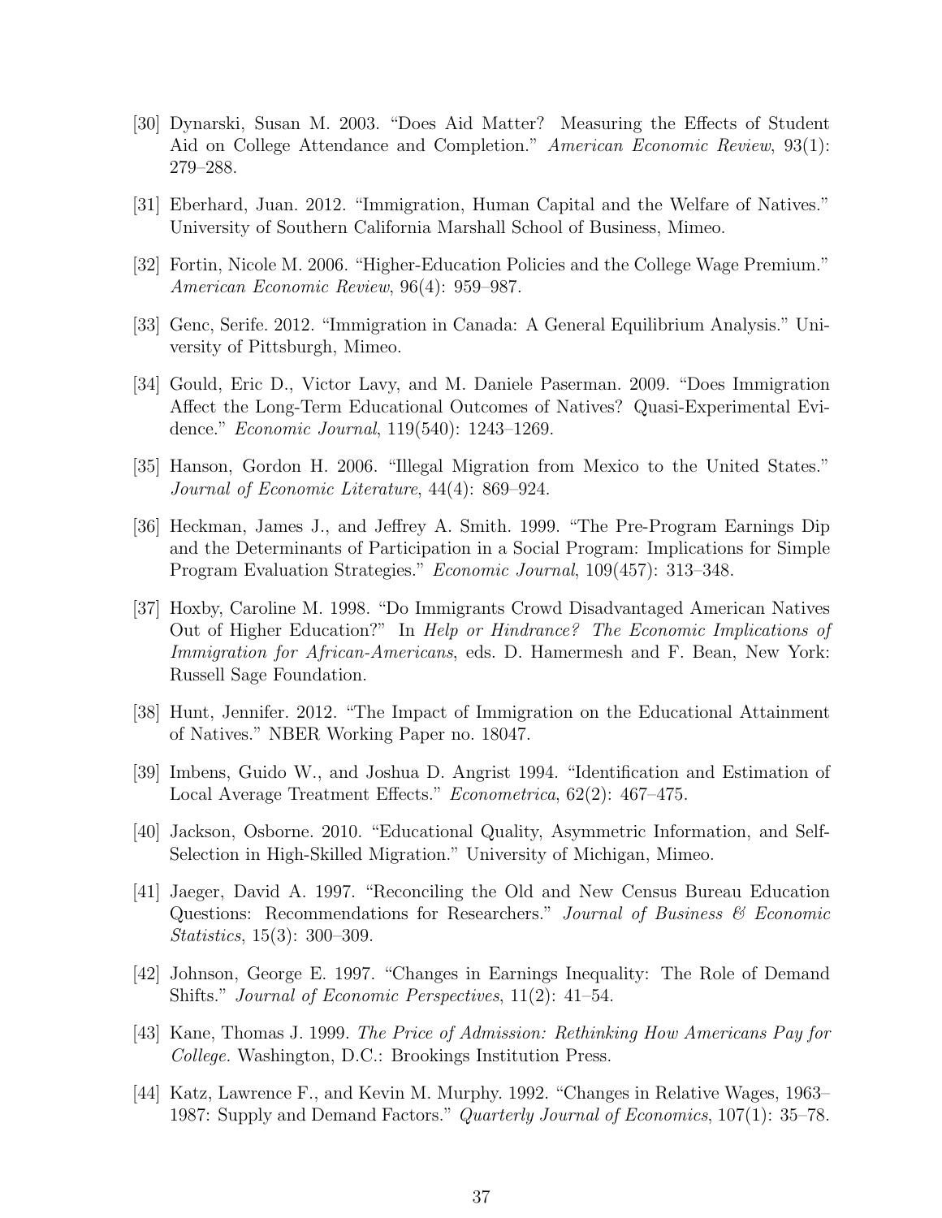[30] Dynarski, Susan M. 2003. "Does Aid Matter? Measuring the Effects of Student Aid on College Attendance and Completion." *American Economic Review*, 93(1): 279–288.

[31] Eberhard, Juan. 2012. "Immigration, Human Capital and the Welfare of Natives." University of Southern California Marshall School of Business, Mimeo.

[32] Fortin, Nicole M. 2006. "Higher-Education Policies and the College Wage Premium." *American Economic Review*, 96(4): 959–987.

[33] Genc, Serife. 2012. "Immigration in Canada: A General Equilibrium Analysis." University of Pittsburgh, Mimeo.

[34] Gould, Eric D., Victor Lavy, and M. Daniele Paserman. 2009. "Does Immigration Affect the Long-Term Educational Outcomes of Natives? Quasi-Experimental Evidence." *Economic Journal*, 119(540): 1243–1269.

[35] Hanson, Gordon H. 2006. "Illegal Migration from Mexico to the United States." *Journal of Economic Literature*, 44(4): 869–924.

[36] Heckman, James J., and Jeffrey A. Smith. 1999. "The Pre-Program Earnings Dip and the Determinants of Participation in a Social Program: Implications for Simple Program Evaluation Strategies." *Economic Journal*, 109(457): 313–348.

[37] Hoxby, Caroline M. 1998. "Do Immigrants Crowd Disadvantaged American Natives Out of Higher Education?" In *Help or Hindrance? The Economic Implications of Immigration for African-Americans*, eds. D. Hamermesh and F. Bean, New York: Russell Sage Foundation.

[38] Hunt, Jennifer. 2012. "The Impact of Immigration on the Educational Attainment of Natives." NBER Working Paper no. 18047.

[39] Imbens, Guido W., and Joshua D. Angrist 1994. "Identification and Estimation of Local Average Treatment Effects." *Econometrica*, 62(2): 467–475.

[40] Jackson, Osborne. 2010. "Educational Quality, Asymmetric Information, and Self-Selection in High-Skilled Migration." University of Michigan, Mimeo.

[41] Jaeger, David A. 1997. "Reconciling the Old and New Census Bureau Education Questions: Recommendations for Researchers." *Journal of Business & Economic Statistics*, 15(3): 300–309.

[42] Johnson, George E. 1997. "Changes in Earnings Inequality: The Role of Demand Shifts." *Journal of Economic Perspectives*, 11(2): 41–54.

[43] Kane, Thomas J. 1999. *The Price of Admission: Rethinking How Americans Pay for College.* Washington, D.C.: Brookings Institution Press.

[44] Katz, Lawrence F., and Kevin M. Murphy. 1992. "Changes in Relative Wages, 1963–1987: Supply and Demand Factors." *Quarterly Journal of Economics*, 107(1): 35–78.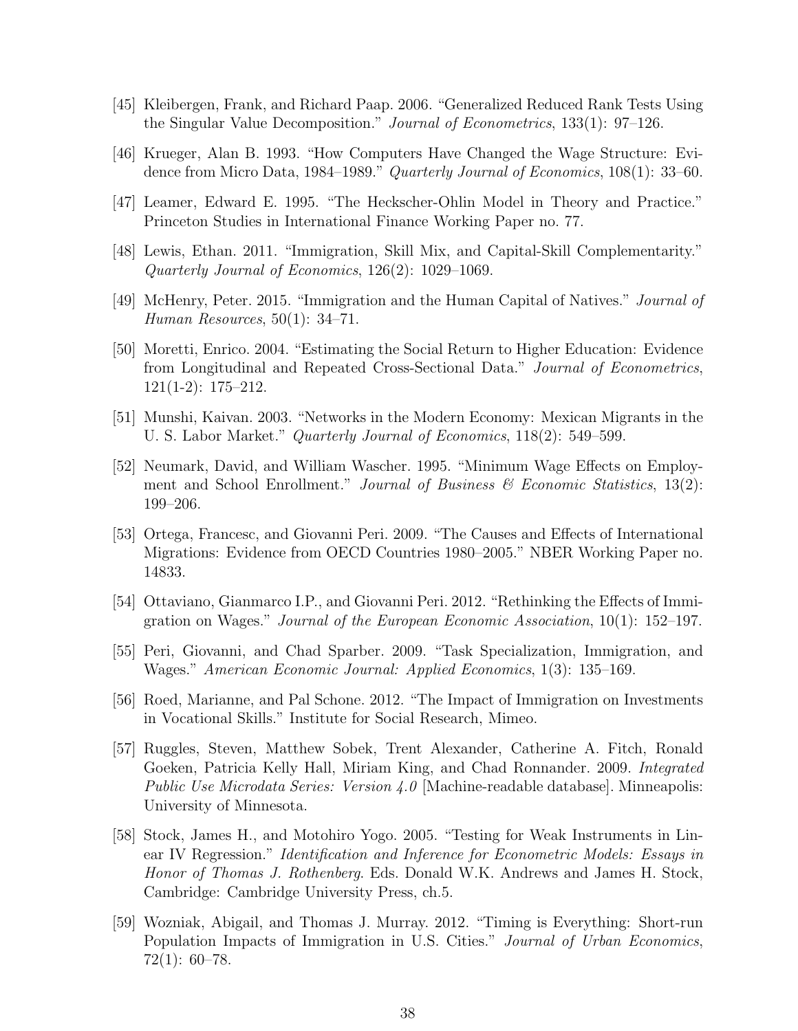[45] Kleibergen, Frank, and Richard Paap. 2006. "Generalized Reduced Rank Tests Using the Singular Value Decomposition." *Journal of Econometrics*, 133(1): 97–126.

[46] Krueger, Alan B. 1993. "How Computers Have Changed the Wage Structure: Evidence from Micro Data, 1984–1989." *Quarterly Journal of Economics*, 108(1): 33–60.

[47] Leamer, Edward E. 1995. "The Heckscher-Ohlin Model in Theory and Practice." Princeton Studies in International Finance Working Paper no. 77.

[48] Lewis, Ethan. 2011. "Immigration, Skill Mix, and Capital-Skill Complementarity." *Quarterly Journal of Economics*, 126(2): 1029–1069.

[49] McHenry, Peter. 2015. "Immigration and the Human Capital of Natives." *Journal of Human Resources*, 50(1): 34–71.

[50] Moretti, Enrico. 2004. "Estimating the Social Return to Higher Education: Evidence from Longitudinal and Repeated Cross-Sectional Data." *Journal of Econometrics*, 121(1-2): 175–212.

[51] Munshi, Kaivan. 2003. "Networks in the Modern Economy: Mexican Migrants in the U. S. Labor Market." *Quarterly Journal of Economics*, 118(2): 549–599.

[52] Neumark, David, and William Wascher. 1995. "Minimum Wage Effects on Employment and School Enrollment." *Journal of Business & Economic Statistics*, 13(2): 199–206.

[53] Ortega, Francesc, and Giovanni Peri. 2009. "The Causes and Effects of International Migrations: Evidence from OECD Countries 1980–2005." NBER Working Paper no. 14833.

[54] Ottaviano, Gianmarco I.P., and Giovanni Peri. 2012. "Rethinking the Effects of Immigration on Wages." *Journal of the European Economic Association*, 10(1): 152–197.

[55] Peri, Giovanni, and Chad Sparber. 2009. "Task Specialization, Immigration, and Wages." *American Economic Journal: Applied Economics*, 1(3): 135–169.

[56] Roed, Marianne, and Pal Schone. 2012. "The Impact of Immigration on Investments in Vocational Skills." Institute for Social Research, Mimeo.

[57] Ruggles, Steven, Matthew Sobek, Trent Alexander, Catherine A. Fitch, Ronald Goeken, Patricia Kelly Hall, Miriam King, and Chad Ronnander. 2009. *Integrated Public Use Microdata Series: Version 4.0* [Machine-readable database]. Minneapolis: University of Minnesota.

[58] Stock, James H., and Motohiro Yogo. 2005. "Testing for Weak Instruments in Linear IV Regression." *Identification and Inference for Econometric Models: Essays in Honor of Thomas J. Rothenberg*. Eds. Donald W.K. Andrews and James H. Stock, Cambridge: Cambridge University Press, ch.5.

[59] Wozniak, Abigail, and Thomas J. Murray. 2012. "Timing is Everything: Short-run Population Impacts of Immigration in U.S. Cities." *Journal of Urban Economics*, 72(1): 60–78.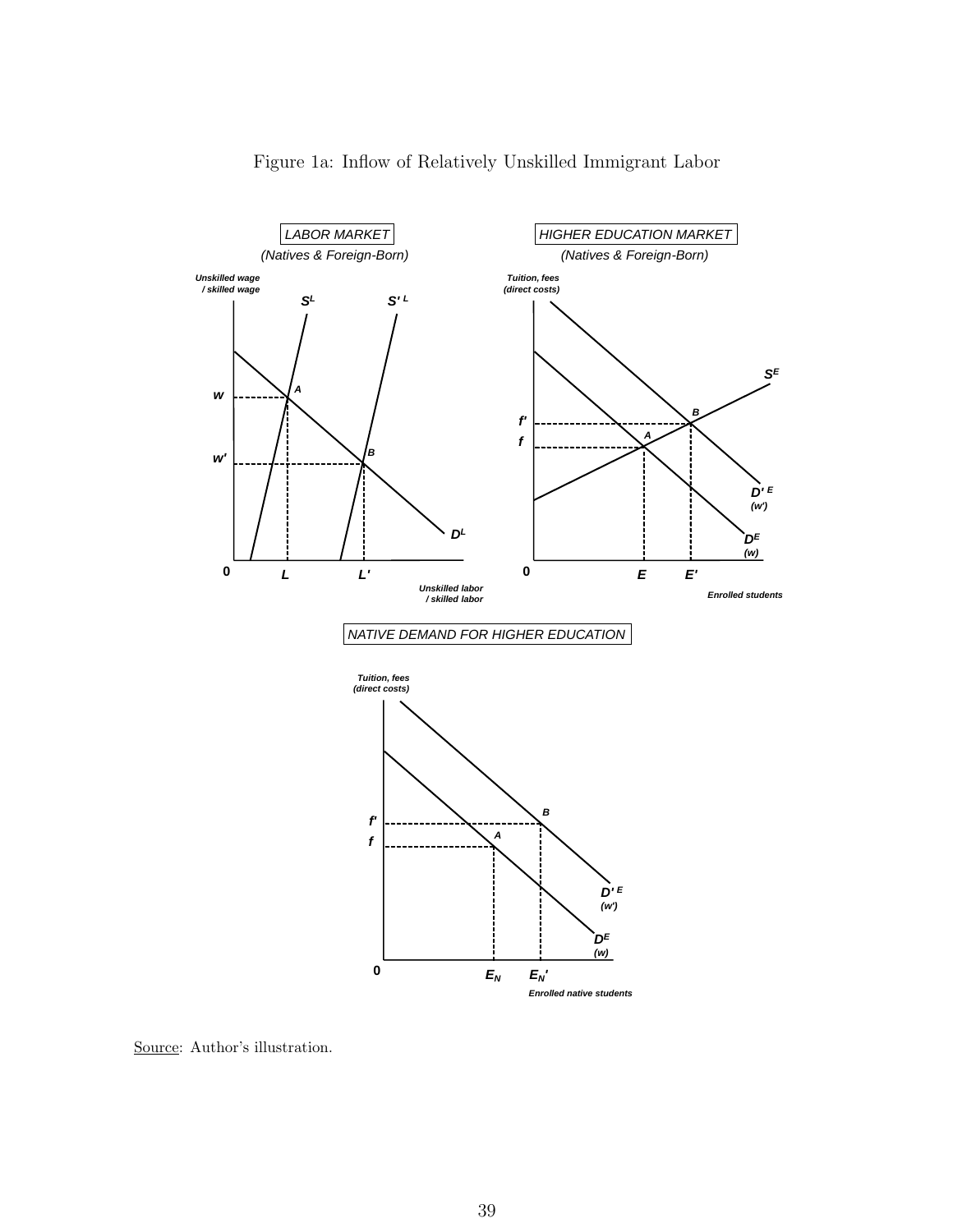Figure 1a: Inflow of Relatively Unskilled Immigrant Labor

Source: Author's illustration.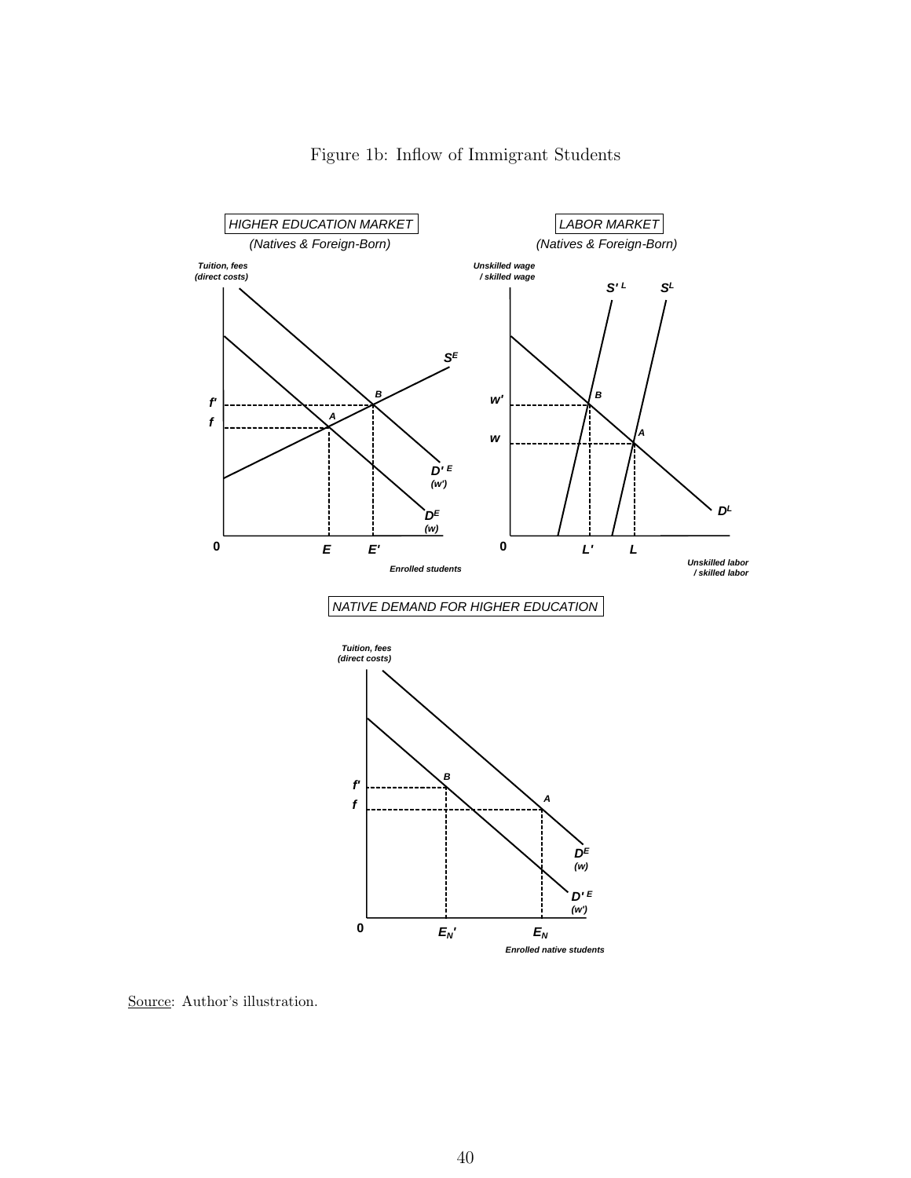Figure 1b: Inflow of Immigrant Students

Source: Author's illustration.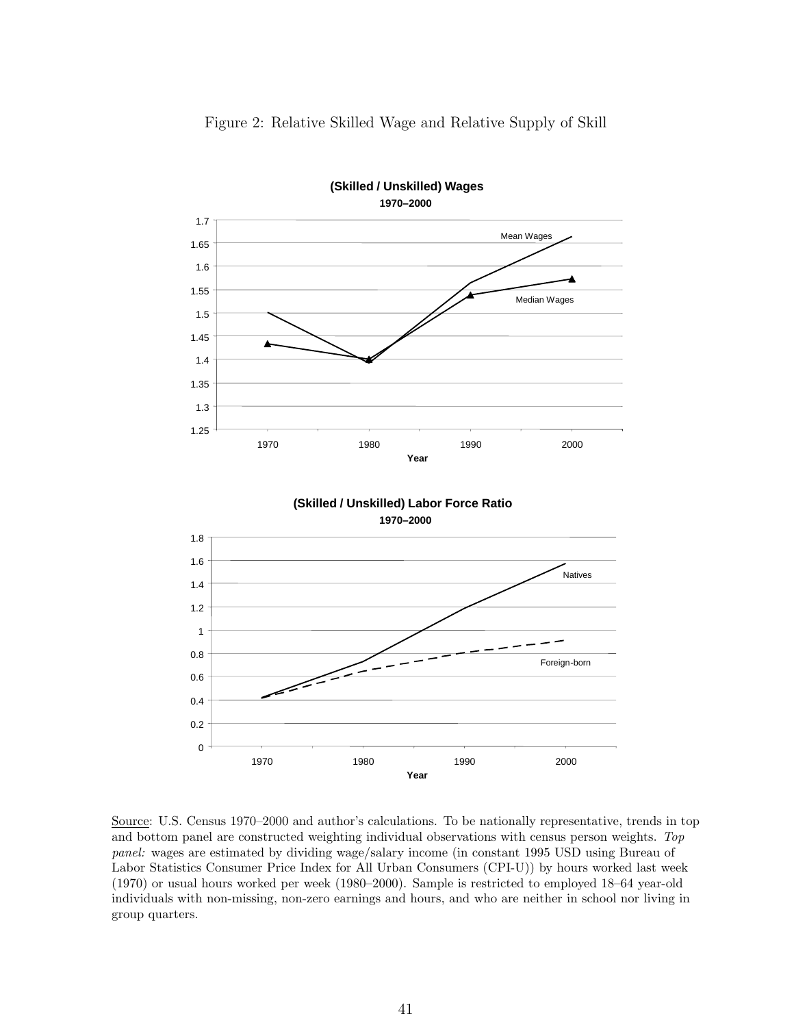Figure 2: Relative Skilled Wage and Relative Supply of Skill

**(Skilled / Unskilled) Wages**

**1970–2000**

**(Skilled / Unskilled) Labor Force Ratio**

**1970–2000**

Source: U.S. Census 1970–2000 and author's calculations. To be nationally representative, trends in top and bottom panel are constructed weighting individual observations with census person weights. *Top panel:* wages are estimated by dividing wage/salary income (in constant 1995 USD using Bureau of Labor Statistics Consumer Price Index for All Urban Consumers (CPI-U)) by hours worked last week (1970) or usual hours worked per week (1980–2000). Sample is restricted to employed 18–64 year-old individuals with non-missing, non-zero earnings and hours, and who are neither in school nor living in group quarters.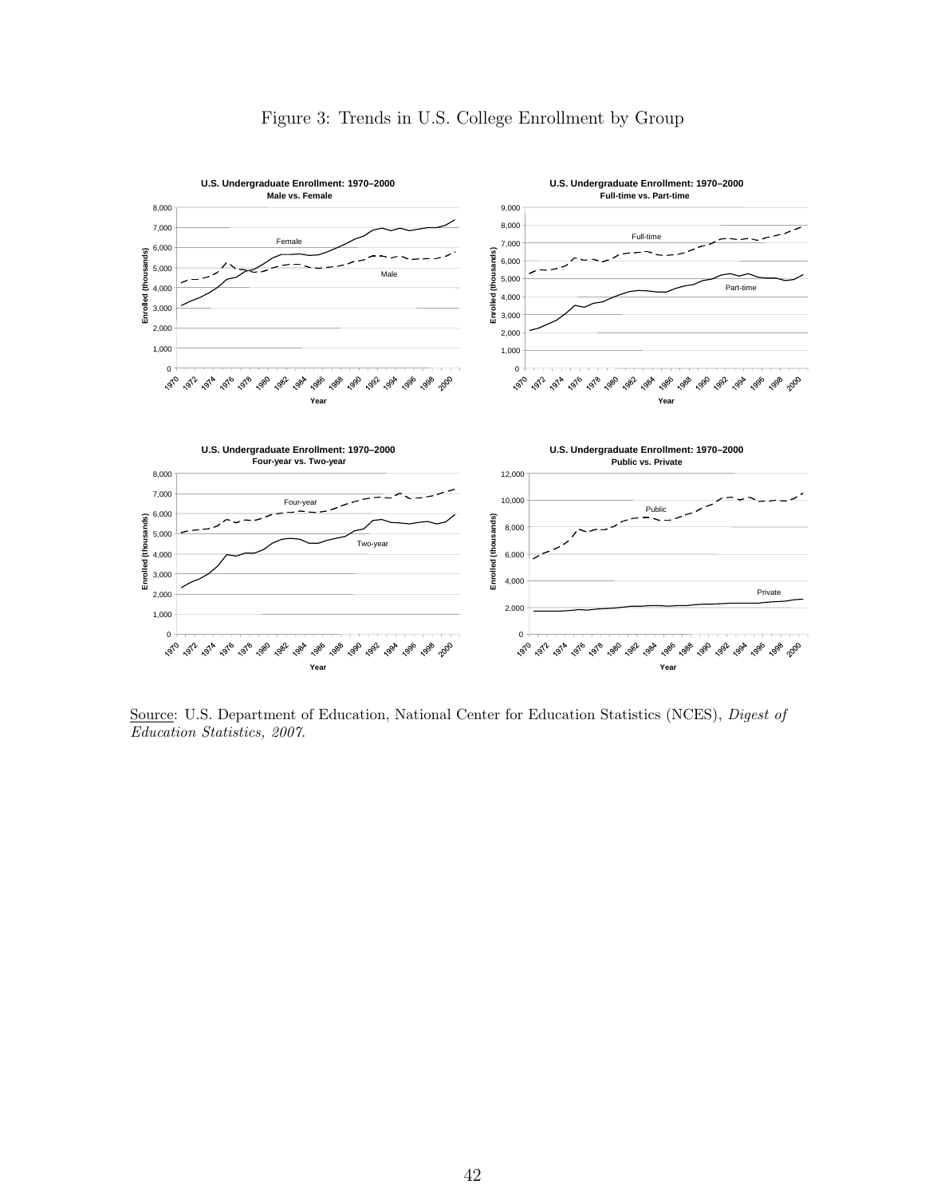Figure 3: Trends in U.S. College Enrollment by Group

Source: U.S. Department of Education, National Center for Education Statistics (NCES), *Digest of Education Statistics, 2007.*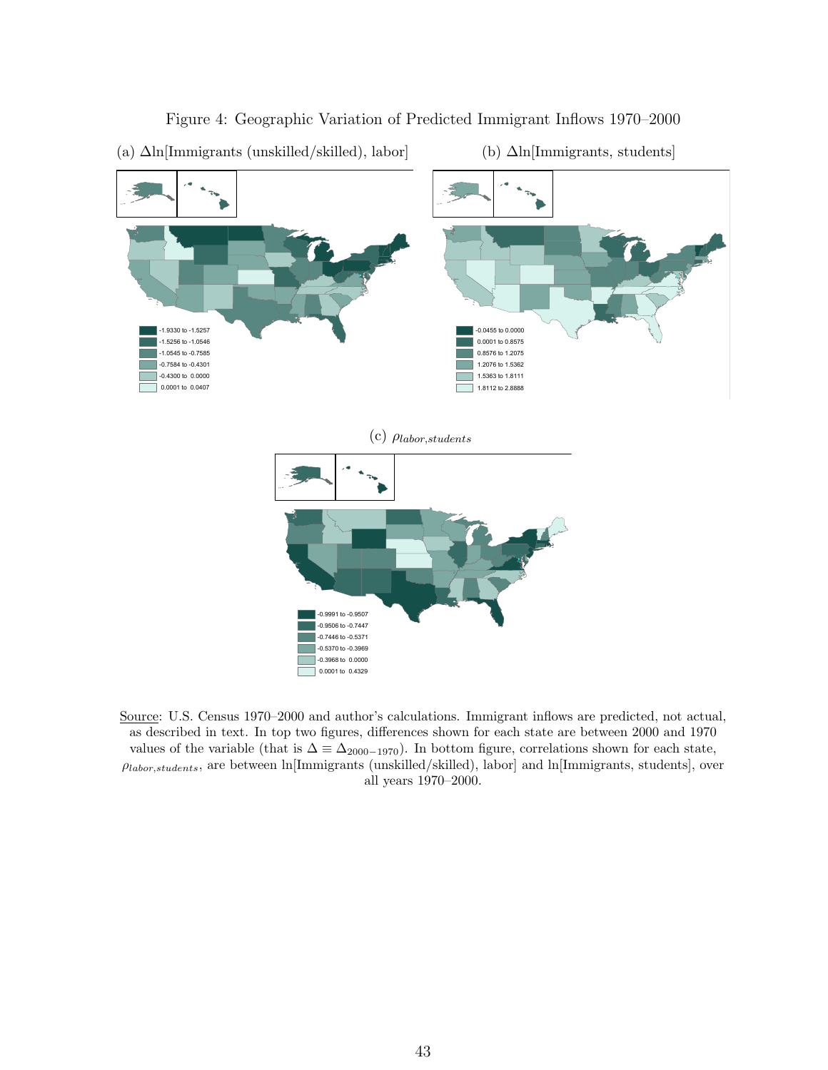Figure 4: Geographic Variation of Predicted Immigrant Inflows 1970–2000

(a) $\Delta$ln[Immigrants (unskilled/skilled), labor]

-1.9330 to -1.5257
-1.5256 to -1.0546
-1.0545 to -0.7585
-0.7584 to -0.4301
-0.4300 to 0.0000
0.0001 to 0.0407

(b) $\Delta$ln[Immigrants, students]

-0.0455 to 0.0000
0.0001 to 0.8575
0.8576 to 1.2075
1.2076 to 1.5362
1.5363 to 1.8111
1.8112 to 2.8888

(c) $\rho_{labor,students}$

-0.9991 to -0.9507
-0.9506 to -0.7447
-0.7446 to -0.5371
-0.5370 to -0.3969
-0.3968 to 0.0000
0.0001 to 0.4329

Source: U.S. Census 1970–2000 and author's calculations. Immigrant inflows are predicted, not actual, as described in text. In top two figures, differences shown for each state are between 2000 and 1970 values of the variable (that is $\Delta \equiv \Delta_{2000-1970}$). In bottom figure, correlations shown for each state, $\rho_{labor,students}$, are between ln[Immigrants (unskilled/skilled), labor] and ln[Immigrants, students], over all years 1970–2000.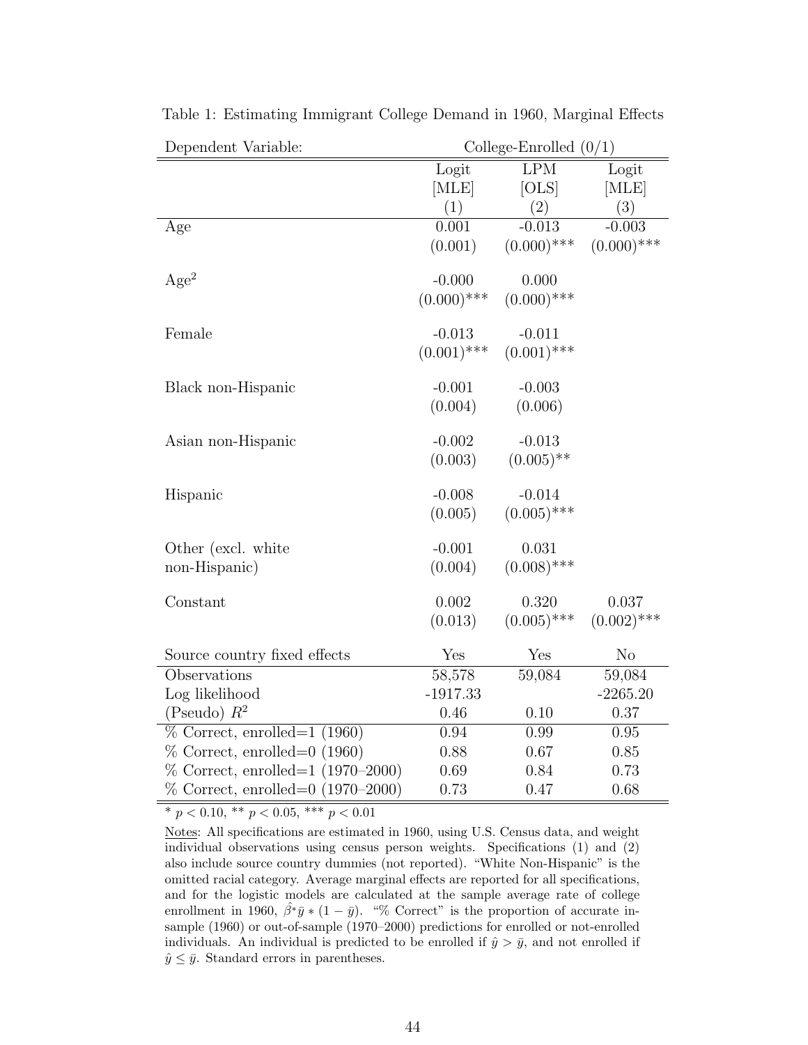Table 1: Estimating Immigrant College Demand in 1960, Marginal Effects

| Dependent Variable: | College-Enrolled (0/1) | | |
|---|---|---|---|
| | Logit [MLE] (1) | LPM [OLS] (2) | Logit [MLE] (3) |
| Age | 0.001 | -0.013 | -0.003 |
| | (0.001) | (0.000)*** | (0.000)*** |
| Age$^2$ | -0.000 | 0.000 | |
| | (0.000)*** | (0.000)*** | |
| Female | -0.013 | -0.011 | |
| | (0.001)*** | (0.001)*** | |
| Black non-Hispanic | -0.001 | -0.003 | |
| | (0.004) | (0.006) | |
| Asian non-Hispanic | -0.002 | -0.013 | |
| | (0.003) | (0.005)** | |
| Hispanic | -0.008 | -0.014 | |
| | (0.005) | (0.005)*** | |
| Other (excl. white non-Hispanic) | -0.001 | 0.031 | |
| | (0.004) | (0.008)*** | |
| Constant | 0.002 | 0.320 | 0.037 |
| | (0.013) | (0.005)*** | (0.002)*** |
| Source country fixed effects | Yes | Yes | No |
| Observations | 58,578 | 59,084 | 59,084 |
| Log likelihood | -1917.33 | | -2265.20 |
| (Pseudo) $R^2$ | 0.46 | 0.10 | 0.37 |
| % Correct, enrolled=1 (1960) | 0.94 | 0.99 | 0.95 |
| % Correct, enrolled=0 (1960) | 0.88 | 0.67 | 0.85 |
| % Correct, enrolled=1 (1970–2000) | 0.69 | 0.84 | 0.73 |
| % Correct, enrolled=0 (1970–2000) | 0.73 | 0.47 | 0.68 |

* $p < 0.10$, ** $p < 0.05$, *** $p < 0.01$

Notes: All specifications are estimated in 1960, using U.S. Census data, and weight individual observations using census person weights. Specifications (1) and (2) also include source country dummies (not reported). "White Non-Hispanic" is the omitted racial category. Average marginal effects are reported for all specifications, and for the logistic models are calculated at the sample average rate of college enrollment in 1960, $\hat{\beta} * \bar{y} * (1 - \bar{y})$. "% Correct" is the proportion of accurate in-sample (1960) or out-of-sample (1970–2000) predictions for enrolled or not-enrolled individuals. An individual is predicted to be enrolled if $\hat{y} > \bar{y}$, and not enrolled if $\hat{y} \leq \bar{y}$. Standard errors in parentheses.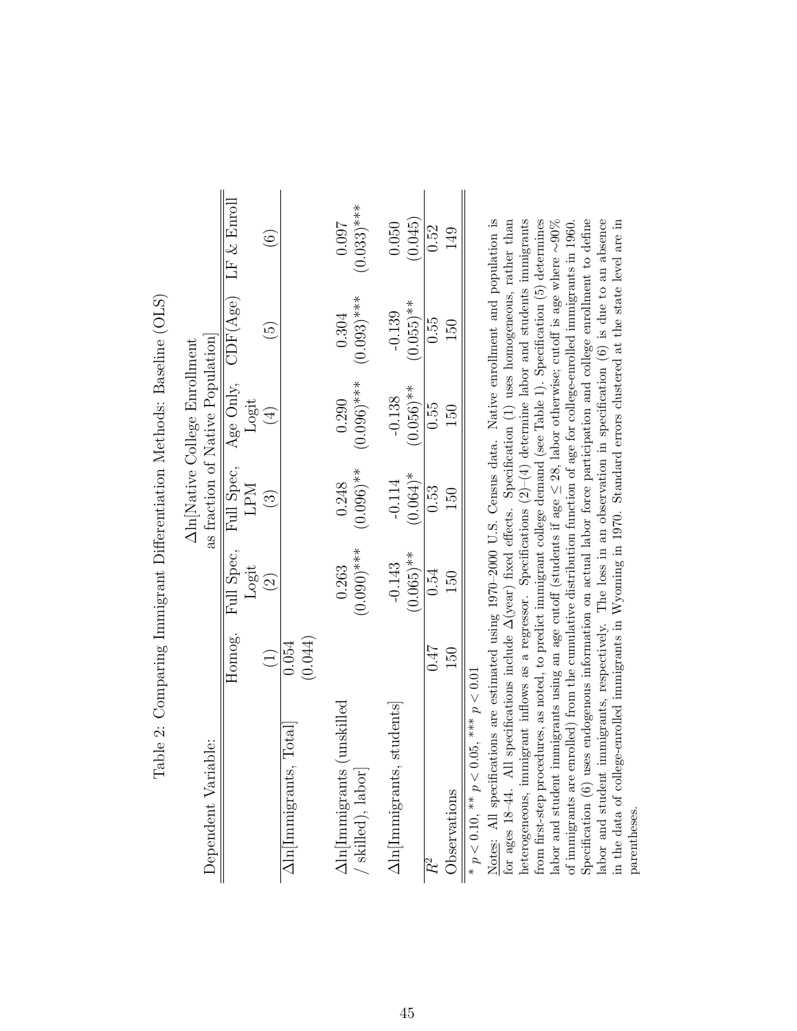Table 2: Comparing Immigrant Differentiation Methods: Baseline (OLS)

| Dependent Variable: | $\Delta$ln[Native College Enrollment as fraction of Native Population] | | | | | |
|---|---|---|---|---|---|---|
| | Homog. | Full Spec, Logit | Full Spec, LPM | Age Only, Logit | CDF(Age) | LF & Enroll |
| | (1) | (2) | (3) | (4) | (5) | (6) |
| $\Delta$ln[Immigrants, Total] | 0.054 | | | | | |
| | (0.044) | | | | | |
| $\Delta$ln[Immigrants (unskilled / skilled), labor] | | 0.263 | 0.248 | 0.290 | 0.304 | 0.097 |
| | | (0.090)*** | (0.096)** | (0.096)*** | (0.093)*** | (0.033)*** |
| $\Delta$ln[Immigrants, students] | | -0.143 | -0.114 | -0.138 | -0.139 | 0.050 |
| | | (0.065)** | (0.064)* | (0.056)** | (0.055)** | (0.045) |
| $R^2$ | 0.47 | 0.54 | 0.53 | 0.55 | 0.55 | 0.52 |
| Observations | 150 | 150 | 150 | 150 | 150 | 149 |

* $p < 0.10$, ** $p < 0.05$, *** $p < 0.01$

Notes: All specifications are estimated using 1970–2000 U.S. Census data. Native enrollment and population is for ages 18–44. All specifications include $\Delta$(year) fixed effects. Specification (1) uses homogeneous, rather than heterogeneous, immigrant inflows as a regressor. Specifications (2)–(4) determine labor and students immigrants from first-step procedures, as noted, to predict immigrant college demand (see Table 1). Specification (5) determines labor and student immigrants using an age cutoff (students if age $\leq 28$, labor otherwise; cutoff is age where ~90% of immigrants are enrolled) from the cumulative distribution function of age for college-enrolled immigrants in 1960. Specification (6) uses endogenous information on actual labor force participation and college enrollment to define labor and student immigrants, respectively. The loss in an observation in specification (6) is due to an absence in the data of college-enrolled immigrants in Wyoming in 1970. Standard errors clustered at the state level are in parentheses.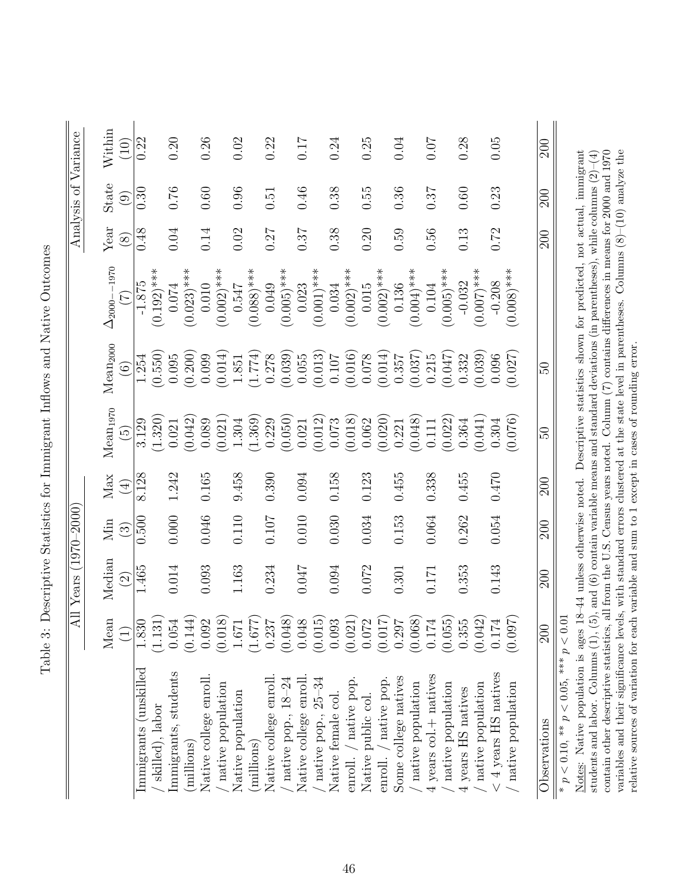Table 3: Descriptive Statistics for Immigrant Inflows and Native Outcomes

| | All Years (1970–2000) | | | | | | | Analysis of Variance | | |
|---|---|---|---|---|---|---|---|---|---|---|
| | Mean (1) | Median (2) | Min (3) | Max (4) | $\text{Mean}_{1970}$ (5) | $\text{Mean}_{2000}$ (6) | $\Delta_{2000-1970}$ (7) | Year (8) | State (9) | Within (10) |
| Immigrants (unskilled / skilled), labor | 1.830 (1.131) | 1.465 | 0.500 | 8.128 | 3.129 (1.320) | 1.254 (0.550) | -1.875 (0.192)*** | 0.48 | 0.30 | 0.22 |
| Immigrants, students (millions) | 0.054 (0.144) | 0.014 | 0.000 | 1.242 | 0.021 (0.042) | 0.095 (0.200) | 0.074 (0.023)*** | 0.04 | 0.76 | 0.20 |
| Native college enroll. / native population | 0.092 (0.018) | 0.093 | 0.046 | 0.165 | 0.089 (0.021) | 0.099 (0.014) | 0.010 (0.002)*** | 0.14 | 0.60 | 0.26 |
| Native population (millions) | 1.671 (1.677) | 1.163 | 0.110 | 9.458 | 1.304 (1.369) | 1.851 (1.774) | 0.547 (0.088)*** | 0.02 | 0.96 | 0.02 |
| Native college enroll. / native pop., 18–24 | 0.237 (0.048) | 0.234 | 0.107 | 0.390 | 0.229 (0.050) | 0.278 (0.039) | 0.049 (0.005)*** | 0.27 | 0.51 | 0.22 |
| Native college enroll. / native pop., 25–34 | 0.048 (0.015) | 0.047 | 0.010 | 0.094 | 0.021 (0.012) | 0.055 (0.013) | 0.023 (0.001)*** | 0.37 | 0.46 | 0.17 |
| Native female col. enroll. / native pop. | 0.093 (0.021) | 0.094 | 0.030 | 0.158 | 0.073 (0.018) | 0.107 (0.016) | 0.034 (0.002)*** | 0.38 | 0.38 | 0.24 |
| Native public col. enroll. / native pop. | 0.072 (0.017) | 0.072 | 0.034 | 0.123 | 0.062 (0.020) | 0.078 (0.014) | 0.015 (0.002)*** | 0.20 | 0.55 | 0.25 |
| Some college natives / native population | 0.297 (0.068) | 0.301 | 0.153 | 0.455 | 0.221 (0.048) | 0.357 (0.037) | 0.136 (0.004)*** | 0.59 | 0.36 | 0.04 |
| 4 years col.+ natives / native population | 0.174 (0.055) | 0.171 | 0.064 | 0.338 | 0.111 (0.022) | 0.215 (0.047) | 0.104 (0.005)*** | 0.56 | 0.37 | 0.07 |
| 4 years HS natives / native population | 0.355 (0.042) | 0.353 | 0.262 | 0.455 | 0.364 (0.041) | 0.332 (0.039) | -0.032 (0.007)*** | 0.13 | 0.60 | 0.28 |
| < 4 years HS natives / native population | 0.174 (0.097) | 0.143 | 0.054 | 0.470 | 0.304 (0.076) | 0.096 (0.027) | -0.208 (0.008)*** | 0.72 | 0.23 | 0.05 |
| Observations | 200 | 200 | 200 | 200 | 50 | 50 | | 200 | 200 | 200 |

\* $p < 0.10$, \*\* $p < 0.05$, \*\*\* $p < 0.01$

Notes: Native population is ages 18–44 unless otherwise noted. Descriptive statistics shown for predicted, not actual, immigrant students and labor. Column (1), (5), and (6) contain variable means and standard deviations (in parentheses), while columns (2)–(4) contain other descriptive statistics, all from the U.S. Census years noted. Column (7) contains differences in means for 2000 and 1970 variables and their significance levels, with standard errors clustered at the state level in parentheses. Columns (8)–(10) analyze the relative sources of variation for each variable and sum to 1 except in cases of rounding error.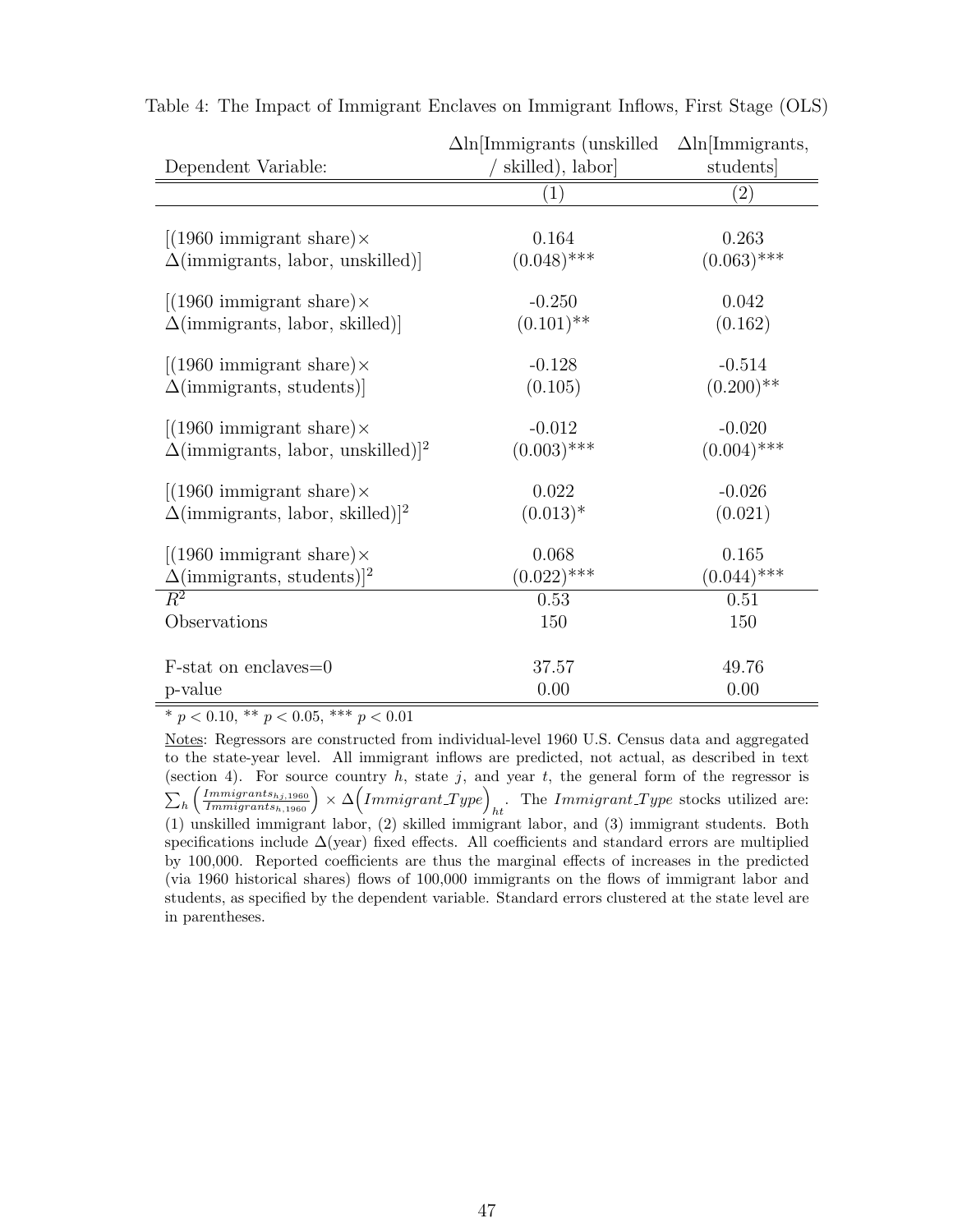Table 4: The Impact of Immigrant Enclaves on Immigrant Inflows, First Stage (OLS)

| Dependent Variable: | $\Delta$ln[Immigrants (unskilled / skilled), labor] | $\Delta$ln[Immigrants, students] |
|---|---|---|
| | (1) | (2) |
| [(1960 immigrant share)× $\Delta$(immigrants, labor, unskilled)] | 0.164 | 0.263 |
| | (0.048)*** | (0.063)*** |
| [(1960 immigrant share)× $\Delta$(immigrants, labor, skilled)] | -0.250 | 0.042 |
| | (0.101)** | (0.162) |
| [(1960 immigrant share)× $\Delta$(immigrants, students)] | -0.128 | -0.514 |
| | (0.105) | (0.200)** |
| [(1960 immigrant share)× $\Delta$(immigrants, labor, unskilled)]$^2$ | -0.012 | -0.020 |
| | (0.003)*** | (0.004)*** |
| [(1960 immigrant share)× $\Delta$(immigrants, labor, skilled)]$^2$ | 0.022 | -0.026 |
| | (0.013)* | (0.021) |
| [(1960 immigrant share)× $\Delta$(immigrants, students)]$^2$ | 0.068 | 0.165 |
| | (0.022)*** | (0.044)*** |
| $R^2$ | 0.53 | 0.51 |
| Observations | 150 | 150 |
| F-stat on enclaves=0 | 37.57 | 49.76 |
| p-value | 0.00 | 0.00 |

* $p < 0.10$, ** $p < 0.05$, *** $p < 0.01$

Notes: Regressors are constructed from individual-level 1960 U.S. Census data and aggregated to the state-year level. All immigrant inflows are predicted, not actual, as described in text (section 4). For source country $h$, state $j$, and year $t$, the general form of the regressor is $\sum_h \left(\frac{Immigrants_{hj,1960}}{Immigrants_{h,1960}}\right) \times \Delta\Big(Immigrant\_Type\Big)_{ht}$. The $Immigrant\_Type$ stocks utilized are: (1) unskilled immigrant labor, (2) skilled immigrant labor, and (3) immigrant students. Both specifications include $\Delta$(year) fixed effects. All coefficients and standard errors are multiplied by 100,000. Reported coefficients are thus the marginal effects of increases in the predicted (via 1960 historical shares) flows of 100,000 immigrants on the flows of immigrant labor and students, as specified by the dependent variable. Standard errors clustered at the state level are in parentheses.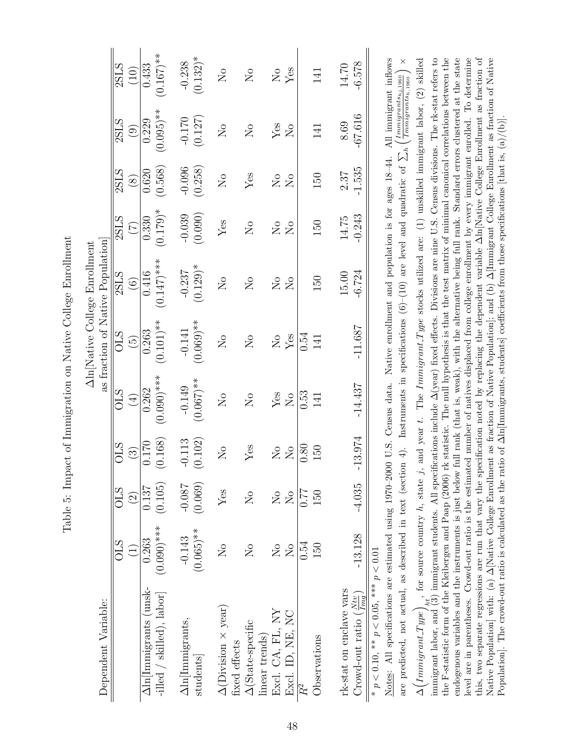Table 5: Impact of Immigration on Native College Enrollment

| Dependent Variable: | Δln[Native College Enrollment as fraction of Native Population] | | | | | | | | | |
|---|---|---|---|---|---|---|---|---|---|---|
| | OLS | OLS | OLS | OLS | OLS | 2SLS | 2SLS | 2SLS | 2SLS | 2SLS |
| | (1) | (2) | (3) | (4) | (5) | (6) | (7) | (8) | (9) | (10) |
| Δln[Immigrants (unskilled / skilled), labor] | 0.263 | 0.137 | 0.170 | 0.262 | 0.263 | 0.416 | 0.330 | 0.620 | 0.229 | 0.433 |
| | (0.090)*** | (0.105) | (0.168) | (0.090)*** | (0.101)** | (0.147)*** | (0.179)* | (0.568) | (0.095)** | (0.167)** |
| Δln[Immigrants, students] | -0.143 | -0.087 | -0.113 | -0.149 | -0.141 | -0.237 | -0.039 | -0.096 | -0.170 | -0.238 |
| | (0.065)** | (0.069) | (0.102) | (0.067)** | (0.069)** | (0.129)* | (0.090) | (0.258) | (0.127) | (0.132)* |
| Δ(Division × year) fixed effects | No | Yes | No | No | No | No | Yes | No | No | No |
| Δ(State-specific linear trends) | No | No | Yes | No | No | No | No | Yes | No | No |
| Excl. CA, FL, NY | No | No | No | Yes | No | No | No | No | Yes | No |
| Excl. ID, NE, NC | No | No | No | No | Yes | No | No | No | No | Yes |
| $R^2$ | 0.54 | 0.77 | 0.80 | 0.53 | 0.54 | | | | | |
| Observations | 150 | 150 | 150 | 141 | 141 | 150 | 150 | 150 | 141 | 141 |
| rk-stat on enclave vars | | | | | | 15.00 | 14.75 | 2.37 | 8.69 | 14.70 |
| Crowd-out ratio ($\frac{Ntv}{Img}$) | -13.128 | -4.035 | -13.974 | -14.437 | -11.687 | -6.724 | -0.243 | -1.535 | -67.616 | -6.578 |

* $p < 0.10$, ** $p < 0.05$, *** $p < 0.01$

Notes: All specifications are estimated using 1970–2000 U.S. Census data. Native enrollment and population is for ages 18–44. All immigrant inflows are predicted, not actual, as described in text (section 4). Instruments in specifications (6)–(10) are level and quadratic of $\sum_h \left(\frac{Immigrants_{hj,1960}}{Immigrants_{h,1960}}\right) \times \Delta\left(Immigrant\_Type\right)_{ht}$, for source country $h$, state $j$, and year $t$. The $Immigrant\_Type$ stocks utilized are: (1) unskilled immigrant labor, (2) skilled immigrant labor, and (3) immigrant students. All specifications include Δ(year) fixed effects. Divisions are nine U.S. Census divisions. The rk-stat refers to the F-statistic form of the Kleibergen and Paap (2006) rk statistic. The null hypothesis is that the test matrix of minimal canonical correlations between the endogenous variables and the instruments is just below full rank (that is, weak), with the alternative being full rank. Standard errors clustered at the state level are in parentheses. Crowd-out ratio is the estimated number of natives displaced from college enrollment by every immigrant enrolled. To determine this, two separate regressions are run that vary the specification noted by replacing the dependent variable Δln[Native College Enrollment as fraction of Native Population] with: (a) Δ[Native College Enrollment as fraction of Native Population]; and (b) Δ[Immigrant College Enrollment as fraction of Native Population]. The crowd-out ratio is calculated as the ratio of Δln[Immigrants, students] coefficients from those specifications [that is, (a)/(b)].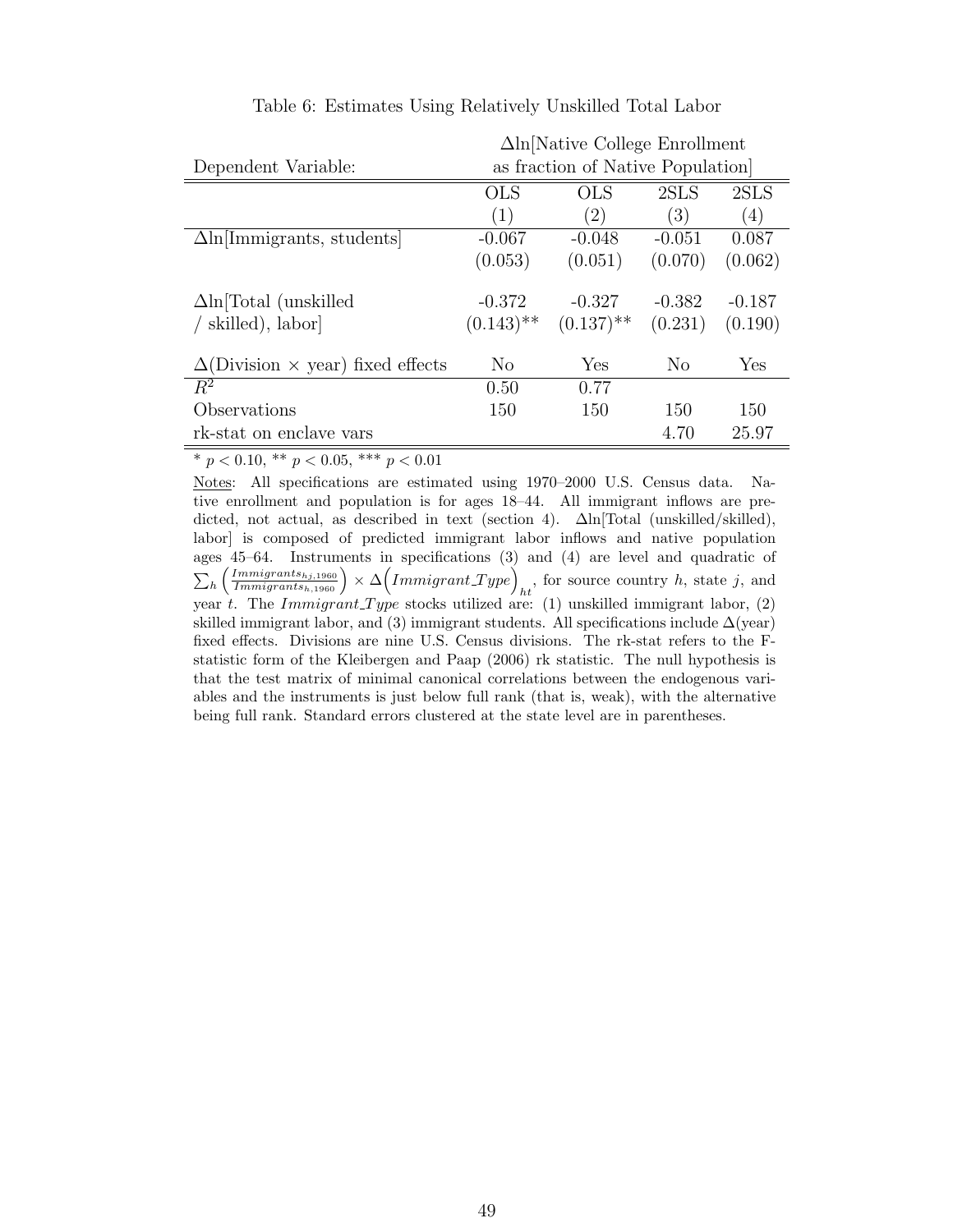Table 6: Estimates Using Relatively Unskilled Total Labor

| Dependent Variable: | $\Delta$ln[Native College Enrollment as fraction of Native Population] | | | |
|---|---|---|---|---|
| | OLS | OLS | 2SLS | 2SLS |
| | (1) | (2) | (3) | (4) |
| $\Delta$ln[Immigrants, students] | -0.067 | -0.048 | -0.051 | 0.087 |
| | (0.053) | (0.051) | (0.070) | (0.062) |
| $\Delta$ln[Total (unskilled / skilled), labor] | -0.372 | -0.327 | -0.382 | -0.187 |
| | (0.143)** | (0.137)** | (0.231) | (0.190) |
| $\Delta$(Division $\times$ year) fixed effects | No | Yes | No | Yes |
| $R^2$ | 0.50 | 0.77 | | |
| Observations | 150 | 150 | 150 | 150 |
| rk-stat on enclave vars | | | 4.70 | 25.97 |

* $p < 0.10$, ** $p < 0.05$, *** $p < 0.01$

Notes: All specifications are estimated using 1970–2000 U.S. Census data. Native enrollment and population is for ages 18–44. All immigrant inflows are predicted, not actual, as described in text (section 4). $\Delta$ln[Total (unskilled/skilled), labor] is composed of predicted immigrant labor inflows and native population ages 45–64. Instruments in specifications (3) and (4) are level and quadratic of $\sum_h \left(\frac{Immigrants_{hj,1960}}{Immigrants_{h,1960}}\right) \times \Delta\left(Immigrant\_Type\right)_{ht}$, for source country $h$, state $j$, and year $t$. The $Immigrant\_Type$ stocks utilized are: (1) unskilled immigrant labor, (2) skilled immigrant labor, and (3) immigrant students. All specifications include $\Delta$(year) fixed effects. Divisions are nine U.S. Census divisions. The rk-stat refers to the F-statistic form of the Kleibergen and Paap (2006) rk statistic. The null hypothesis is that the test matrix of minimal canonical correlations between the endogenous variables and the instruments is just below full rank (that is, weak), with the alternative being full rank. Standard errors clustered at the state level are in parentheses.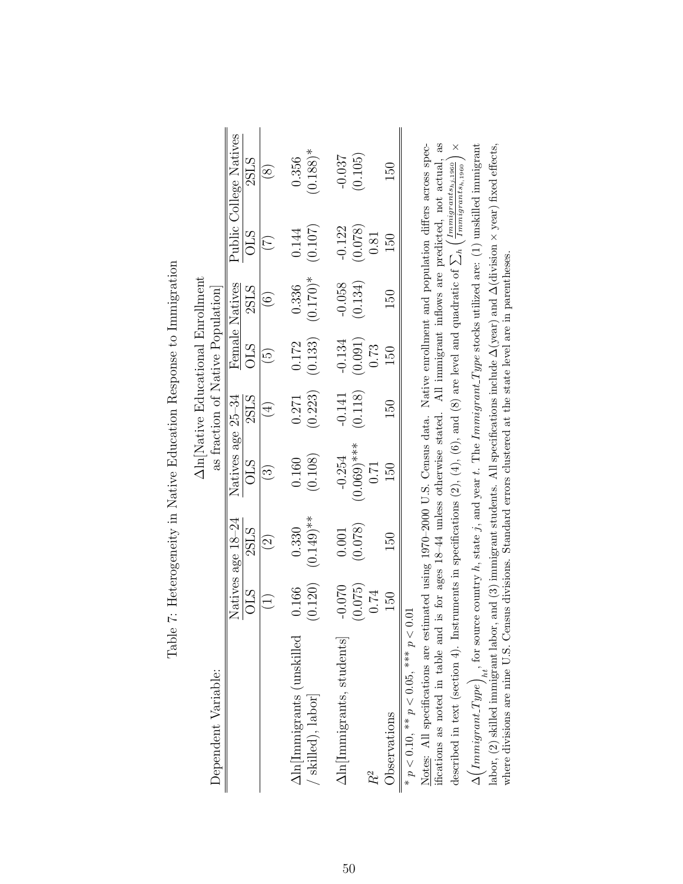Table 7: Heterogeneity in Native Education Response to Immigration

| Dependent Variable: | Δln[Native Educational Enrollment as fraction of Native Population] | | | | | | | |
|---|---|---|---|---|---|---|---|---|
| | Natives age 18–24 | | Natives age 25–34 | | Female Natives | | Public College Natives | |
| | OLS | 2SLS | OLS | 2SLS | OLS | 2SLS | OLS | 2SLS |
| | (1) | (2) | (3) | (4) | (5) | (6) | (7) | (8) |
| Δln[Immigrants (unskilled / skilled), labor] | 0.166 | 0.330 | 0.160 | 0.271 | 0.172 | 0.336 | 0.144 | 0.356 |
| | (0.120) | (0.149)** | (0.108) | (0.223) | (0.133) | (0.170)* | (0.107) | (0.188)* |
| Δln[Immigrants, students] | -0.070 | 0.001 | -0.254 | -0.141 | -0.134 | -0.058 | -0.122 | -0.037 |
| | (0.075) | (0.078) | (0.069)*** | (0.118) | (0.091) | (0.134) | (0.078) | (0.105) |
| $R^2$ | 0.74 | | 0.71 | | 0.73 | | 0.81 | |
| Observations | 150 | 150 | 150 | 150 | 150 | 150 | 150 | 150 |

\* $p < 0.10$, \*\* $p < 0.05$, \*\*\* $p < 0.01$

Notes: All specifications are estimated using 1970–2000 U.S. Census data. Native enrollment and population differs across specifications as noted in table and is for ages 18–44 unless otherwise stated. All immigrant inflows are predicted, not actual, as described in text (section 4). Instruments in specifications (2), (4), (6), and (8) are level and quadratic of $\sum_h \left(\frac{Immigrants_{hj,1960}}{Immigrants_{h,1960}}\right) \times \Delta\left(Immigrant\_Type\right)_{ht}$, for source country $h$, state $j$, and year $t$. The $Immigrant\_Type$ stocks utilized are: (1) unskilled immigrant labor, (2) skilled immigrant labor, and (3) immigrant students. All specifications include Δ(year) and Δ(division × year) fixed effects, where divisions are nine U.S. Census divisions. Standard errors clustered at the state level are in parentheses.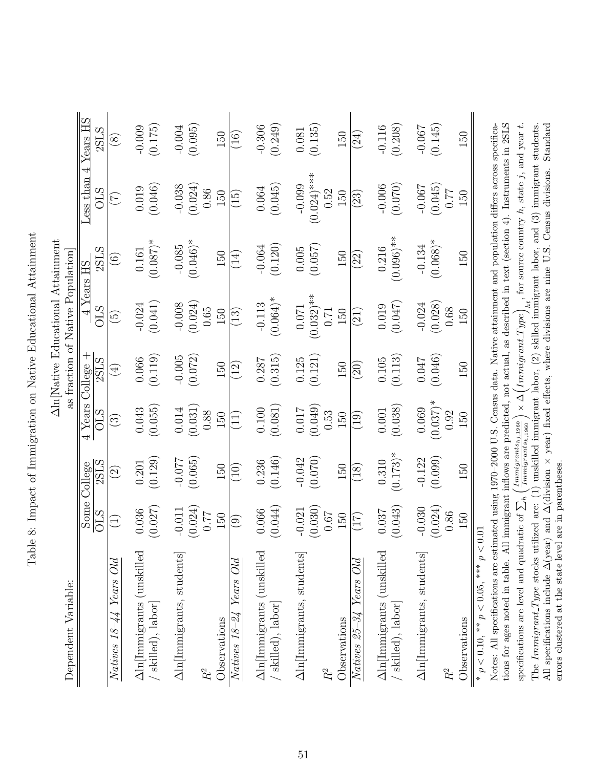Table 8: Impact of Immigration on Native Educational Attainment

| Dependent Variable: | Δln[Native Educational Attainment as fraction of Native Population] | | | | | | | |
|---|---|---|---|---|---|---|---|---|
| | Some College | | 4 Years College + | | 4 Years HS | | Less than 4 Years HS | |
| | OLS | 2SLS | OLS | 2SLS | OLS | 2SLS | OLS | 2SLS |
| | (1) | (2) | (3) | (4) | (5) | (6) | (7) | (8) |
| *Natives 18–44 Years Old* | | | | | | | | |
| Δln[Immigrants (unskilled / skilled), labor] | 0.036 | 0.201 | 0.043 | 0.066 | -0.024 | 0.161 | 0.019 | -0.009 |
| | (0.027) | (0.129) | (0.055) | (0.119) | (0.041) | (0.087)* | (0.046) | (0.175) |
| Δln[Immigrants, students] | -0.011 | -0.077 | 0.014 | -0.005 | -0.008 | -0.085 | -0.038 | -0.004 |
| | (0.024) | (0.065) | (0.031) | (0.072) | (0.024) | (0.046)* | (0.024) | (0.095) |
| $R^2$ | 0.77 | | 0.88 | | 0.65 | | 0.86 | |
| Observations | 150 | 150 | 150 | 150 | 150 | 150 | 150 | 150 |
| | (9) | (10) | (11) | (12) | (13) | (14) | (15) | (16) |
| *Natives 18–24 Years Old* | | | | | | | | |
| Δln[Immigrants (unskilled / skilled), labor] | 0.066 | 0.236 | 0.100 | 0.287 | -0.113 | -0.064 | 0.064 | -0.306 |
| | (0.044) | (0.146) | (0.081) | (0.315) | (0.064)* | (0.120) | (0.045) | (0.249) |
| Δln[Immigrants, students] | -0.021 | -0.042 | 0.017 | 0.125 | 0.071 | 0.005 | -0.099 | 0.081 |
| | (0.030) | (0.070) | (0.049) | (0.121) | (0.032)** | (0.057) | (0.024)*** | (0.135) |
| $R^2$ | 0.67 | | 0.53 | | 0.71 | | 0.52 | |
| Observations | 150 | 150 | 150 | 150 | 150 | 150 | 150 | 150 |
| | (17) | (18) | (19) | (20) | (21) | (22) | (23) | (24) |
| *Natives 25–34 Years Old* | | | | | | | | |
| Δln[Immigrants (unskilled / skilled), labor] | 0.037 | 0.310 | 0.001 | 0.105 | 0.019 | 0.216 | -0.006 | -0.116 |
| | (0.043) | (0.173)* | (0.038) | (0.113) | (0.047) | (0.096)** | (0.070) | (0.208) |
| Δln[Immigrants, students] | -0.030 | -0.122 | 0.069 | 0.047 | -0.024 | -0.134 | -0.067 | -0.067 |
| | (0.024) | (0.099) | (0.037)* | (0.046) | (0.028) | (0.068)* | (0.045) | (0.145) |
| $R^2$ | 0.86 | | 0.92 | | 0.68 | | 0.77 | |
| Observations | 150 | 150 | 150 | 150 | 150 | 150 | 150 | 150 |

\* $p < 0.10$, \*\* $p < 0.05$, \*\*\* $p < 0.01$

Notes: All specifications are estimated using 1970–2000 U.S. Census data. Native attainment and population differs across specifications for ages noted in table. All immigrant inflows are predicted, not actual, as described in text (section 4). Instruments in 2SLS specifications are level and quadratic of $\sum_h \left(\frac{Immigrants_{h,j,1960}}{Immigrants_{h,1960}}\right) \times \Delta\left(Immigrant\_Type\right)_{ht}$, for source country $h$, state $j$, and year $t$. The $Immigrant\_Type$ stocks utilized are: (1) unskilled immigrant labor, (2) skilled immigrant labor, and (3) immigrant students. All specifications include Δ(year) and Δ(division × year) fixed effects, where divisions are nine U.S. Census divisions. Standard errors clustered at the state level are in parentheses.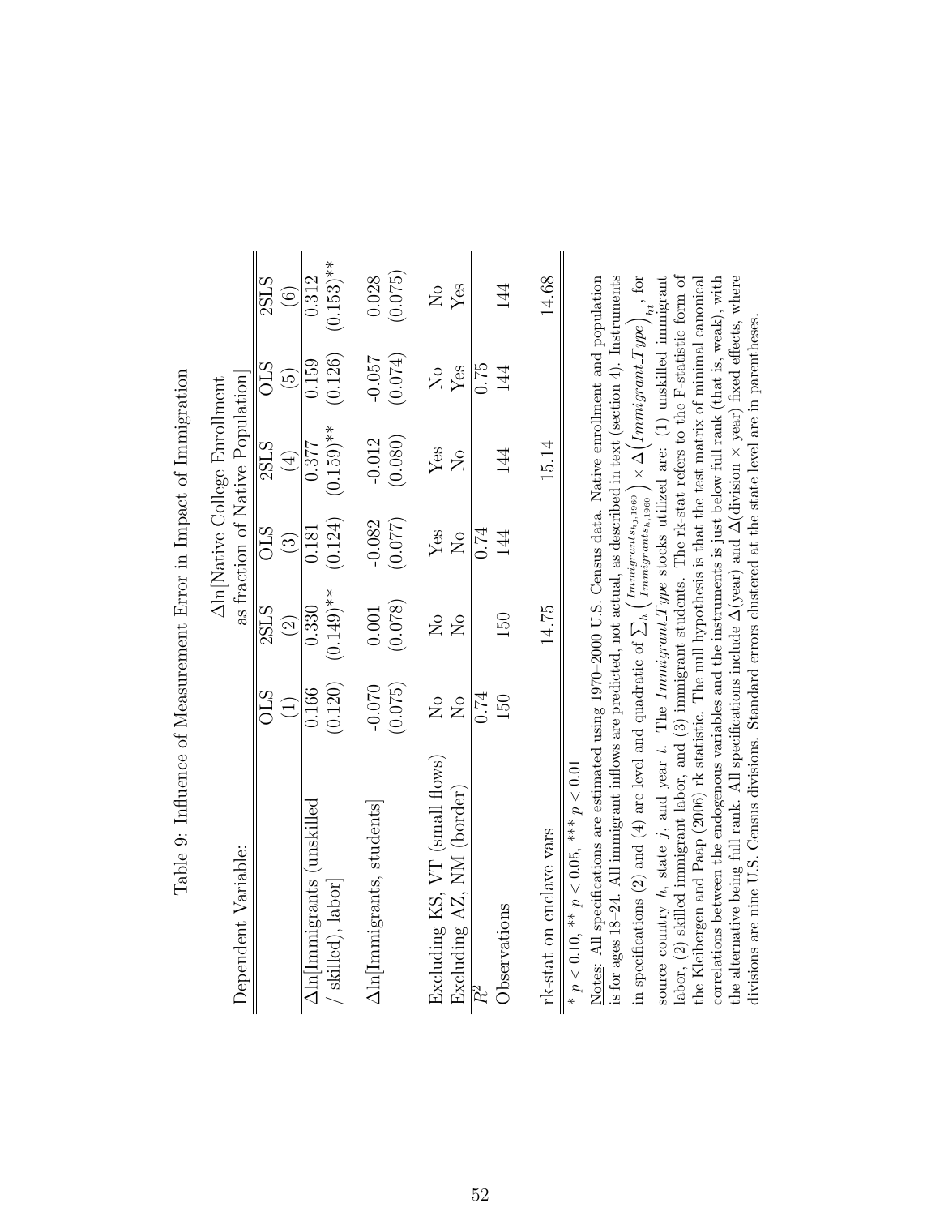Table 9: Influence of Measurement Error in Impact of Immigration

| Dependent Variable: | Δln[Native College Enrollment as fraction of Native Population] | | | | | |
|---|---|---|---|---|---|---|
| | OLS | 2SLS | OLS | 2SLS | OLS | 2SLS |
| | (1) | (2) | (3) | (4) | (5) | (6) |
| Δln[Immigrants (unskilled / skilled), labor] | 0.166 | 0.330 | 0.181 | 0.377 | 0.159 | 0.312 |
| | (0.120) | (0.149)** | (0.124) | (0.159)** | (0.126) | (0.153)** |
| Δln[Immigrants, students] | -0.070 | 0.001 | -0.082 | -0.012 | -0.057 | 0.028 |
| | (0.075) | (0.078) | (0.077) | (0.080) | (0.074) | (0.075) |
| Excluding KS, VT (small flows) | No | No | Yes | Yes | No | No |
| Excluding AZ, NM (border) | No | No | No | No | Yes | Yes |
| $R^2$ | 0.74 | | 0.74 | | 0.75 | |
| Observations | 150 | 150 | 144 | 144 | 144 | 144 |
| rk-stat on enclave vars | | 14.75 | | 15.14 | | 14.68 |

\* $p < 0.10$, \*\* $p < 0.05$, \*\*\* $p < 0.01$

Notes: All specifications are estimated using 1970–2000 U.S. Census data. Native enrollment and population is for ages 18–24. All immigrant inflows are predicted, not actual, as described in text (section 4). Instruments in specifications (2) and (4) are level and quadratic of $\sum_h \left(\frac{Immigrants_{hj,1960}}{Immigrants_{h,1960}}\right) \times \Delta\left(Immigrant\_Type\right)_{ht}$, for source country $h$, state $j$, and year $t$. The $Immigrant\_Type$ stocks utilized are: (1) unskilled immigrant labor, (2) skilled immigrant labor, and (3) immigrant students. The rk-stat refers to the F-statistic form of the Kleibergen and Paap (2006) rk statistic. The null hypothesis is that the test matrix of minimal canonical correlations between the endogenous variables and the instruments is just below full rank (that is, weak), with the alternative being full rank. All specifications include Δ(year) and Δ(division × year) fixed effects, where divisions are nine U.S. Census divisions. Standard errors clustered at the state level are in parentheses.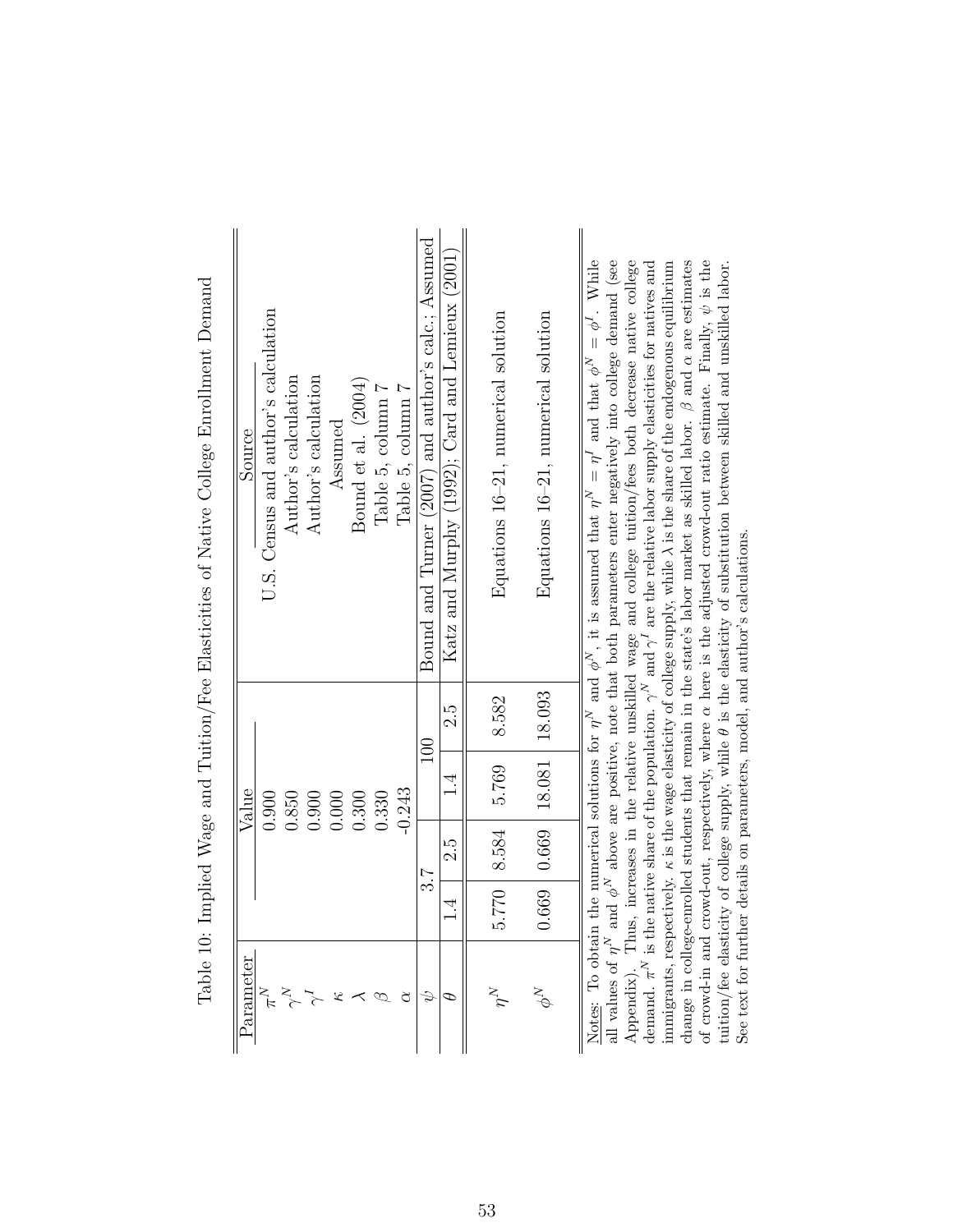Table 10: Implied Wage and Tuition/Fee Elasticities of Native College Enrollment Demand

| Parameter | Value | | | | Source |
|---|---|---|---|---|---|
| $\pi^N$ | 0.900 | | | | U.S. Census and author's calculation |
| $\gamma^N$ | 0.850 | | | | Author's calculation |
| $\gamma^I$ | 0.900 | | | | Author's calculation |
| $\kappa$ | 0.000 | | | | Assumed |
| $\lambda$ | 0.300 | | | | Bound et al. (2004) |
| $\beta$ | 0.330 | | | | Table 5, column 7 |
| $\alpha$ | -0.243 | | | | Table 5, column 7 |
| $\psi$ | 3.7 | | 100 | | Bound and Turner (2007) and author's calc.; Assumed |
| $\theta$ | 1.4 | 2.5 | 1.4 | 2.5 | Katz and Murphy (1992); Card and Lemieux (2001) |
| $\eta^N$ | 5.770 | 8.584 | 5.769 | 8.582 | Equations 16–21, numerical solution |
| $\phi^N$ | 0.669 | 0.669 | 18.081 | 18.093 | Equations 16–21, numerical solution |

Notes: To obtain the numerical solutions for $\eta^N$ and $\phi^N$, it is assumed that $\eta^N = \eta^I$ and that $\phi^N = \phi^I$. While all values of $\eta^N$ and $\phi^N$ above are positive, note that both parameters enter negatively into college demand (see Appendix). Thus, increases in the relative unskilled wage and college tuition/fees both decrease native college demand. $\pi^N$ is the native share of the population. $\gamma^N$ and $\gamma^I$ are the relative labor supply elasticities for natives and immigrants, respectively. $\kappa$ is the wage elasticity of college supply, while $\lambda$ is the share of the endogenous equilibrium change in college-enrolled students that remain in the state's labor market as skilled labor. $\beta$ and $\alpha$ are estimates of crowd-in and crowd-out, respectively, where $\alpha$ here is the adjusted crowd-out ratio estimate. Finally, $\psi$ is the tuition/fee elasticity of college supply, while $\theta$ is the elasticity of substitution between skilled and unskilled labor. See text for further details on parameters, model, and author's calculations.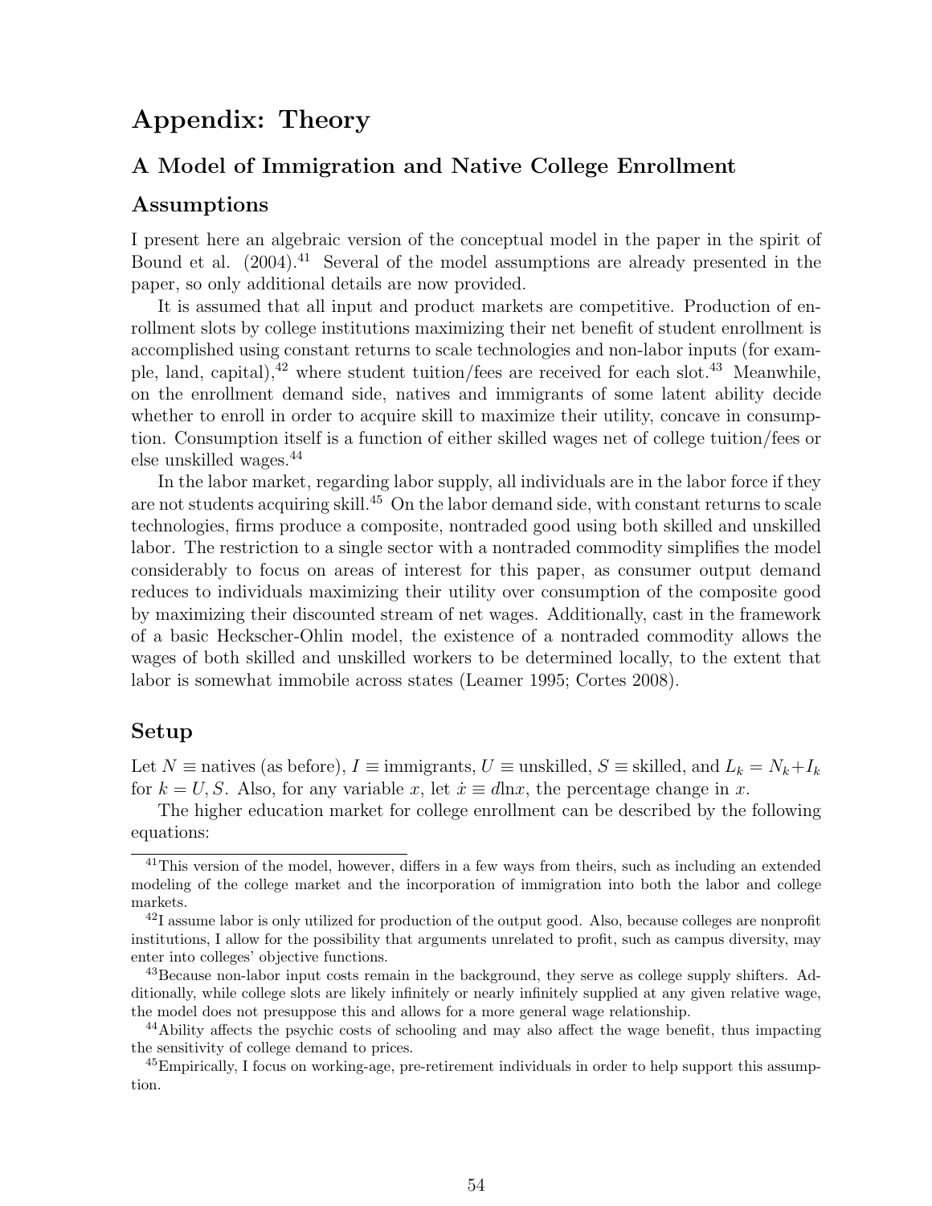# Appendix: Theory

## A Model of Immigration and Native College Enrollment

### Assumptions

I present here an algebraic version of the conceptual model in the paper in the spirit of Bound et al. (2004).[41] Several of the model assumptions are already presented in the paper, so only additional details are now provided.

It is assumed that all input and product markets are competitive. Production of enrollment slots by college institutions maximizing their net benefit of student enrollment is accomplished using constant returns to scale technologies and non-labor inputs (for example, land, capital),[42] where student tuition/fees are received for each slot.[43] Meanwhile, on the enrollment demand side, natives and immigrants of some latent ability decide whether to enroll in order to acquire skill to maximize their utility, concave in consumption. Consumption itself is a function of either skilled wages net of college tuition/fees or else unskilled wages.[44]

In the labor market, regarding labor supply, all individuals are in the labor force if they are not students acquiring skill.[45] On the labor demand side, with constant returns to scale technologies, firms produce a composite, nontraded good using both skilled and unskilled labor. The restriction to a single sector with a nontraded commodity simplifies the model considerably to focus on areas of interest for this paper, as consumer output demand reduces to individuals maximizing their utility over consumption of the composite good by maximizing their discounted stream of net wages. Additionally, cast in the framework of a basic Heckscher-Ohlin model, the existence of a nontraded commodity allows the wages of both skilled and unskilled workers to be determined locally, to the extent that labor is somewhat immobile across states (Leamer 1995; Cortes 2008).

### Setup

Let $N \equiv$ natives (as before), $I \equiv$ immigrants, $U \equiv$ unskilled, $S \equiv$ skilled, and $L_k = N_k + I_k$ for $k = U, S$. Also, for any variable $x$, let $\dot{x} \equiv d\ln x$, the percentage change in $x$.

The higher education market for college enrollment can be described by the following equations:

[41] This version of the model, however, differs in a few ways from theirs, such as including an extended modeling of the college market and the incorporation of immigration into both the labor and college markets.

[42] I assume labor is only utilized for production of the output good. Also, because colleges are nonprofit institutions, I allow for the possibility that arguments unrelated to profit, such as campus diversity, may enter into colleges' objective functions.

[43] Because non-labor input costs remain in the background, they serve as college supply shifters. Additionally, while college slots are likely infinitely or nearly infinitely supplied at any given relative wage, the model does not presuppose this and allows for a more general wage relationship.

[44] Ability affects the psychic costs of schooling and may also affect the wage benefit, thus impacting the sensitivity of college demand to prices.

[45] Empirically, I focus on working-age, pre-retirement individuals in order to help support this assumption.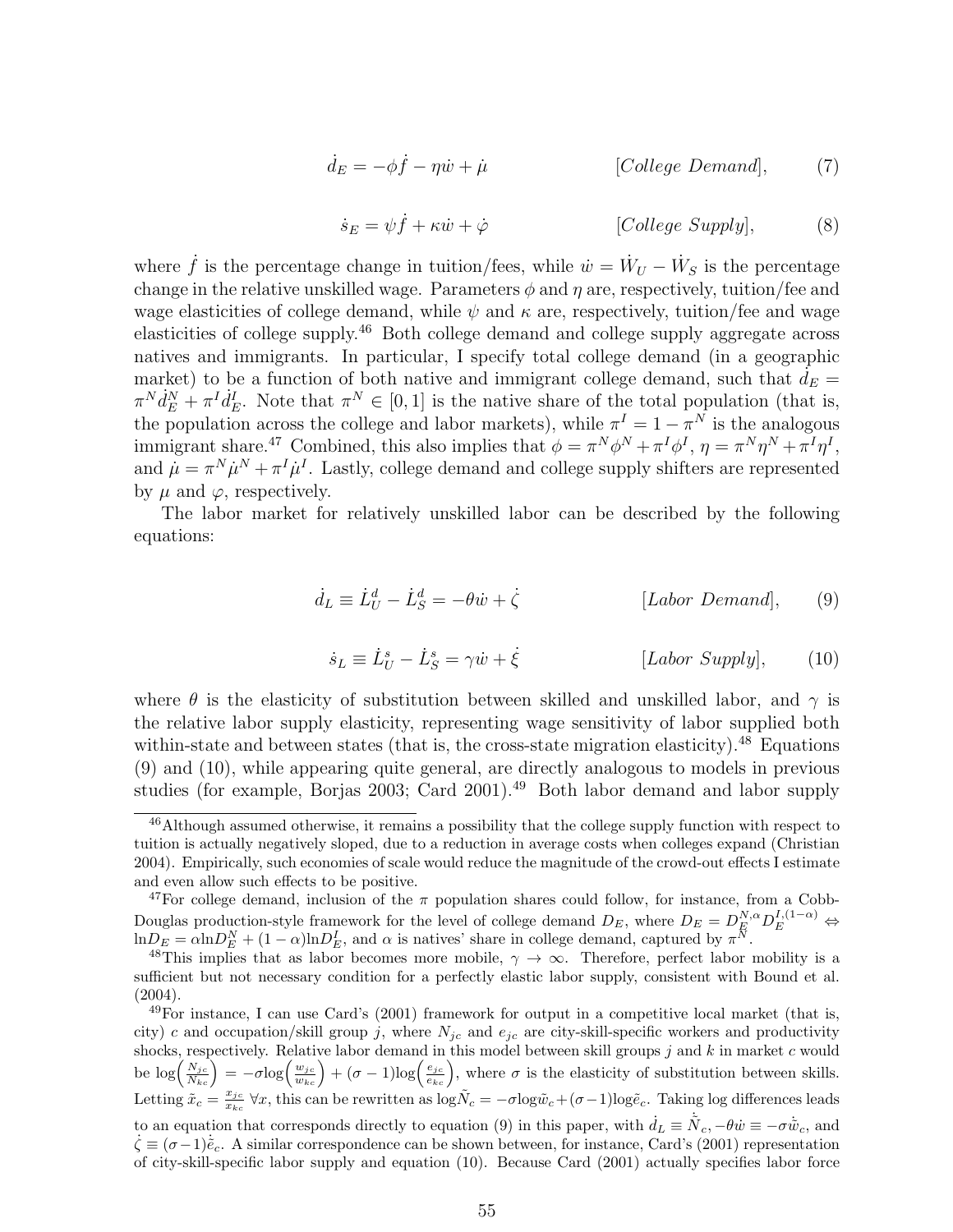$$\dot{d}_E = -\phi \dot{f} - \eta \dot{w} + \dot{\mu} \qquad\qquad [\textit{College Demand}], \qquad (7)$$

$$\dot{s}_E = \psi \dot{f} + \kappa \dot{w} + \dot{\varphi} \qquad\qquad [\textit{College Supply}], \qquad (8)$$

where $\dot{f}$ is the percentage change in tuition/fees, while $\dot{w} = \dot{W}_U - \dot{W}_S$ is the percentage change in the relative unskilled wage. Parameters $\phi$ and $\eta$ are, respectively, tuition/fee and wage elasticities of college demand, while $\psi$ and $\kappa$ are, respectively, tuition/fee and wage elasticities of college supply.[46] Both college demand and college supply aggregate across natives and immigrants. In particular, I specify total college demand (in a geographic market) to be a function of both native and immigrant college demand, such that $\dot{d}_E = \pi^N \dot{d}_E^N + \pi^I \dot{d}_E^I$. Note that $\pi^N \in [0, 1]$ is the native share of the total population (that is, the population across the college and labor markets), while $\pi^I = 1 - \pi^N$ is the analogous immigrant share.[47] Combined, this also implies that $\phi = \pi^N \phi^N + \pi^I \phi^I$, $\eta = \pi^N \eta^N + \pi^I \eta^I$, and $\dot{\mu} = \pi^N \dot{\mu}^N + \pi^I \dot{\mu}^I$. Lastly, college demand and college supply shifters are represented by $\mu$ and $\varphi$, respectively.

The labor market for relatively unskilled labor can be described by the following equations:

$$\dot{d}_L \equiv \dot{L}_U^d - \dot{L}_S^d = -\theta \dot{w} + \dot{\zeta} \qquad\qquad [\textit{Labor Demand}], \qquad (9)$$

$$\dot{s}_L \equiv \dot{L}_U^s - \dot{L}_S^s = \gamma \dot{w} + \dot{\xi} \qquad\qquad [\textit{Labor Supply}], \qquad (10)$$

where $\theta$ is the elasticity of substitution between skilled and unskilled labor, and $\gamma$ is the relative labor supply elasticity, representing wage sensitivity of labor supplied both within-state and between states (that is, the cross-state migration elasticity).[48] Equations (9) and (10), while appearing quite general, are directly analogous to models in previous studies (for example, Borjas 2003; Card 2001).[49] Both labor demand and labor supply

---

[46] Although assumed otherwise, it remains a possibility that the college supply function with respect to tuition is actually negatively sloped, due to a reduction in average costs when colleges expand (Christian 2004). Empirically, such economies of scale would reduce the magnitude of the crowd-out effects I estimate and even allow such effects to be positive.

[47] For college demand, inclusion of the $\pi$ population shares could follow, for instance, from a Cobb-Douglas production-style framework for the level of college demand $D_E$, where $D_E = D_E^{N,\alpha} D_E^{I,(1-\alpha)} \Leftrightarrow \ln D_E = \alpha \ln D_E^N + (1-\alpha)\ln D_E^I$, and $\alpha$ is natives' share in college demand, captured by $\pi^N$.

[48] This implies that as labor becomes more mobile, $\gamma \to \infty$. Therefore, perfect labor mobility is a sufficient but not necessary condition for a perfectly elastic labor supply, consistent with Bound et al. (2004).

[49] For instance, I can use Card's (2001) framework for output in a competitive local market (that is, city) $c$ and occupation/skill group $j$, where $N_{jc}$ and $e_{jc}$ are city-skill-specific workers and productivity shocks, respectively. Relative labor demand in this model between skill groups $j$ and $k$ in market $c$ would be $\log\left(\frac{N_{jc}}{N_{kc}}\right) = -\sigma \log\left(\frac{w_{jc}}{w_{kc}}\right) + (\sigma - 1)\log\left(\frac{e_{jc}}{e_{kc}}\right)$, where $\sigma$ is the elasticity of substitution between skills. Letting $\tilde{x}_c = \frac{x_{jc}}{x_{kc}}\ \forall x$, this can be rewritten as $\log\tilde{N}_c = -\sigma \log\tilde{w}_c + (\sigma-1)\log\tilde{e}_c$. Taking log differences leads to an equation that corresponds directly to equation (9) in this paper, with $\dot{d}_L \equiv \dot{\tilde{N}}_c, -\theta\dot{w} \equiv -\sigma\dot{\tilde{w}}_c$, and $\dot{\zeta} \equiv (\sigma-1)\dot{\tilde{e}}_c$. A similar correspondence can be shown between, for instance, Card's (2001) representation of city-skill-specific labor supply and equation (10). Because Card (2001) actually specifies labor force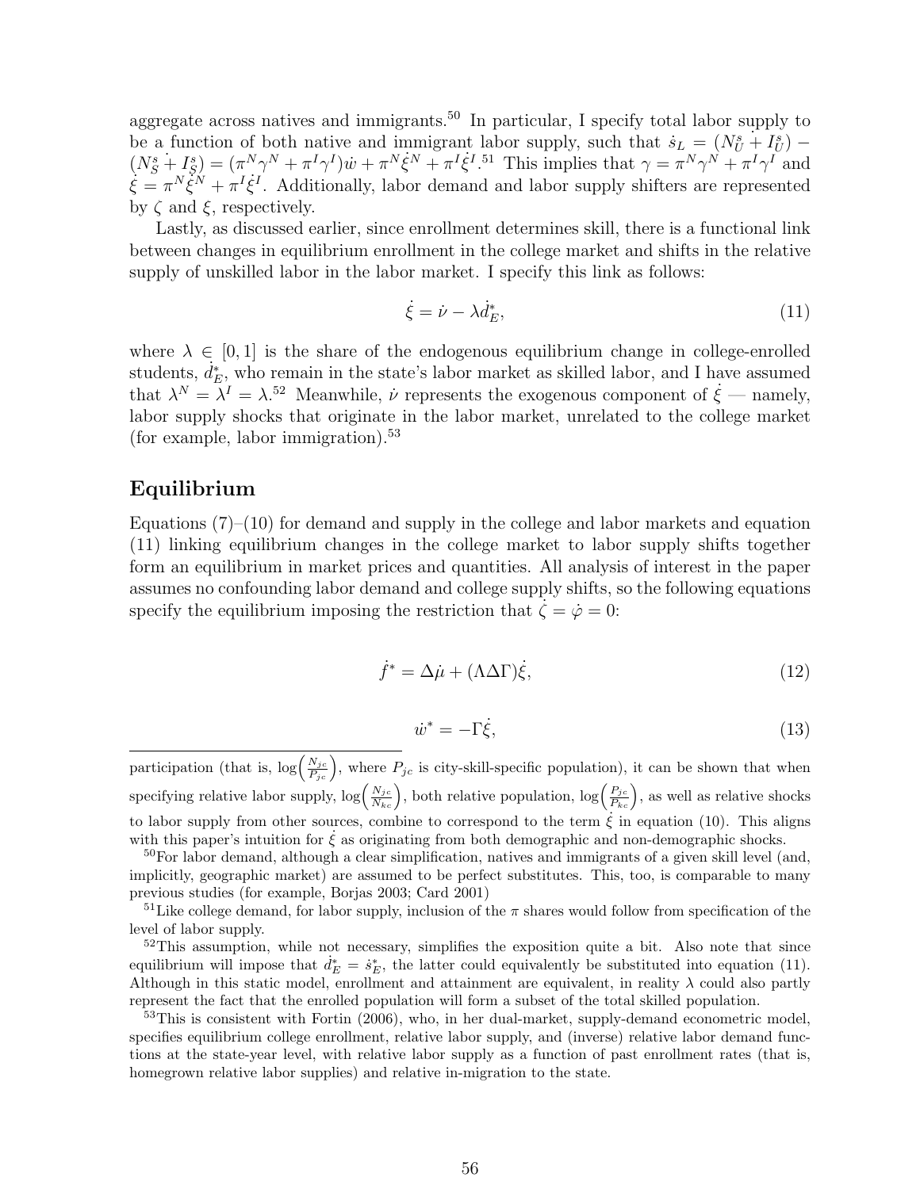aggregate across natives and immigrants.[50] In particular, I specify total labor supply to be a function of both native and immigrant labor supply, such that $\dot{s}_L = (N_U^s \dot{+} I_U^s) - (N_S^s \dot{+} I_S^s) = (\pi^N\gamma^N + \pi^I\gamma^I)\dot{w} + \pi^N\dot{\xi}^N + \pi^I\dot{\xi}^I$.[51] This implies that $\gamma = \pi^N\gamma^N + \pi^I\gamma^I$ and $\dot{\xi} = \pi^N\dot{\xi}^N + \pi^I\dot{\xi}^I$. Additionally, labor demand and labor supply shifters are represented by $\zeta$ and $\xi$, respectively.

Lastly, as discussed earlier, since enrollment determines skill, there is a functional link between changes in equilibrium enrollment in the college market and shifts in the relative supply of unskilled labor in the labor market. I specify this link as follows:

$$\dot{\xi} = \dot{\nu} - \lambda\dot{d}_E^*, \tag{11}$$

where $\lambda \in [0, 1]$ is the share of the endogenous equilibrium change in college-enrolled students, $\dot{d}_E^*$, who remain in the state's labor market as skilled labor, and I have assumed that $\lambda^N = \lambda^I = \lambda$.[52] Meanwhile, $\dot{\nu}$ represents the exogenous component of $\dot{\xi}$ — namely, labor supply shocks that originate in the labor market, unrelated to the college market (for example, labor immigration).[53]

## Equilibrium

Equations (7)–(10) for demand and supply in the college and labor markets and equation (11) linking equilibrium changes in the college market to labor supply shifts together form an equilibrium in market prices and quantities. All analysis of interest in the paper assumes no confounding labor demand and college supply shifts, so the following equations specify the equilibrium imposing the restriction that $\dot{\zeta} = \dot{\varphi} = 0$:

$$\dot{f}^* = \Delta\dot{\mu} + (\Lambda\Delta\Gamma)\dot{\xi}, \tag{12}$$

$$\dot{w}^* = -\Gamma\dot{\xi}, \tag{13}$$

---

participation (that is, $\log\left(\frac{N_{jc}}{P_{jc}}\right)$, where $P_{jc}$ is city-skill-specific population), it can be shown that when specifying relative labor supply, $\log\left(\frac{N_{jc}}{N_{kc}}\right)$, both relative population, $\log\left(\frac{P_{jc}}{P_{kc}}\right)$, as well as relative shocks to labor supply from other sources, combine to correspond to the term $\dot{\xi}$ in equation (10). This aligns with this paper's intuition for $\dot{\xi}$ as originating from both demographic and non-demographic shocks.

[50]For labor demand, although a clear simplification, natives and immigrants of a given skill level (and, implicitly, geographic market) are assumed to be perfect substitutes. This, too, is comparable to many previous studies (for example, Borjas 2003; Card 2001)

[51]Like college demand, for labor supply, inclusion of the $\pi$ shares would follow from specification of the level of labor supply.

[52]This assumption, while not necessary, simplifies the exposition quite a bit. Also note that since equilibrium will impose that $\dot{d}_E^* = \dot{s}_E^*$, the latter could equivalently be substituted into equation (11). Although in this static model, enrollment and attainment are equivalent, in reality $\lambda$ could also partly represent the fact that the enrolled population will form a subset of the total skilled population.

[53]This is consistent with Fortin (2006), who, in her dual-market, supply-demand econometric model, specifies equilibrium college enrollment, relative labor supply, and (inverse) relative labor demand functions at the state-year level, with relative labor supply as a function of past enrollment rates (that is, homegrown relative labor supplies) and relative in-migration to the state.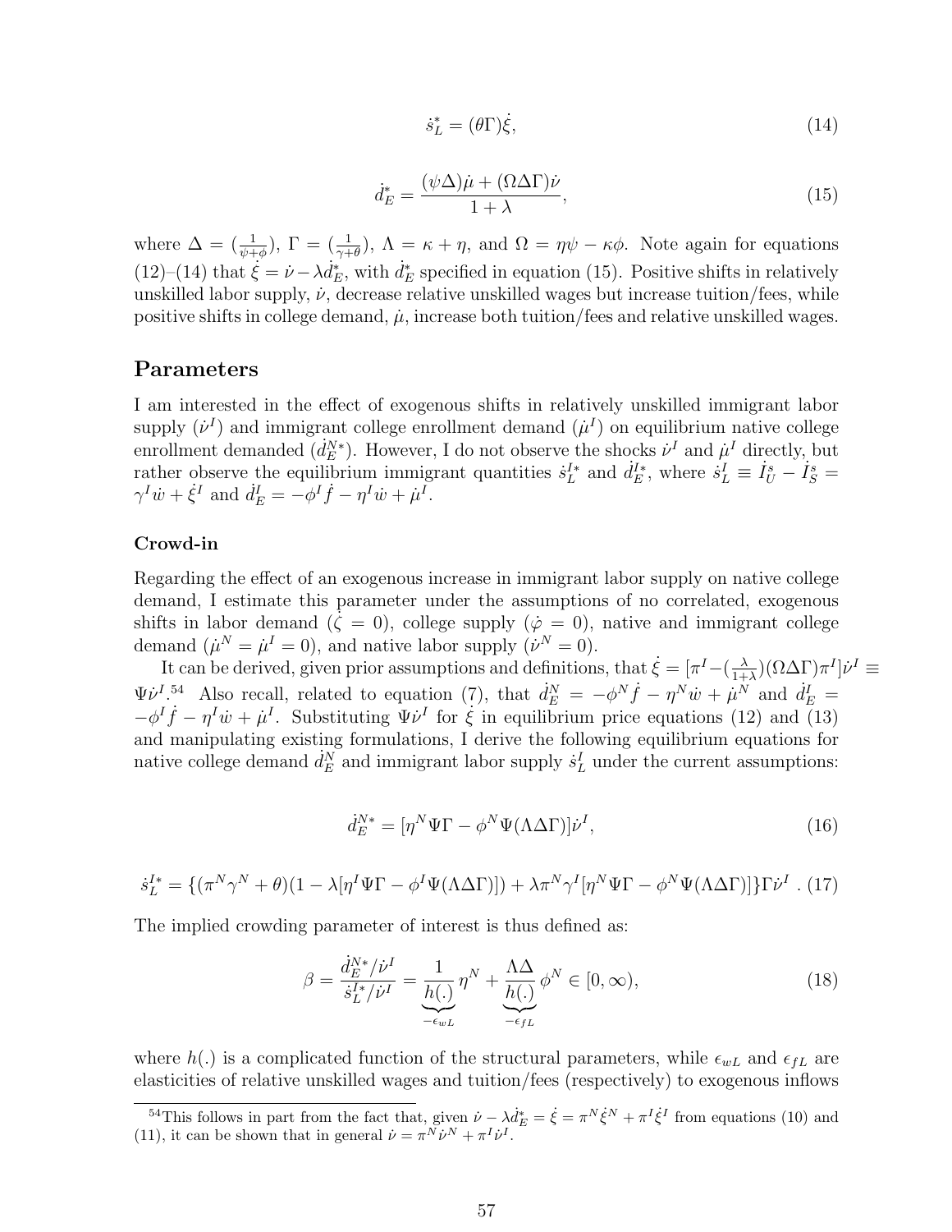$$\dot{s}_L^* = (\theta\Gamma)\dot{\xi}, \tag{14}$$

$$\dot{d}_E^* = \frac{(\psi\Delta)\dot{\mu} + (\Omega\Delta\Gamma)\dot{\nu}}{1+\lambda}, \tag{15}$$

where $\Delta = (\frac{1}{\psi+\phi})$, $\Gamma = (\frac{1}{\gamma+\theta})$, $\Lambda = \kappa + \eta$, and $\Omega = \eta\psi - \kappa\phi$. Note again for equations (12)–(14) that $\dot{\xi} = \dot{\nu} - \lambda\dot{d}_E^*$, with $\dot{d}_E^*$ specified in equation (15). Positive shifts in relatively unskilled labor supply, $\dot{\nu}$, decrease relative unskilled wages but increase tuition/fees, while positive shifts in college demand, $\dot{\mu}$, increase both tuition/fees and relative unskilled wages.

## Parameters

I am interested in the effect of exogenous shifts in relatively unskilled immigrant labor supply ($\dot{\nu}^I$) and immigrant college enrollment demand ($\dot{\mu}^I$) on equilibrium native college enrollment demanded ($\dot{d}_E^{N*}$). However, I do not observe the shocks $\dot{\nu}^I$ and $\dot{\mu}^I$ directly, but rather observe the equilibrium immigrant quantities $\dot{s}_L^{I*}$ and $\dot{d}_E^{I*}$, where $\dot{s}_L^I \equiv \dot{I}_U^s - \dot{I}_S^s = \gamma^I\dot{w} + \dot{\xi}^I$ and $\dot{d}_E^I = -\phi^I\dot{f} - \eta^I\dot{w} + \dot{\mu}^I$.

### Crowd-in

Regarding the effect of an exogenous increase in immigrant labor supply on native college demand, I estimate this parameter under the assumptions of no correlated, exogenous shifts in labor demand ($\dot{\zeta} = 0$), college supply ($\dot{\varphi} = 0$), native and immigrant college demand ($\dot{\mu}^N = \dot{\mu}^I = 0$), and native labor supply ($\dot{\nu}^N = 0$).

It can be derived, given prior assumptions and definitions, that $\dot{\xi} = [\pi^I - (\frac{\lambda}{1+\lambda})(\Omega\Delta\Gamma)\pi^I]\dot{\nu}^I \equiv \Psi\dot{\nu}^I$.[54] Also recall, related to equation (7), that $\dot{d}_E^N = -\phi^N\dot{f} - \eta^N\dot{w} + \dot{\mu}^N$ and $\dot{d}_E^I = -\phi^I\dot{f} - \eta^I\dot{w} + \dot{\mu}^I$. Substituting $\Psi\dot{\nu}^I$ for $\dot{\xi}$ in equilibrium price equations (12) and (13) and manipulating existing formulations, I derive the following equilibrium equations for native college demand $\dot{d}_E^N$ and immigrant labor supply $\dot{s}_L^I$ under the current assumptions:

$$\dot{d}_E^{N*} = [\eta^N\Psi\Gamma - \phi^N\Psi(\Lambda\Delta\Gamma)]\dot{\nu}^I, \tag{16}$$

$$\dot{s}_L^{I*} = \{(\pi^N\gamma^N + \theta)(1 - \lambda[\eta^I\Psi\Gamma - \phi^I\Psi(\Lambda\Delta\Gamma)]) + \lambda\pi^N\gamma^I[\eta^N\Psi\Gamma - \phi^N\Psi(\Lambda\Delta\Gamma)]\}\Gamma\dot{\nu}^I \ . \tag{17}$$

The implied crowding parameter of interest is thus defined as:

$$\beta = \frac{\dot{d}_E^{N*}/\dot{\nu}^I}{\dot{s}_L^{I*}/\dot{\nu}^I} = \underbrace{\frac{1}{h(.)}}_{-\epsilon_{wL}}\eta^N + \underbrace{\frac{\Lambda\Delta}{h(.)}}_{-\epsilon_{fL}}\phi^N \in [0, \infty), \tag{18}$$

where $h(.)$ is a complicated function of the structural parameters, while $\epsilon_{wL}$ and $\epsilon_{fL}$ are elasticities of relative unskilled wages and tuition/fees (respectively) to exogenous inflows

[54] This follows in part from the fact that, given $\dot{\nu} - \lambda\dot{d}_E^* = \dot{\xi} = \pi^N\dot{\xi}^N + \pi^I\dot{\xi}^I$ from equations (10) and (11), it can be shown that in general $\dot{\nu} = \pi^N\dot{\nu}^N + \pi^I\dot{\nu}^I$.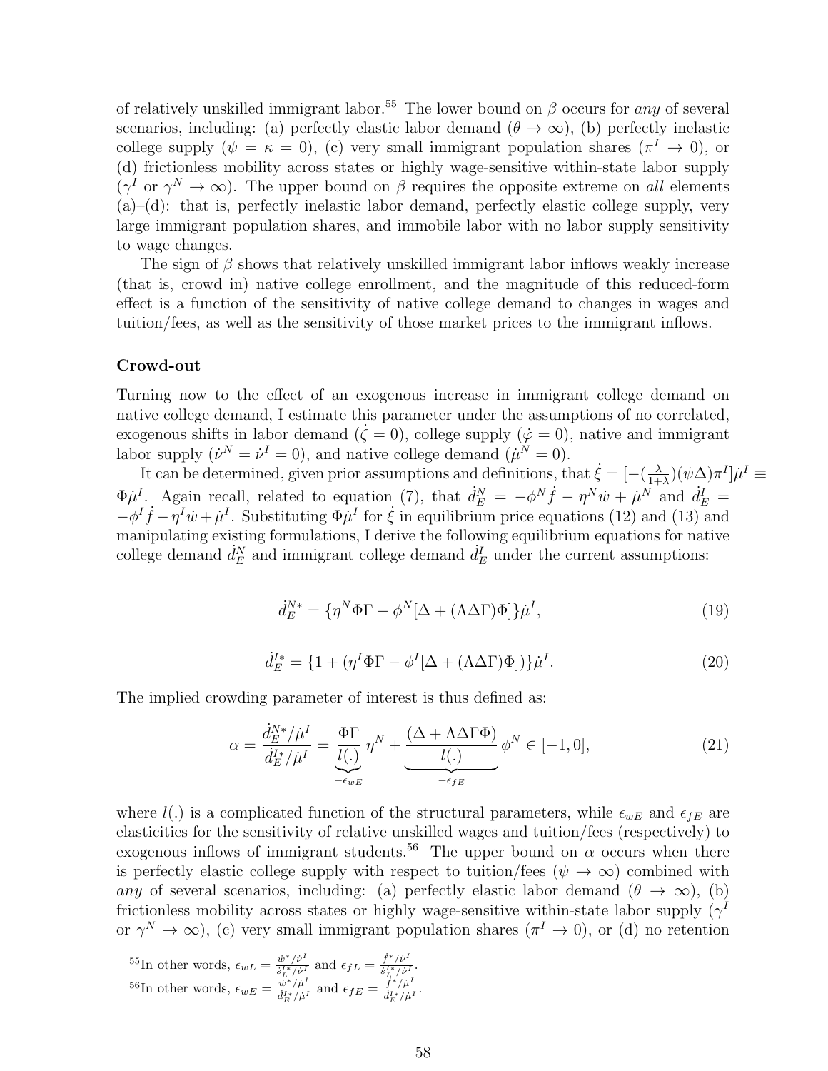of relatively unskilled immigrant labor.[55] The lower bound on $\beta$ occurs for *any* of several scenarios, including: (a) perfectly elastic labor demand ($\theta \to \infty$), (b) perfectly inelastic college supply ($\psi = \kappa = 0$), (c) very small immigrant population shares ($\pi^I \to 0$), or (d) frictionless mobility across states or highly wage-sensitive within-state labor supply ($\gamma^I$ or $\gamma^N \to \infty$). The upper bound on $\beta$ requires the opposite extreme on *all* elements (a)–(d): that is, perfectly inelastic labor demand, perfectly elastic college supply, very large immigrant population shares, and immobile labor with no labor supply sensitivity to wage changes.

The sign of $\beta$ shows that relatively unskilled immigrant labor inflows weakly increase (that is, crowd in) native college enrollment, and the magnitude of this reduced-form effect is a function of the sensitivity of native college demand to changes in wages and tuition/fees, as well as the sensitivity of those market prices to the immigrant inflows.

**Crowd-out**

Turning now to the effect of an exogenous increase in immigrant college demand on native college demand, I estimate this parameter under the assumptions of no correlated, exogenous shifts in labor demand ($\dot{\zeta} = 0$), college supply ($\dot{\varphi} = 0$), native and immigrant labor supply ($\dot{\nu}^N = \dot{\nu}^I = 0$), and native college demand ($\dot{\mu}^N = 0$).

It can be determined, given prior assumptions and definitions, that $\dot{\xi} = [-(\frac{\lambda}{1+\lambda})(\psi\Delta)\pi^I]\dot{\mu}^I \equiv \Phi\dot{\mu}^I$. Again recall, related to equation (7), that $\dot{d}_E^N = -\phi^N\dot{f} - \eta^N\dot{w} + \dot{\mu}^N$ and $\dot{d}_E^I = -\phi^I\dot{f} - \eta^I\dot{w} + \dot{\mu}^I$. Substituting $\Phi\dot{\mu}^I$ for $\dot{\xi}$ in equilibrium price equations (12) and (13) and manipulating existing formulations, I derive the following equilibrium equations for native college demand $\dot{d}_E^N$ and immigrant college demand $\dot{d}_E^I$ under the current assumptions:

$$\dot{d}_E^{N*} = \{\eta^N\Phi\Gamma - \phi^N[\Delta + (\Lambda\Delta\Gamma)\Phi]\}\dot{\mu}^I, \tag{19}$$

$$\dot{d}_E^{I*} = \{1 + (\eta^I\Phi\Gamma - \phi^I[\Delta + (\Lambda\Delta\Gamma)\Phi])\}\dot{\mu}^I. \tag{20}$$

The implied crowding parameter of interest is thus defined as:

$$\alpha = \frac{\dot{d}_E^{N*}/\dot{\mu}^I}{\dot{d}_E^{I*}/\dot{\mu}^I} = \underbrace{\frac{\Phi\Gamma}{l(.)}}_{-\epsilon_{wE}}\eta^N + \underbrace{\frac{(\Delta + \Lambda\Delta\Gamma\Phi)}{l(.)}}_{-\epsilon_{fE}}\phi^N \in [-1, 0], \tag{21}$$

where $l(.)$ is a complicated function of the structural parameters, while $\epsilon_{wE}$ and $\epsilon_{fE}$ are elasticities for the sensitivity of relative unskilled wages and tuition/fees (respectively) to exogenous inflows of immigrant students.[56] The upper bound on $\alpha$ occurs when there is perfectly elastic college supply with respect to tuition/fees ($\psi \to \infty$) combined with *any* of several scenarios, including: (a) perfectly elastic labor demand ($\theta \to \infty$), (b) frictionless mobility across states or highly wage-sensitive within-state labor supply ($\gamma^I$ or $\gamma^N \to \infty$), (c) very small immigrant population shares ($\pi^I \to 0$), or (d) no retention

[55] In other words, $\epsilon_{wL} = \frac{\dot{w}^*/\dot{\nu}^I}{\dot{s}_L^{I*}/\dot{\nu}^I}$ and $\epsilon_{fL} = \frac{\dot{f}^*/\dot{\nu}^I}{\dot{s}_L^{I*}/\dot{\nu}^I}$.

[56] In other words, $\epsilon_{wE} = \frac{\dot{w}^*/\dot{\mu}^I}{\dot{d}_E^{I*}/\dot{\mu}^I}$ and $\epsilon_{fE} = \frac{\dot{f}^*/\dot{\mu}^I}{\dot{d}_E^{I*}/\dot{\mu}^I}$.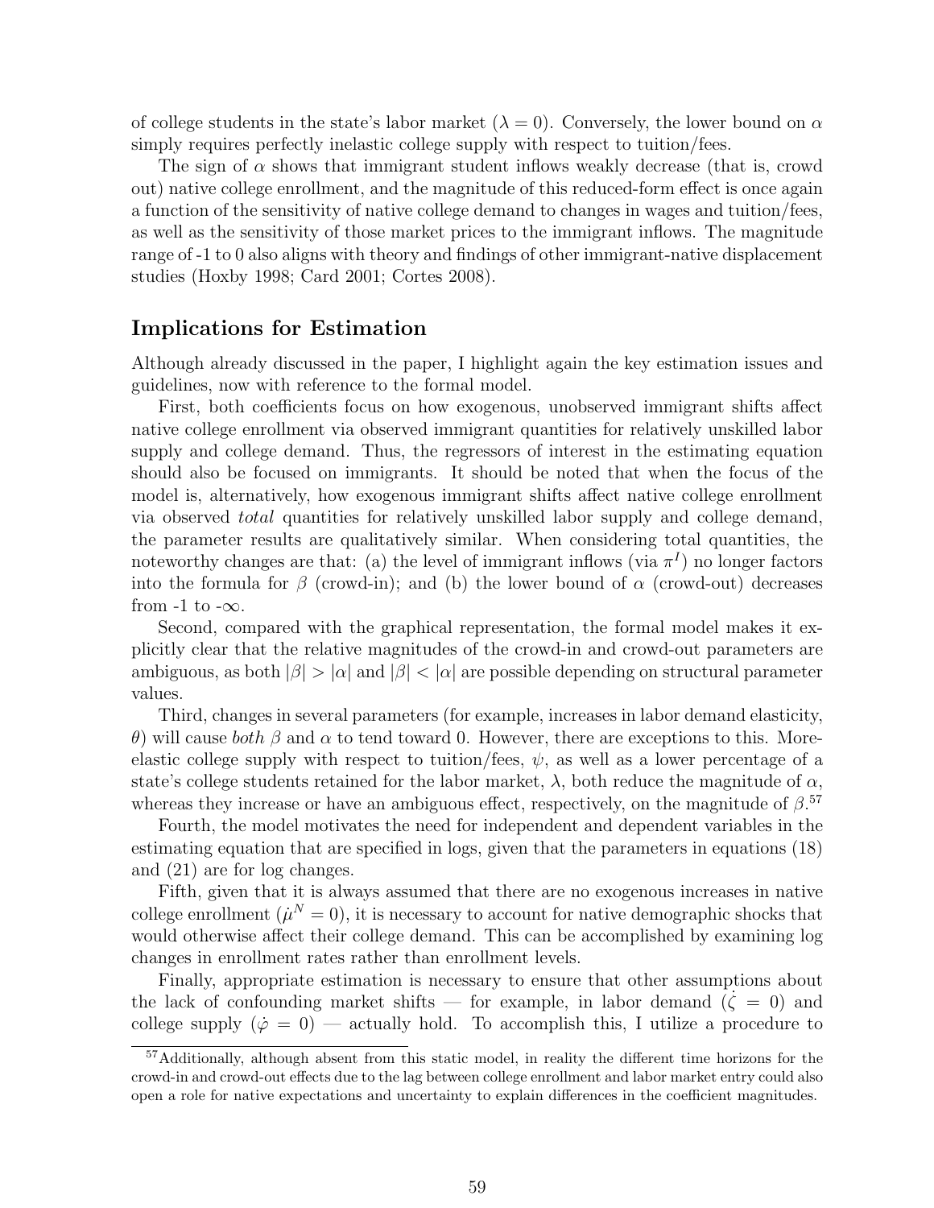of college students in the state's labor market ($\lambda = 0$). Conversely, the lower bound on $\alpha$ simply requires perfectly inelastic college supply with respect to tuition/fees.

The sign of $\alpha$ shows that immigrant student inflows weakly decrease (that is, crowd out) native college enrollment, and the magnitude of this reduced-form effect is once again a function of the sensitivity of native college demand to changes in wages and tuition/fees, as well as the sensitivity of those market prices to the immigrant inflows. The magnitude range of -1 to 0 also aligns with theory and findings of other immigrant-native displacement studies (Hoxby 1998; Card 2001; Cortes 2008).

## Implications for Estimation

Although already discussed in the paper, I highlight again the key estimation issues and guidelines, now with reference to the formal model.

First, both coefficients focus on how exogenous, unobserved immigrant shifts affect native college enrollment via observed immigrant quantities for relatively unskilled labor supply and college demand. Thus, the regressors of interest in the estimating equation should also be focused on immigrants. It should be noted that when the focus of the model is, alternatively, how exogenous immigrant shifts affect native college enrollment via observed *total* quantities for relatively unskilled labor supply and college demand, the parameter results are qualitatively similar. When considering total quantities, the noteworthy changes are that: (a) the level of immigrant inflows (via $\pi^I$) no longer factors into the formula for $\beta$ (crowd-in); and (b) the lower bound of $\alpha$ (crowd-out) decreases from -1 to $-\infty$.

Second, compared with the graphical representation, the formal model makes it explicitly clear that the relative magnitudes of the crowd-in and crowd-out parameters are ambiguous, as both $|\beta| > |\alpha|$ and $|\beta| < |\alpha|$ are possible depending on structural parameter values.

Third, changes in several parameters (for example, increases in labor demand elasticity, $\theta$) will cause *both* $\beta$ and $\alpha$ to tend toward 0. However, there are exceptions to this. More-elastic college supply with respect to tuition/fees, $\psi$, as well as a lower percentage of a state's college students retained for the labor market, $\lambda$, both reduce the magnitude of $\alpha$, whereas they increase or have an ambiguous effect, respectively, on the magnitude of $\beta$.[57]

Fourth, the model motivates the need for independent and dependent variables in the estimating equation that are specified in logs, given that the parameters in equations (18) and (21) are for log changes.

Fifth, given that it is always assumed that there are no exogenous increases in native college enrollment ($\dot{\mu}^N = 0$), it is necessary to account for native demographic shocks that would otherwise affect their college demand. This can be accomplished by examining log changes in enrollment rates rather than enrollment levels.

Finally, appropriate estimation is necessary to ensure that other assumptions about the lack of confounding market shifts — for example, in labor demand ($\dot{\zeta} = 0$) and college supply ($\dot{\varphi} = 0$) — actually hold. To accomplish this, I utilize a procedure to

[57]Additionally, although absent from this static model, in reality the different time horizons for the crowd-in and crowd-out effects due to the lag between college enrollment and labor market entry could also open a role for native expectations and uncertainty to explain differences in the coefficient magnitudes.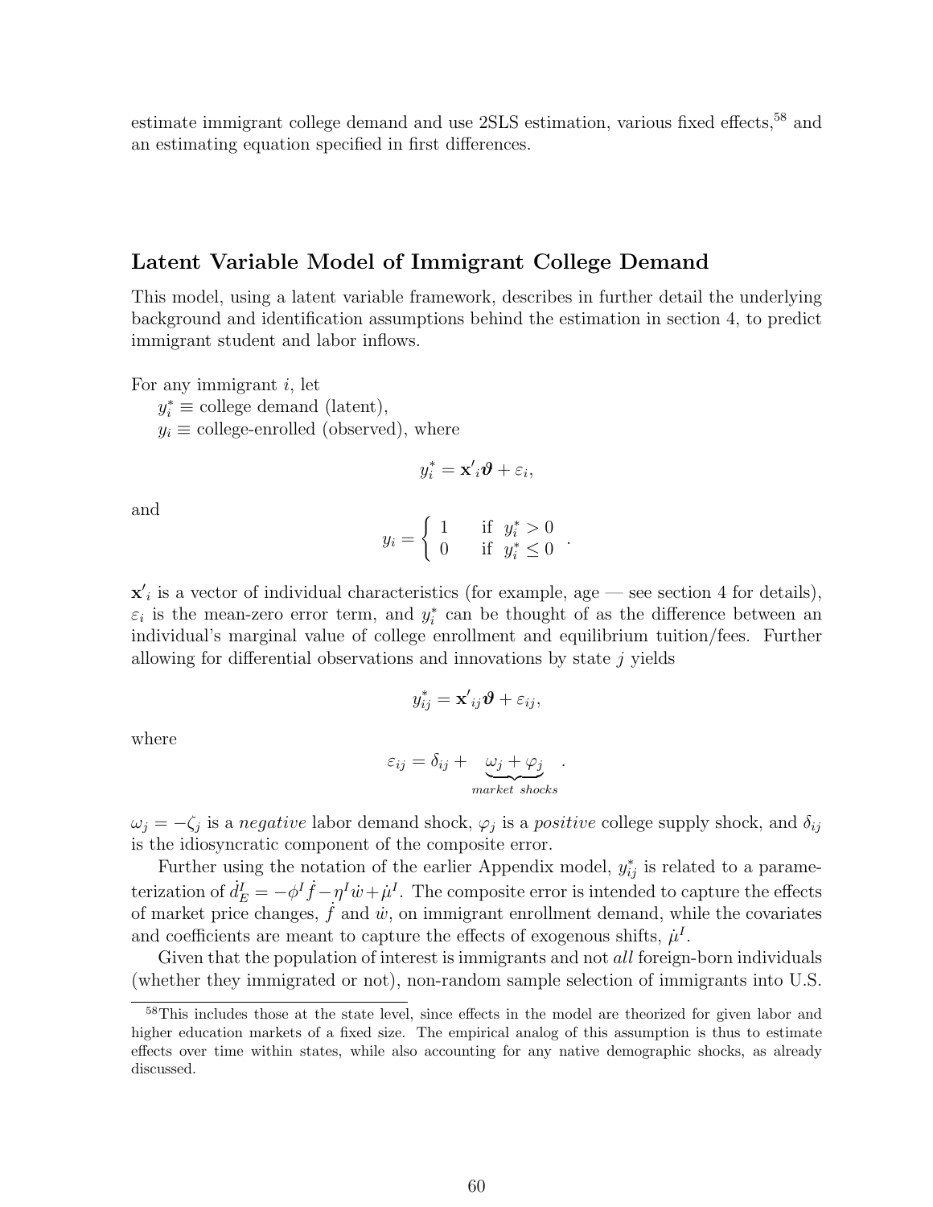estimate immigrant college demand and use 2SLS estimation, various fixed effects,[58] and an estimating equation specified in first differences.

## Latent Variable Model of Immigrant College Demand

This model, using a latent variable framework, describes in further detail the underlying background and identification assumptions behind the estimation in section 4, to predict immigrant student and labor inflows.

For any immigrant $i$, let
$y_i^* \equiv$ college demand (latent),
$y_i \equiv$ college-enrolled (observed), where

$$y_i^* = \mathbf{x'}_i \boldsymbol{\vartheta} + \varepsilon_i,$$

and

$$y_i = \begin{cases} 1 & \text{if } \; y_i^* > 0 \\ 0 & \text{if } \; y_i^* \leq 0 \end{cases}.$$

$\mathbf{x'}_i$ is a vector of individual characteristics (for example, age — see section 4 for details), $\varepsilon_i$ is the mean-zero error term, and $y_i^*$ can be thought of as the difference between an individual's marginal value of college enrollment and equilibrium tuition/fees. Further allowing for differential observations and innovations by state $j$ yields

$$y_{ij}^* = \mathbf{x'}_{ij} \boldsymbol{\vartheta} + \varepsilon_{ij},$$

where

$$\varepsilon_{ij} = \delta_{ij} + \underbrace{\omega_j + \varphi_j}_{market\ shocks}.$$

$\omega_j = -\zeta_j$ is a *negative* labor demand shock, $\varphi_j$ is a *positive* college supply shock, and $\delta_{ij}$ is the idiosyncratic component of the composite error.

Further using the notation of the earlier Appendix model, $y_{ij}^*$ is related to a parameterization of $\dot{d}_E^I = -\phi^I \dot{f} - \eta^I \dot{w} + \dot{\mu}^I$. The composite error is intended to capture the effects of market price changes, $\dot{f}$ and $\dot{w}$, on immigrant enrollment demand, while the covariates and coefficients are meant to capture the effects of exogenous shifts, $\dot{\mu}^I$.

Given that the population of interest is immigrants and not *all* foreign-born individuals (whether they immigrated or not), non-random sample selection of immigrants into U.S.

[58] This includes those at the state level, since effects in the model are theorized for given labor and higher education markets of a fixed size. The empirical analog of this assumption is thus to estimate effects over time within states, while also accounting for any native demographic shocks, as already discussed.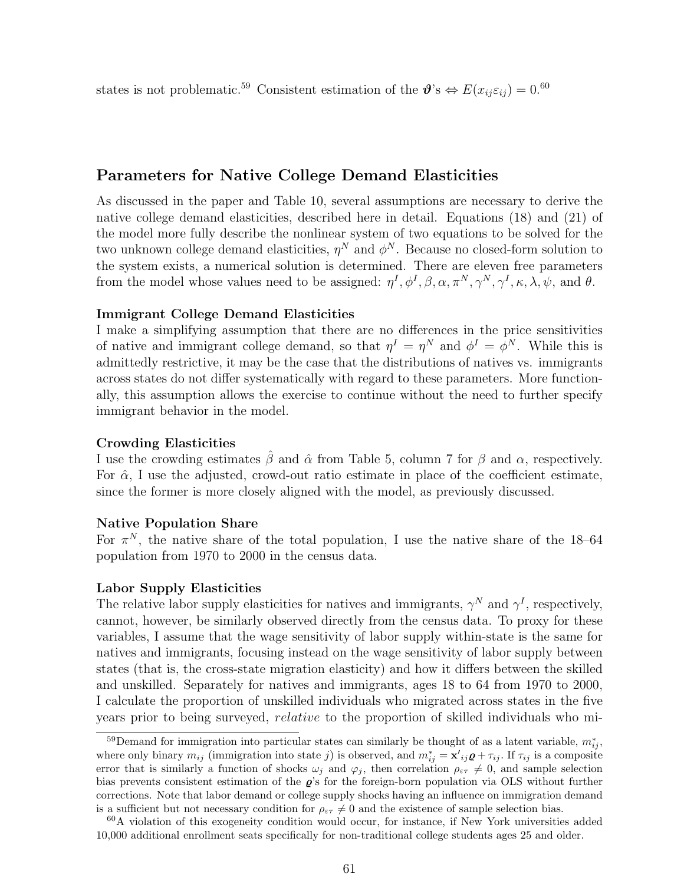states is not problematic.[59] Consistent estimation of the $\boldsymbol{\vartheta}$'s $\Leftrightarrow E(x_{ij}\varepsilon_{ij}) = 0$.[60]

## Parameters for Native College Demand Elasticities

As discussed in the paper and Table 10, several assumptions are necessary to derive the native college demand elasticities, described here in detail. Equations (18) and (21) of the model more fully describe the nonlinear system of two equations to be solved for the two unknown college demand elasticities, $\eta^N$ and $\phi^N$. Because no closed-form solution to the system exists, a numerical solution is determined. There are eleven free parameters from the model whose values need to be assigned: $\eta^I, \phi^I, \beta, \alpha, \pi^N, \gamma^N, \gamma^I, \kappa, \lambda, \psi$, and $\theta$.

**Immigrant College Demand Elasticities**

I make a simplifying assumption that there are no differences in the price sensitivities of native and immigrant college demand, so that $\eta^I = \eta^N$ and $\phi^I = \phi^N$. While this is admittedly restrictive, it may be the case that the distributions of natives vs. immigrants across states do not differ systematically with regard to these parameters. More functionally, this assumption allows the exercise to continue without the need to further specify immigrant behavior in the model.

**Crowding Elasticities**

I use the crowding estimates $\hat{\beta}$ and $\hat{\alpha}$ from Table 5, column 7 for $\beta$ and $\alpha$, respectively. For $\hat{\alpha}$, I use the adjusted, crowd-out ratio estimate in place of the coefficient estimate, since the former is more closely aligned with the model, as previously discussed.

**Native Population Share**

For $\pi^N$, the native share of the total population, I use the native share of the 18–64 population from 1970 to 2000 in the census data.

**Labor Supply Elasticities**

The relative labor supply elasticities for natives and immigrants, $\gamma^N$ and $\gamma^I$, respectively, cannot, however, be similarly observed directly from the census data. To proxy for these variables, I assume that the wage sensitivity of labor supply within-state is the same for natives and immigrants, focusing instead on the wage sensitivity of labor supply between states (that is, the cross-state migration elasticity) and how it differs between the skilled and unskilled. Separately for natives and immigrants, ages 18 to 64 from 1970 to 2000, I calculate the proportion of unskilled individuals who migrated across states in the five years prior to being surveyed, *relative* to the proportion of skilled individuals who mi-

[59] Demand for immigration into particular states can similarly be thought of as a latent variable, $m^*_{ij}$, where only binary $m_{ij}$ (immigration into state $j$) is observed, and $m^*_{ij} = \mathbf{x}'_{ij}\boldsymbol{\varrho} + \tau_{ij}$. If $\tau_{ij}$ is a composite error that is similarly a function of shocks $\omega_j$ and $\varphi_j$, then correlation $\rho_{\varepsilon\tau} \neq 0$, and sample selection bias prevents consistent estimation of the $\boldsymbol{\varrho}$'s for the foreign-born population via OLS without further corrections. Note that labor demand or college supply shocks having an influence on immigration demand is a sufficient but not necessary condition for $\rho_{\varepsilon\tau} \neq 0$ and the existence of sample selection bias.

[60] A violation of this exogeneity condition would occur, for instance, if New York universities added 10,000 additional enrollment seats specifically for non-traditional college students ages 25 and older.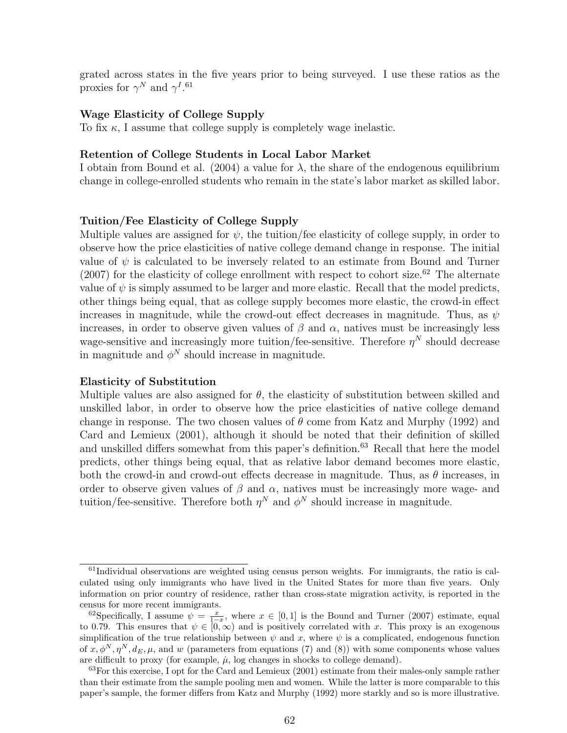grated across states in the five years prior to being surveyed. I use these ratios as the proxies for $\gamma^N$ and $\gamma^I$.[61]

**Wage Elasticity of College Supply**

To fix $\kappa$, I assume that college supply is completely wage inelastic.

**Retention of College Students in Local Labor Market**

I obtain from Bound et al. (2004) a value for $\lambda$, the share of the endogenous equilibrium change in college-enrolled students who remain in the state's labor market as skilled labor.

**Tuition/Fee Elasticity of College Supply**

Multiple values are assigned for $\psi$, the tuition/fee elasticity of college supply, in order to observe how the price elasticities of native college demand change in response. The initial value of $\psi$ is calculated to be inversely related to an estimate from Bound and Turner (2007) for the elasticity of college enrollment with respect to cohort size.[62] The alternate value of $\psi$ is simply assumed to be larger and more elastic. Recall that the model predicts, other things being equal, that as college supply becomes more elastic, the crowd-in effect increases in magnitude, while the crowd-out effect decreases in magnitude. Thus, as $\psi$ increases, in order to observe given values of $\beta$ and $\alpha$, natives must be increasingly less wage-sensitive and increasingly more tuition/fee-sensitive. Therefore $\eta^N$ should decrease in magnitude and $\phi^N$ should increase in magnitude.

**Elasticity of Substitution**

Multiple values are also assigned for $\theta$, the elasticity of substitution between skilled and unskilled labor, in order to observe how the price elasticities of native college demand change in response. The two chosen values of $\theta$ come from Katz and Murphy (1992) and Card and Lemieux (2001), although it should be noted that their definition of skilled and unskilled differs somewhat from this paper's definition.[63] Recall that here the model predicts, other things being equal, that as relative labor demand becomes more elastic, both the crowd-in and crowd-out effects decrease in magnitude. Thus, as $\theta$ increases, in order to observe given values of $\beta$ and $\alpha$, natives must be increasingly more wage- and tuition/fee-sensitive. Therefore both $\eta^N$ and $\phi^N$ should increase in magnitude.

---

[61] Individual observations are weighted using census person weights. For immigrants, the ratio is calculated using only immigrants who have lived in the United States for more than five years. Only information on prior country of residence, rather than cross-state migration activity, is reported in the census for more recent immigrants.

[62] Specifically, I assume $\psi = \frac{x}{1-x}$, where $x \in [0, 1]$ is the Bound and Turner (2007) estimate, equal to 0.79. This ensures that $\psi \in [0, \infty)$ and is positively correlated with $x$. This proxy is an exogenous simplification of the true relationship between $\psi$ and $x$, where $\psi$ is a complicated, endogenous function of $x, \phi^N, \eta^N, d_E, \mu$, and $w$ (parameters from equations (7) and (8)) with some components whose values are difficult to proxy (for example, $\dot{\mu}$, log changes in shocks to college demand).

[63] For this exercise, I opt for the Card and Lemieux (2001) estimate from their males-only sample rather than their estimate from the sample pooling men and women. While the latter is more comparable to this paper's sample, the former differs from Katz and Murphy (1992) more starkly and so is more illustrative.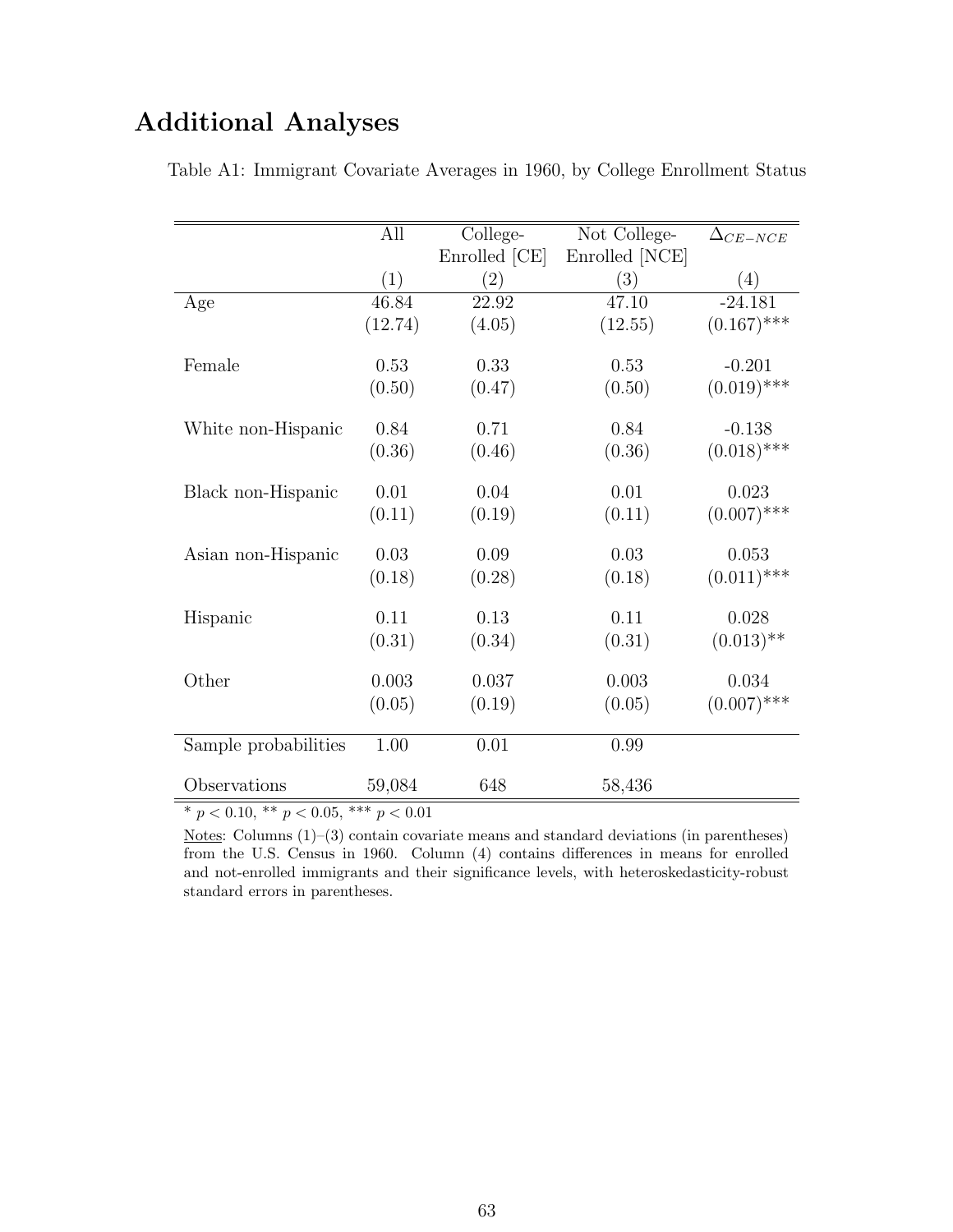## Additional Analyses

Table A1: Immigrant Covariate Averages in 1960, by College Enrollment Status

| | All | College-Enrolled [CE] | Not College-Enrolled [NCE] | $\Delta_{CE-NCE}$ |
|---|---|---|---|---|
| | (1) | (2) | (3) | (4) |
| Age | 46.84 | 22.92 | 47.10 | -24.181 |
| | (12.74) | (4.05) | (12.55) | (0.167)*** |
| Female | 0.53 | 0.33 | 0.53 | -0.201 |
| | (0.50) | (0.47) | (0.50) | (0.019)*** |
| White non-Hispanic | 0.84 | 0.71 | 0.84 | -0.138 |
| | (0.36) | (0.46) | (0.36) | (0.018)*** |
| Black non-Hispanic | 0.01 | 0.04 | 0.01 | 0.023 |
| | (0.11) | (0.19) | (0.11) | (0.007)*** |
| Asian non-Hispanic | 0.03 | 0.09 | 0.03 | 0.053 |
| | (0.18) | (0.28) | (0.18) | (0.011)*** |
| Hispanic | 0.11 | 0.13 | 0.11 | 0.028 |
| | (0.31) | (0.34) | (0.31) | (0.013)** |
| Other | 0.003 | 0.037 | 0.003 | 0.034 |
| | (0.05) | (0.19) | (0.05) | (0.007)*** |
| Sample probabilities | 1.00 | 0.01 | 0.99 | |
| Observations | 59,084 | 648 | 58,436 | |

* $p < 0.10$, ** $p < 0.05$, *** $p < 0.01$

Notes: Columns (1)–(3) contain covariate means and standard deviations (in parentheses) from the U.S. Census in 1960. Column (4) contains differences in means for enrolled and not-enrolled immigrants and their significance levels, with heteroskedasticity-robust standard errors in parentheses.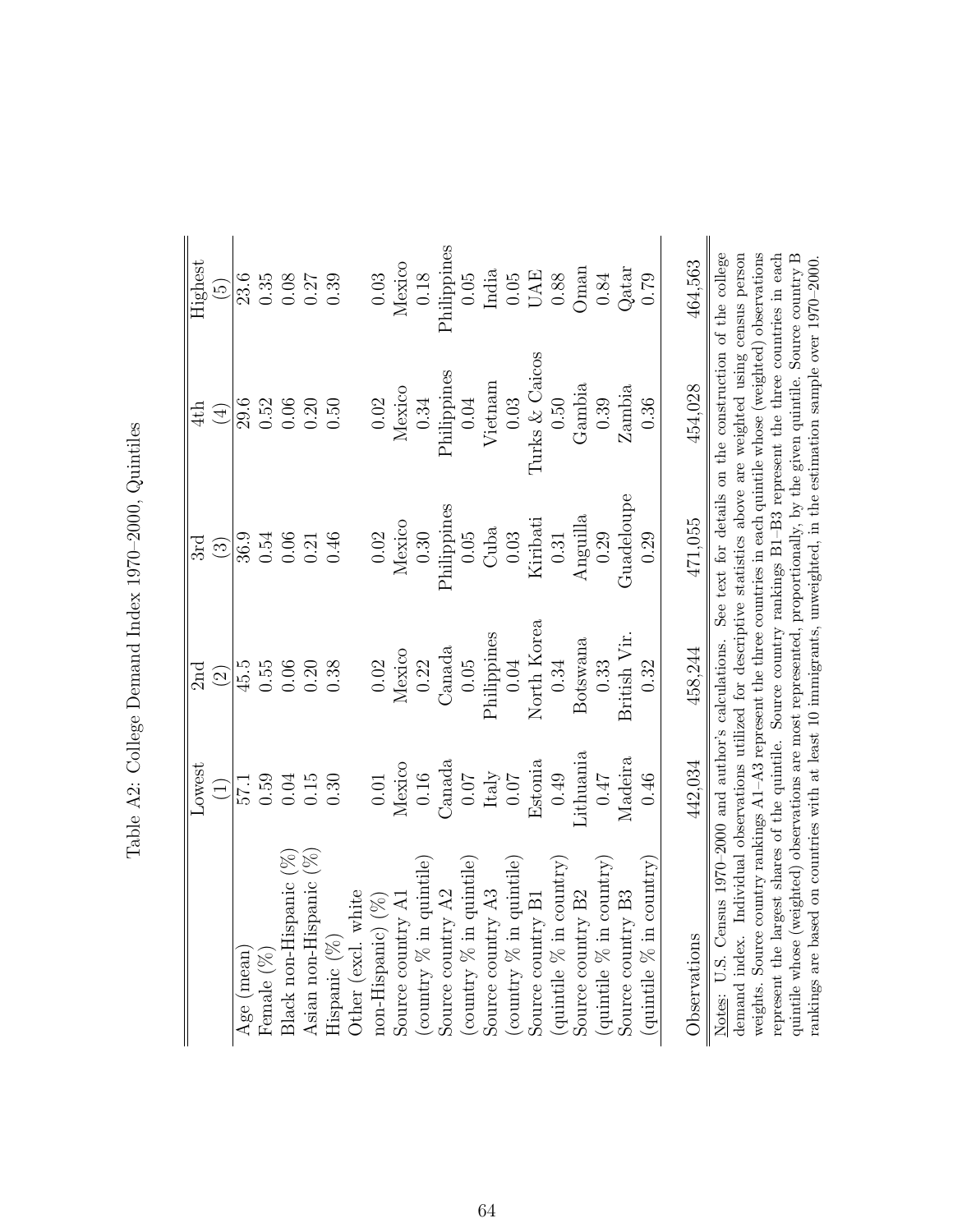Table A2: College Demand Index 1970–2000, Quintiles

| | Lowest | 2nd | 3rd | 4th | Highest |
|---|---|---|---|---|---|
| | (1) | (2) | (3) | (4) | (5) |
| Age (mean) | 57.1 | 45.5 | 36.9 | 29.6 | 23.6 |
| Female (%) | 0.59 | 0.55 | 0.54 | 0.52 | 0.35 |
| Black non-Hispanic (%) | 0.04 | 0.06 | 0.06 | 0.06 | 0.08 |
| Asian non-Hispanic (%) | 0.15 | 0.20 | 0.21 | 0.20 | 0.27 |
| Hispanic (%) | 0.30 | 0.38 | 0.46 | 0.50 | 0.39 |
| Other (excl. white non-Hispanic) (%) | 0.01 | 0.02 | 0.02 | 0.02 | 0.03 |
| Source country A1 | Mexico | Mexico | Mexico | Mexico | Mexico |
| (country % in quintile) | 0.16 | 0.22 | 0.30 | 0.34 | 0.18 |
| Source country A2 | Canada | Canada | Philippines | Philippines | Philippines |
| (country % in quintile) | 0.07 | 0.05 | 0.05 | 0.04 | 0.05 |
| Source country A3 | Italy | Philippines | Cuba | Vietnam | India |
| (country % in quintile) | 0.07 | 0.04 | 0.03 | 0.03 | 0.05 |
| Source country B1 | Estonia | North Korea | Kiribati | Turks & Caicos | UAE |
| (quintile % in country) | 0.49 | 0.34 | 0.31 | 0.50 | 0.88 |
| Source country B2 | Lithuania | Botswana | Anguilla | Gambia | Oman |
| (quintile % in country) | 0.47 | 0.33 | 0.29 | 0.39 | 0.84 |
| Source country B3 | Madeira | British Vir. | Guadeloupe | Zambia | Qatar |
| (quintile % in country) | 0.46 | 0.32 | 0.29 | 0.36 | 0.79 |
| Observations | 442,034 | 458,244 | 471,055 | 454,028 | 464,563 |

Notes: U.S. Census 1970–2000 and author's calculations. See text for details on the construction of the college demand index. Individual observations utilized for descriptive statistics above are weighted using census person weights. Source country rankings A1–A3 represent the three countries in each quintile whose (weighted) observations represent the largest shares of the quintile. Source country rankings B1–B3 represent the three countries in each quintile whose (weighted) observations are most represented, proportionally, by the given quintile. Source country B rankings are based on countries with at least 10 immigrants, unweighted, in the estimation sample over 1970–2000.